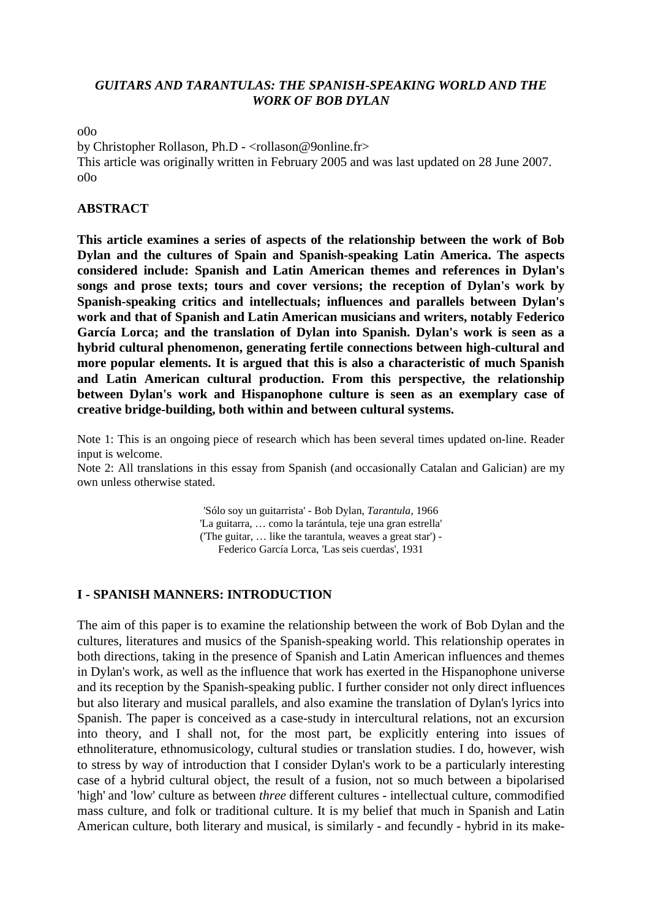# *GUITARS AND TARANTULAS: THE SPANISH-SPEAKING WORLD AND THE WORK OF BOB DYLAN*

o0o

by Christopher Rollason, Ph.D - <rollason@9online.fr>

This article was originally written in February 2005 and was last updated on 28 June 2007.

o0o

## ABSTRACT

**This article examines a series of aspects of the relationship between the work of Bob Dylan and the cultures of Spain and Spanish-speaking Latin America. The aspects considered include: Spanish and Latin American themes and references in Dylan's songs and prose texts; tours and cover versions; the reception of Dylan's work by Spanish-speaking critics and intellectuals; influences and parallels between Dylan's work and that of Spanish and Latin American musicians and writers, notably Federico García Lorca; and the translation of Dylan into Spanish. Dylan's work is seen as a hybrid cultural phenomenon, generating fertile connections between high-cultural and more popular elements. It is argued that this is also a characteristic of much Spanish and Latin American cultural production. From this perspective, the relationship between Dylan's work and Hispanophone culture is seen as an exemplary case of creative bridge-building, both within and between cultural systems.**

Note 1: This is an ongoing piece of research which has been several times updated on-line. Reader input is welcome.

Note 2: All translations in this essay from Spanish (and occasionally Catalan and Galician) are my own unless otherwise stated.

> 'Sólo soy un guitarrista' - Bob Dylan, *Tarantula*, 1966
> 'La guitarra, … como la tarántula, teje una gran estrella'
> ('The guitar, … like the tarantula, weaves a great star') -
> Federico García Lorca, 'Las seis cuerdas', 1931

## I - SPANISH MANNERS: INTRODUCTION

The aim of this paper is to examine the relationship between the work of Bob Dylan and the cultures, literatures and musics of the Spanish-speaking world. This relationship operates in both directions, taking in the presence of Spanish and Latin American influences and themes in Dylan's work, as well as the influence that work has exerted in the Hispanophone universe and its reception by the Spanish-speaking public. I further consider not only direct influences but also literary and musical parallels, and also examine the translation of Dylan's lyrics into Spanish. The paper is conceived as a case-study in intercultural relations, not an excursion into theory, and I shall not, for the most part, be explicitly entering into issues of ethnoliterature, ethnomusicology, cultural studies or translation studies. I do, however, wish to stress by way of introduction that I consider Dylan's work to be a particularly interesting case of a hybrid cultural object, the result of a fusion, not so much between a bipolarised 'high' and 'low' culture as between *three* different cultures - intellectual culture, commodified mass culture, and folk or traditional culture. It is my belief that much in Spanish and Latin American culture, both literary and musical, is similarly - and fecundly - hybrid in its make-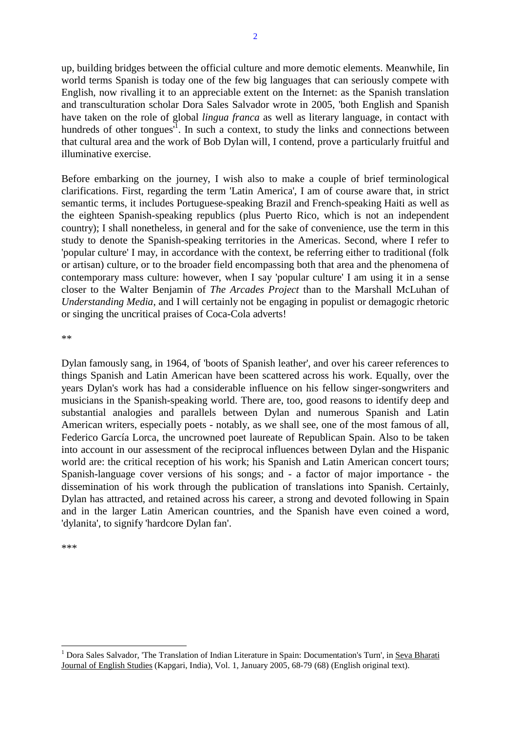up, building bridges between the official culture and more demotic elements. Meanwhile, Iin world terms Spanish is today one of the few big languages that can seriously compete with English, now rivalling it to an appreciable extent on the Internet: as the Spanish translation and transculturation scholar Dora Sales Salvador wrote in 2005, 'both English and Spanish have taken on the role of global *lingua franca* as well as literary language, in contact with hundreds of other tongues'[1]. In such a context, to study the links and connections between that cultural area and the work of Bob Dylan will, I contend, prove a particularly fruitful and illuminative exercise.

Before embarking on the journey, I wish also to make a couple of brief terminological clarifications. First, regarding the term 'Latin America', I am of course aware that, in strict semantic terms, it includes Portuguese-speaking Brazil and French-speaking Haiti as well as the eighteen Spanish-speaking republics (plus Puerto Rico, which is not an independent country); I shall nonetheless, in general and for the sake of convenience, use the term in this study to denote the Spanish-speaking territories in the Americas. Second, where I refer to 'popular culture' I may, in accordance with the context, be referring either to traditional (folk or artisan) culture, or to the broader field encompassing both that area and the phenomena of contemporary mass culture: however, when I say 'popular culture' I am using it in a sense closer to the Walter Benjamin of *The Arcades Project* than to the Marshall McLuhan of *Understanding Media*, and I will certainly not be engaging in populist or demagogic rhetoric or singing the uncritical praises of Coca-Cola adverts!

**

Dylan famously sang, in 1964, of 'boots of Spanish leather', and over his career references to things Spanish and Latin American have been scattered across his work. Equally, over the years Dylan's work has had a considerable influence on his fellow singer-songwriters and musicians in the Spanish-speaking world. There are, too, good reasons to identify deep and substantial analogies and parallels between Dylan and numerous Spanish and Latin American writers, especially poets - notably, as we shall see, one of the most famous of all, Federico García Lorca, the uncrowned poet laureate of Republican Spain. Also to be taken into account in our assessment of the reciprocal influences between Dylan and the Hispanic world are: the critical reception of his work; his Spanish and Latin American concert tours; Spanish-language cover versions of his songs; and - a factor of major importance - the dissemination of his work through the publication of translations into Spanish. Certainly, Dylan has attracted, and retained across his career, a strong and devoted following in Spain and in the larger Latin American countries, and the Spanish have even coined a word, 'dylanita', to signify 'hardcore Dylan fan'.

***

[1] Dora Sales Salvador, 'The Translation of Indian Literature in Spain: Documentation's Turn', in Seva Bharati Journal of English Studies (Kapgari, India), Vol. 1, January 2005, 68-79 (68) (English original text).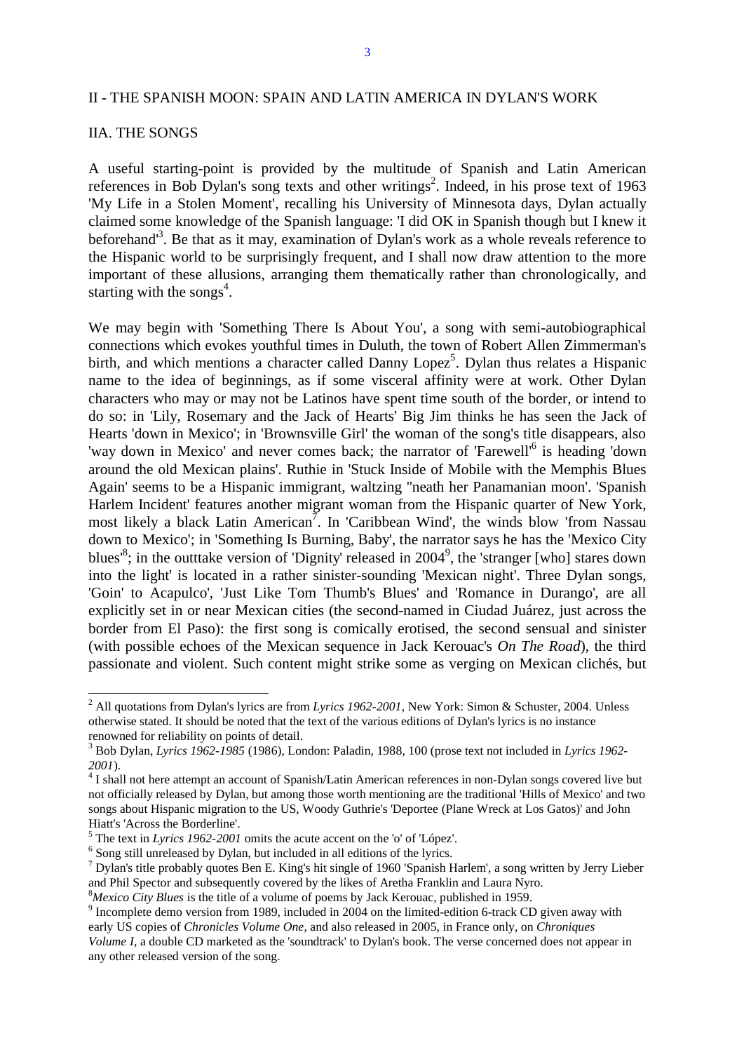## II - THE SPANISH MOON: SPAIN AND LATIN AMERICA IN DYLAN'S WORK

### IIA. THE SONGS

A useful starting-point is provided by the multitude of Spanish and Latin American references in Bob Dylan's song texts and other writings[2]. Indeed, in his prose text of 1963 'My Life in a Stolen Moment', recalling his University of Minnesota days, Dylan actually claimed some knowledge of the Spanish language: 'I did OK in Spanish though but I knew it beforehand'[3]. Be that as it may, examination of Dylan's work as a whole reveals reference to the Hispanic world to be surprisingly frequent, and I shall now draw attention to the more important of these allusions, arranging them thematically rather than chronologically, and starting with the songs[4].

We may begin with 'Something There Is About You', a song with semi-autobiographical connections which evokes youthful times in Duluth, the town of Robert Allen Zimmerman's birth, and which mentions a character called Danny Lopez[5]. Dylan thus relates a Hispanic name to the idea of beginnings, as if some visceral affinity were at work. Other Dylan characters who may or may not be Latinos have spent time south of the border, or intend to do so: in 'Lily, Rosemary and the Jack of Hearts' Big Jim thinks he has seen the Jack of Hearts 'down in Mexico'; in 'Brownsville Girl' the woman of the song's title disappears, also 'way down in Mexico' and never comes back; the narrator of 'Farewell'[6] is heading 'down around the old Mexican plains'. Ruthie in 'Stuck Inside of Mobile with the Memphis Blues Again' seems to be a Hispanic immigrant, waltzing ''neath her Panamanian moon'. 'Spanish Harlem Incident' features another migrant woman from the Hispanic quarter of New York, most likely a black Latin American[7]. In 'Caribbean Wind', the winds blow 'from Nassau down to Mexico'; in 'Something Is Burning, Baby', the narrator says he has the 'Mexico City blues'[8]; in the outttake version of 'Dignity' released in 2004[9], the 'stranger [who] stares down into the light' is located in a rather sinister-sounding 'Mexican night'. Three Dylan songs, 'Goin' to Acapulco', 'Just Like Tom Thumb's Blues' and 'Romance in Durango', are all explicitly set in or near Mexican cities (the second-named in Ciudad Juárez, just across the border from El Paso): the first song is comically erotised, the second sensual and sinister (with possible echoes of the Mexican sequence in Jack Kerouac's *On The Road*), the third passionate and violent. Such content might strike some as verging on Mexican clichés, but

---

[2] All quotations from Dylan's lyrics are from *Lyrics 1962-2001*, New York: Simon & Schuster, 2004. Unless otherwise stated. It should be noted that the text of the various editions of Dylan's lyrics is no instance renowned for reliability on points of detail.

[3] Bob Dylan, *Lyrics 1962-1985* (1986), London: Paladin, 1988, 100 (prose text not included in *Lyrics 1962-2001*).

[4] I shall not here attempt an account of Spanish/Latin American references in non-Dylan songs covered live but not officially released by Dylan, but among those worth mentioning are the traditional 'Hills of Mexico' and two songs about Hispanic migration to the US, Woody Guthrie's 'Deportee (Plane Wreck at Los Gatos)' and John Hiatt's 'Across the Borderline'.

[5] The text in *Lyrics 1962-2001* omits the acute accent on the 'o' of 'López'.

[6] Song still unreleased by Dylan, but included in all editions of the lyrics.

[7] Dylan's title probably quotes Ben E. King's hit single of 1960 'Spanish Harlem', a song written by Jerry Lieber and Phil Spector and subsequently covered by the likes of Aretha Franklin and Laura Nyro.

[8] *Mexico City Blues* is the title of a volume of poems by Jack Kerouac, published in 1959.

[9] Incomplete demo version from 1989, included in 2004 on the limited-edition 6-track CD given away with early US copies of *Chronicles Volume One*, and also released in 2005, in France only, on *Chroniques Volume I*, a double CD marketed as the 'soundtrack' to Dylan's book. The verse concerned does not appear in any other released version of the song.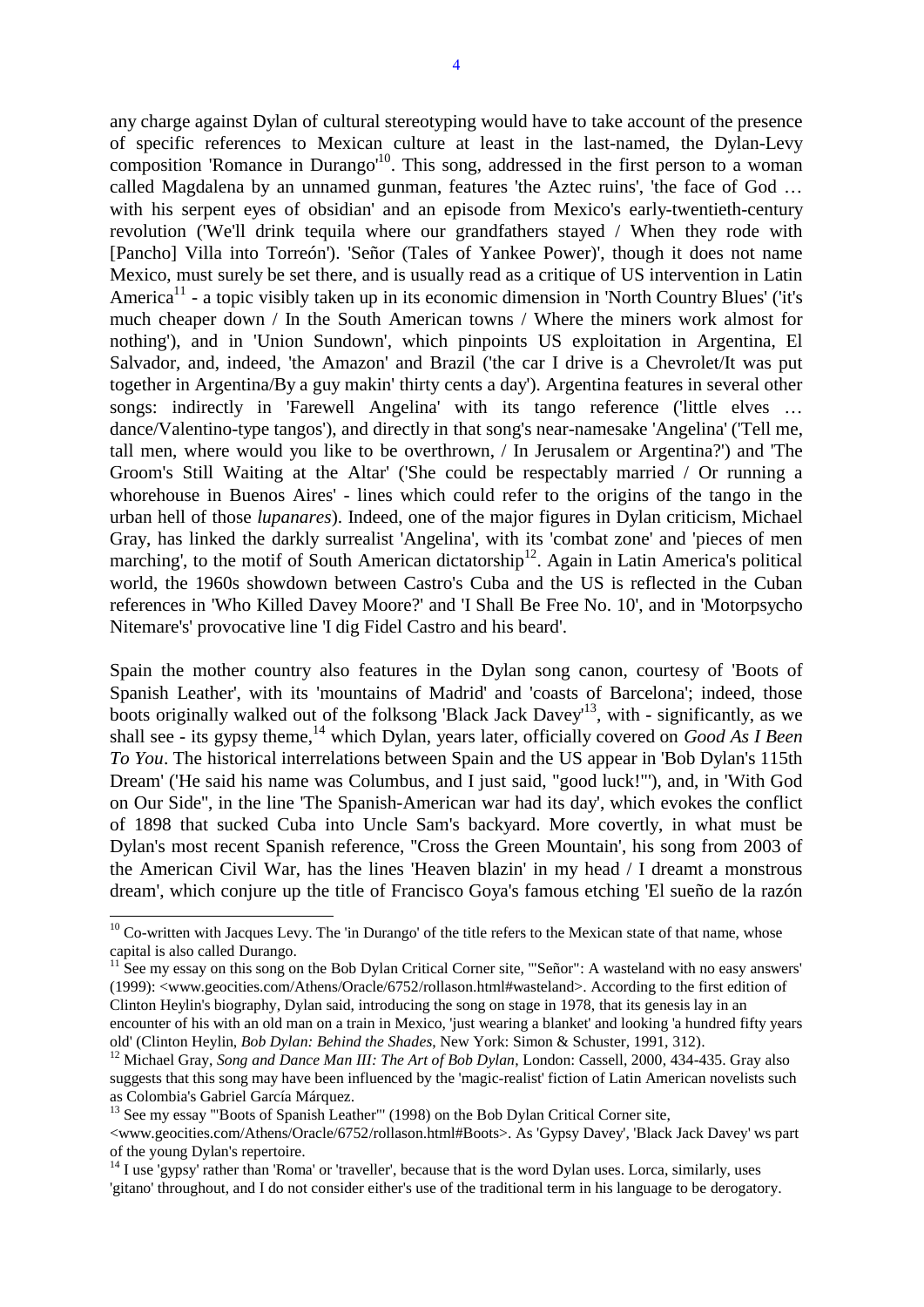any charge against Dylan of cultural stereotyping would have to take account of the presence of specific references to Mexican culture at least in the last-named, the Dylan-Levy composition 'Romance in Durango'[10]. This song, addressed in the first person to a woman called Magdalena by an unnamed gunman, features 'the Aztec ruins', 'the face of God … with his serpent eyes of obsidian' and an episode from Mexico's early-twentieth-century revolution ('We'll drink tequila where our grandfathers stayed / When they rode with [Pancho] Villa into Torreón'). 'Señor (Tales of Yankee Power)', though it does not name Mexico, must surely be set there, and is usually read as a critique of US intervention in Latin America[11] - a topic visibly taken up in its economic dimension in 'North Country Blues' ('it's much cheaper down / In the South American towns / Where the miners work almost for nothing'), and in 'Union Sundown', which pinpoints US exploitation in Argentina, El Salvador, and, indeed, 'the Amazon' and Brazil ('the car I drive is a Chevrolet/It was put together in Argentina/By a guy makin' thirty cents a day'). Argentina features in several other songs: indirectly in 'Farewell Angelina' with its tango reference ('little elves … dance/Valentino-type tangos'), and directly in that song's near-namesake 'Angelina' ('Tell me, tall men, where would you like to be overthrown, / In Jerusalem or Argentina?') and 'The Groom's Still Waiting at the Altar' ('She could be respectably married / Or running a whorehouse in Buenos Aires' - lines which could refer to the origins of the tango in the urban hell of those *lupanares*). Indeed, one of the major figures in Dylan criticism, Michael Gray, has linked the darkly surrealist 'Angelina', with its 'combat zone' and 'pieces of men marching', to the motif of South American dictatorship[12]. Again in Latin America's political world, the 1960s showdown between Castro's Cuba and the US is reflected in the Cuban references in 'Who Killed Davey Moore?' and 'I Shall Be Free No. 10', and in 'Motorpsycho Nitemare's' provocative line 'I dig Fidel Castro and his beard'.

Spain the mother country also features in the Dylan song canon, courtesy of 'Boots of Spanish Leather', with its 'mountains of Madrid' and 'coasts of Barcelona'; indeed, those boots originally walked out of the folksong 'Black Jack Davey'[13], with - significantly, as we shall see - its gypsy theme,[14] which Dylan, years later, officially covered on *Good As I Been To You*. The historical interrelations between Spain and the US appear in 'Bob Dylan's 115th Dream' ('He said his name was Columbus, and I just said, "good luck!"'), and, in 'With God on Our Side", in the line 'The Spanish-American war had its day', which evokes the conflict of 1898 that sucked Cuba into Uncle Sam's backyard. More covertly, in what must be Dylan's most recent Spanish reference, "Cross the Green Mountain', his song from 2003 of the American Civil War, has the lines 'Heaven blazin' in my head / I dreamt a monstrous dream', which conjure up the title of Francisco Goya's famous etching 'El sueño de la razón

---

[10] Co-written with Jacques Levy. The 'in Durango' of the title refers to the Mexican state of that name, whose capital is also called Durango.

[11] See my essay on this song on the Bob Dylan Critical Corner site, '"Señor": A wasteland with no easy answers' (1999): <www.geocities.com/Athens/Oracle/6752/rollason.html#wasteland>. According to the first edition of Clinton Heylin's biography, Dylan said, introducing the song on stage in 1978, that its genesis lay in an encounter of his with an old man on a train in Mexico, 'just wearing a blanket' and looking 'a hundred fifty years old' (Clinton Heylin, *Bob Dylan: Behind the Shades*, New York: Simon & Schuster, 1991, 312).

[12] Michael Gray, *Song and Dance Man III: The Art of Bob Dylan*, London: Cassell, 2000, 434-435. Gray also suggests that this song may have been influenced by the 'magic-realist' fiction of Latin American novelists such as Colombia's Gabriel García Márquez.

[13] See my essay '"Boots of Spanish Leather"' (1998) on the Bob Dylan Critical Corner site, <www.geocities.com/Athens/Oracle/6752/rollason.html#Boots>. As 'Gypsy Davey', 'Black Jack Davey' ws part of the young Dylan's repertoire.

[14] I use 'gypsy' rather than 'Roma' or 'traveller', because that is the word Dylan uses. Lorca, similarly, uses 'gitano' throughout, and I do not consider either's use of the traditional term in his language to be derogatory.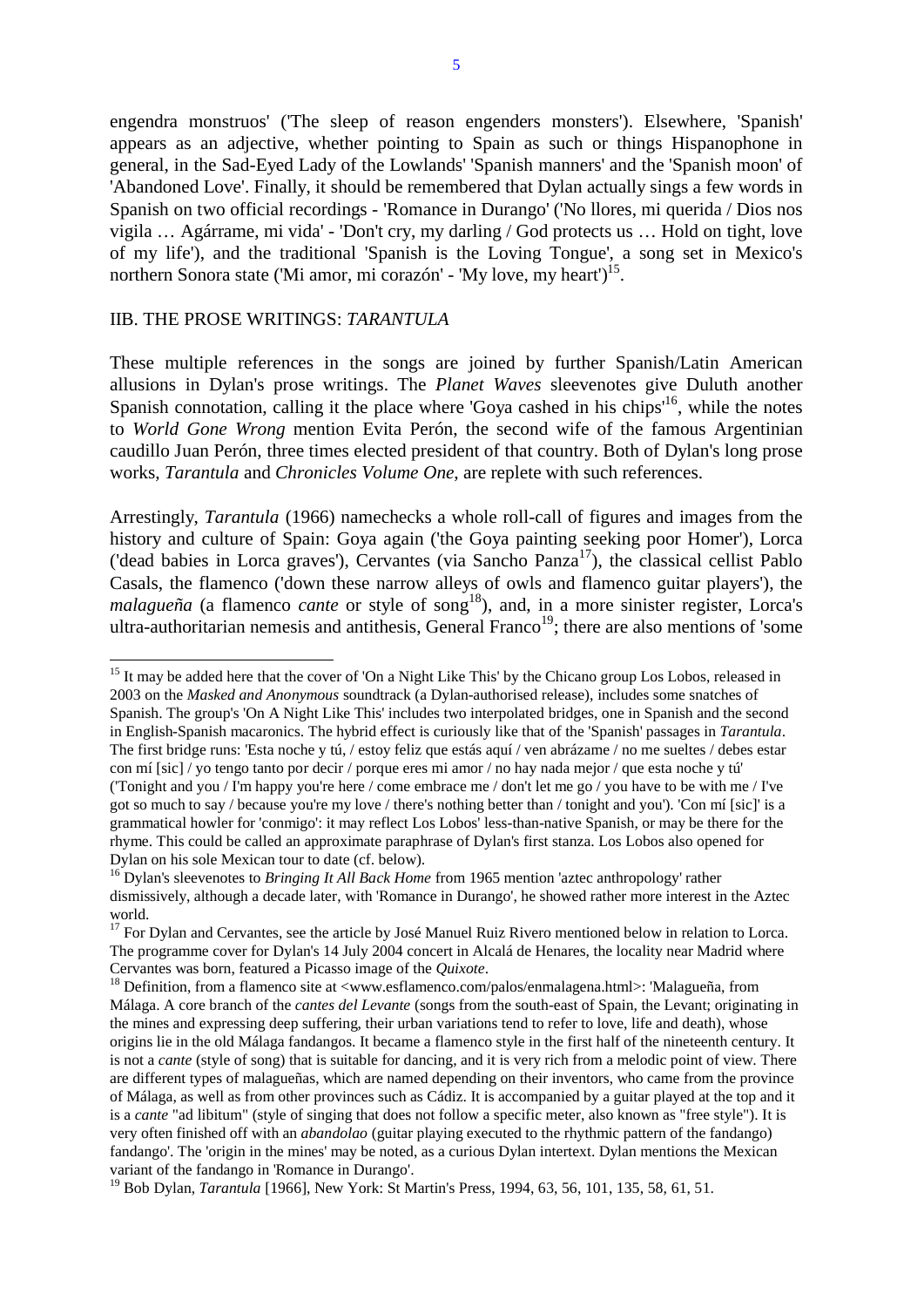engendra monstruos' ('The sleep of reason engenders monsters'). Elsewhere, 'Spanish' appears as an adjective, whether pointing to Spain as such or things Hispanophone in general, in the Sad-Eyed Lady of the Lowlands' 'Spanish manners' and the 'Spanish moon' of 'Abandoned Love'. Finally, it should be remembered that Dylan actually sings a few words in Spanish on two official recordings - 'Romance in Durango' ('No llores, mi querida / Dios nos vigila … Agárrame, mi vida' - 'Don't cry, my darling / God protects us … Hold on tight, love of my life'), and the traditional 'Spanish is the Loving Tongue', a song set in Mexico's northern Sonora state ('Mi amor, mi corazón' - 'My love, my heart')[15].

## IIB. THE PROSE WRITINGS: *TARANTULA*

These multiple references in the songs are joined by further Spanish/Latin American allusions in Dylan's prose writings. The *Planet Waves* sleevenotes give Duluth another Spanish connotation, calling it the place where 'Goya cashed in his chips'[16], while the notes to *World Gone Wrong* mention Evita Perón, the second wife of the famous Argentinian caudillo Juan Perón, three times elected president of that country. Both of Dylan's long prose works, *Tarantula* and *Chronicles Volume One*, are replete with such references.

Arrestingly, *Tarantula* (1966) namechecks a whole roll-call of figures and images from the history and culture of Spain: Goya again ('the Goya painting seeking poor Homer'), Lorca ('dead babies in Lorca graves'), Cervantes (via Sancho Panza[17]), the classical cellist Pablo Casals, the flamenco ('down these narrow alleys of owls and flamenco guitar players'), the *malagueña* (a flamenco *cante* or style of song[18]), and, in a more sinister register, Lorca's ultra-authoritarian nemesis and antithesis, General Franco[19]; there are also mentions of 'some

---

[15] It may be added here that the cover of 'On a Night Like This' by the Chicano group Los Lobos, released in 2003 on the *Masked and Anonymous* soundtrack (a Dylan-authorised release), includes some snatches of Spanish. The group's 'On A Night Like This' includes two interpolated bridges, one in Spanish and the second in English-Spanish macaronics. The hybrid effect is curiously like that of the 'Spanish' passages in *Tarantula*. The first bridge runs: 'Esta noche y tú, / estoy feliz que estás aquí / ven abrázame / no me sueltes / debes estar con mí [sic] / yo tengo tanto por decir / porque eres mi amor / no hay nada mejor / que esta noche y tú' ('Tonight and you / I'm happy you're here / come embrace me / don't let me go / you have to be with me / I've got so much to say / because you're my love / there's nothing better than / tonight and you'). 'Con mí [sic]' is a grammatical howler for 'conmigo': it may reflect Los Lobos' less-than-native Spanish, or may be there for the rhyme. This could be called an approximate paraphrase of Dylan's first stanza. Los Lobos also opened for Dylan on his sole Mexican tour to date (cf. below).

[16] Dylan's sleevenotes to *Bringing It All Back Home* from 1965 mention 'aztec anthropology' rather dismissively, although a decade later, with 'Romance in Durango', he showed rather more interest in the Aztec world.

[17] For Dylan and Cervantes, see the article by José Manuel Ruiz Rivero mentioned below in relation to Lorca. The programme cover for Dylan's 14 July 2004 concert in Alcalá de Henares, the locality near Madrid where Cervantes was born, featured a Picasso image of the *Quixote*.

[18] Definition, from a flamenco site at <www.esflamenco.com/palos/enmalagena.html>: 'Malagueña, from Málaga. A core branch of the *cantes del Levante* (songs from the south-east of Spain, the Levant; originating in the mines and expressing deep suffering, their urban variations tend to refer to love, life and death), whose origins lie in the old Málaga fandangos. It became a flamenco style in the first half of the nineteenth century. It is not a *cante* (style of song) that is suitable for dancing, and it is very rich from a melodic point of view. There are different types of malagueñas, which are named depending on their inventors, who came from the province of Málaga, as well as from other provinces such as Cádiz. It is accompanied by a guitar played at the top and it is a *cante* "ad libitum" (style of singing that does not follow a specific meter, also known as "free style"). It is very often finished off with an *abandolao* (guitar playing executed to the rhythmic pattern of the fandango) fandango'. The 'origin in the mines' may be noted, as a curious Dylan intertext. Dylan mentions the Mexican variant of the fandango in 'Romance in Durango'.

[19] Bob Dylan, *Tarantula* [1966], New York: St Martin's Press, 1994, 63, 56, 101, 135, 58, 61, 51.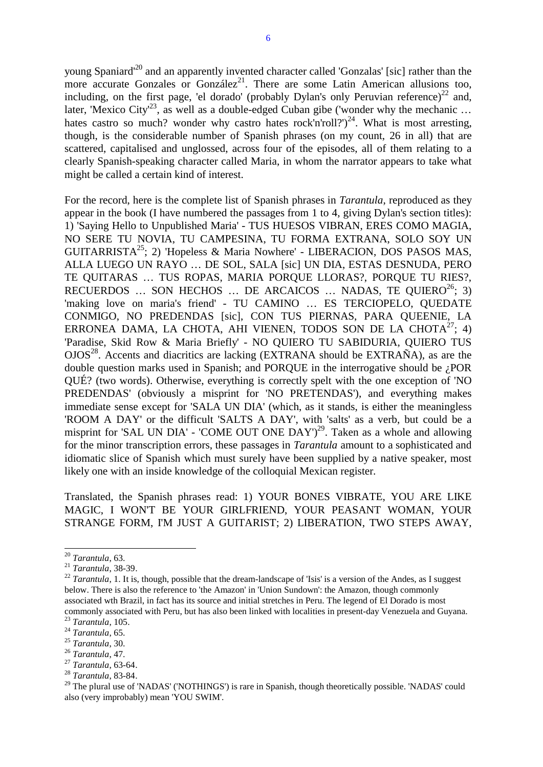young Spaniard'[20] and an apparently invented character called 'Gonzalas' [sic] rather than the more accurate Gonzales or González[21]. There are some Latin American allusions too, including, on the first page, 'el dorado' (probably Dylan's only Peruvian reference)[22] and, later, 'Mexico City'[23], as well as a double-edged Cuban gibe ('wonder why the mechanic … hates castro so much? wonder why castro hates rock'n'roll?')[24]. What is most arresting, though, is the considerable number of Spanish phrases (on my count, 26 in all) that are scattered, capitalised and unglossed, across four of the episodes, all of them relating to a clearly Spanish-speaking character called Maria, in whom the narrator appears to take what might be called a certain kind of interest.

For the record, here is the complete list of Spanish phrases in *Tarantula*, reproduced as they appear in the book (I have numbered the passages from 1 to 4, giving Dylan's section titles): 1) 'Saying Hello to Unpublished Maria' - TUS HUESOS VIBRAN, ERES COMO MAGIA, NO SERE TU NOVIA, TU CAMPESINA, TU FORMA EXTRANA, SOLO SOY UN GUITARRISTA[25]; 2) 'Hopeless & Maria Nowhere' - LIBERACION, DOS PASOS MAS, ALLA LUEGO UN RAYO … DE SOL, SALA [sic] UN DIA, ESTAS DESNUDA, PERO TE QUITARAS … TUS ROPAS, MARIA PORQUE LLORAS?, PORQUE TU RIES?, RECUERDOS … SON HECHOS … DE ARCAICOS … NADAS, TE QUIERO[26]; 3) 'making love on maria's friend' - TU CAMINO … ES TERCIOPELO, QUEDATE CONMIGO, NO PREDENDAS [sic], CON TUS PIERNAS, PARA QUEENIE, LA ERRONEA DAMA, LA CHOTA, AHI VIENEN, TODOS SON DE LA CHOTA[27]; 4) 'Paradise, Skid Row & Maria Briefly' - NO QUIERO TU SABIDURIA, QUIERO TUS OJOS[28]. Accents and diacritics are lacking (EXTRANA should be EXTRAÑA), as are the double question marks used in Spanish; and PORQUE in the interrogative should be ¿POR QUÉ? (two words). Otherwise, everything is correctly spelt with the one exception of 'NO PREDENDAS' (obviously a misprint for 'NO PRETENDAS'), and everything makes immediate sense except for 'SALA UN DIA' (which, as it stands, is either the meaningless 'ROOM A DAY' or the difficult 'SALTS A DAY', with 'salts' as a verb, but could be a misprint for 'SAL UN DIA' - 'COME OUT ONE DAY')[29]. Taken as a whole and allowing for the minor transcription errors, these passages in *Tarantula* amount to a sophisticated and idiomatic slice of Spanish which must surely have been supplied by a native speaker, most likely one with an inside knowledge of the colloquial Mexican register.

Translated, the Spanish phrases read: 1) YOUR BONES VIBRATE, YOU ARE LIKE MAGIC, I WON'T BE YOUR GIRLFRIEND, YOUR PEASANT WOMAN, YOUR STRANGE FORM, I'M JUST A GUITARIST; 2) LIBERATION, TWO STEPS AWAY,

---

[20] *Tarantula*, 63.

[21] *Tarantula*, 38-39.

[22] *Tarantula*, 1. It is, though, possible that the dream-landscape of 'Isis' is a version of the Andes, as I suggest below. There is also the reference to 'the Amazon' in 'Union Sundown': the Amazon, though commonly associated wth Brazil, in fact has its source and initial stretches in Peru. The legend of El Dorado is most commonly associated with Peru, but has also been linked with localities in present-day Venezuela and Guyana.

[23] *Tarantula*, 105.

[24] *Tarantula*, 65.

[25] *Tarantula*, 30.

[26] *Tarantula*, 47.

[27] *Tarantula*, 63-64.

[28] *Tarantula*, 83-84.

[29] The plural use of 'NADAS' ('NOTHINGS') is rare in Spanish, though theoretically possible. 'NADAS' could also (very improbably) mean 'YOU SWIM'.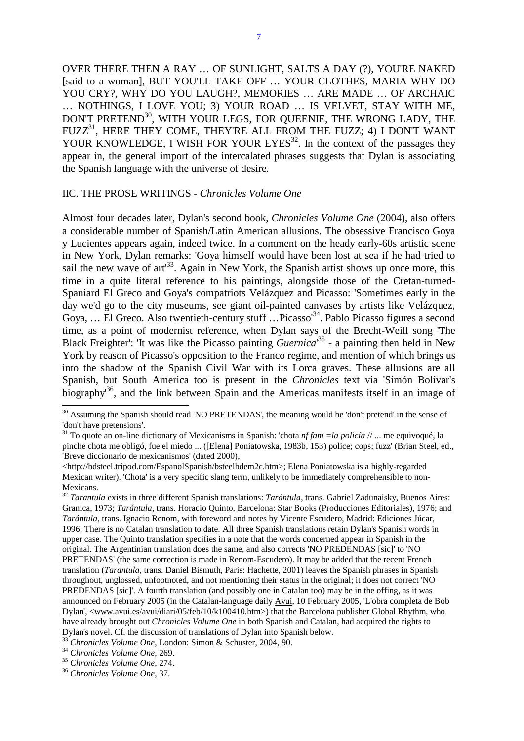OVER THERE THEN A RAY … OF SUNLIGHT, SALTS A DAY (?), YOU'RE NAKED [said to a woman], BUT YOU'LL TAKE OFF … YOUR CLOTHES, MARIA WHY DO YOU CRY?, WHY DO YOU LAUGH?, MEMORIES … ARE MADE … OF ARCHAIC … NOTHINGS, I LOVE YOU; 3) YOUR ROAD … IS VELVET, STAY WITH ME, DON'T PRETEND[30], WITH YOUR LEGS, FOR QUEENIE, THE WRONG LADY, THE FUZZ[31], HERE THEY COME, THEY'RE ALL FROM THE FUZZ; 4) I DON'T WANT YOUR KNOWLEDGE, I WISH FOR YOUR EYES[32]. In the context of the passages they appear in, the general import of the intercalated phrases suggests that Dylan is associating the Spanish language with the universe of desire.

## IIC. THE PROSE WRITINGS - *Chronicles Volume One*

Almost four decades later, Dylan's second book, *Chronicles Volume One* (2004), also offers a considerable number of Spanish/Latin American allusions. The obsessive Francisco Goya y Lucientes appears again, indeed twice. In a comment on the heady early-60s artistic scene in New York, Dylan remarks: 'Goya himself would have been lost at sea if he had tried to sail the new wave of art'[33]. Again in New York, the Spanish artist shows up once more, this time in a quite literal reference to his paintings, alongside those of the Cretan-turned-Spaniard El Greco and Goya's compatriots Velázquez and Picasso: 'Sometimes early in the day we'd go to the city museums, see giant oil-painted canvases by artists like Velázquez, Goya, … El Greco. Also twentieth-century stuff …Picasso'[34]. Pablo Picasso figures a second time, as a point of modernist reference, when Dylan says of the Brecht-Weill song 'The Black Freighter': 'It was like the Picasso painting *Guernica*'[35] - a painting then held in New York by reason of Picasso's opposition to the Franco regime, and mention of which brings us into the shadow of the Spanish Civil War with its Lorca graves. These allusions are all Spanish, but South America too is present in the *Chronicles* text via 'Simón Bolívar's biography'[36], and the link between Spain and the Americas manifests itself in an image of

---

[30] Assuming the Spanish should read 'NO PRETENDAS', the meaning would be 'don't pretend' in the sense of 'don't have pretensions'.

[31] To quote an on-line dictionary of Mexicanisms in Spanish: 'chota *nf fam =la policía* // ... me equivoqué, la pinche chota me obligó, fue el miedo ... ([Elena] Poniatowska, 1983b, 153) police; cops; fuzz' (Brian Steel, ed., 'Breve diccionario de mexicanismos' (dated 2000), <http://bdsteel.tripod.com/EspanolSpanish/bsteelbdem2c.htm>; Elena Poniatowska is a highly-regarded Mexican writer). 'Chota' is a very specific slang term, unlikely to be immediately comprehensible to non-Mexicans.

[32] *Tarantula* exists in three different Spanish translations: *Tarántula*, trans. Gabriel Zadunaisky, Buenos Aires: Granica, 1973; *Tarántula*, trans. Horacio Quinto, Barcelona: Star Books (Producciones Editoriales), 1976; and *Tarántula*, trans. Ignacio Renom, with foreword and notes by Vicente Escudero, Madrid: Ediciones Júcar, 1996. There is no Catalan translation to date. All three Spanish translations retain Dylan's Spanish words in upper case. The Quinto translation specifies in a note that the words concerned appear in Spanish in the original. The Argentinian translation does the same, and also corrects 'NO PREDENDAS [sic]' to 'NO PRETENDAS' (the same correction is made in Renom-Escudero). It may be added that the recent French translation (*Tarantula*, trans. Daniel Bismuth, Paris: Hachette, 2001) leaves the Spanish phrases in Spanish throughout, unglossed, unfootnoted, and not mentioning their status in the original; it does not correct 'NO PREDENDAS [sic]'. A fourth translation (and possibly one in Catalan too) may be in the offing, as it was announced on February 2005 (in the Catalan-language daily Avui, 10 February 2005, 'L'obra completa de Bob Dylan', <www.avui.es/avui/diari/05/feb/10/k100410.htm>) that the Barcelona publisher Global Rhythm, who have already brought out *Chronicles Volume One* in both Spanish and Catalan, had acquired the rights to Dylan's novel. Cf. the discussion of translations of Dylan into Spanish below.

[33] *Chronicles Volume One*, London: Simon & Schuster, 2004, 90.

[34] *Chronicles Volume One*, 269.

[35] *Chronicles Volume One*, 274.

[36] *Chronicles Volume One*, 37.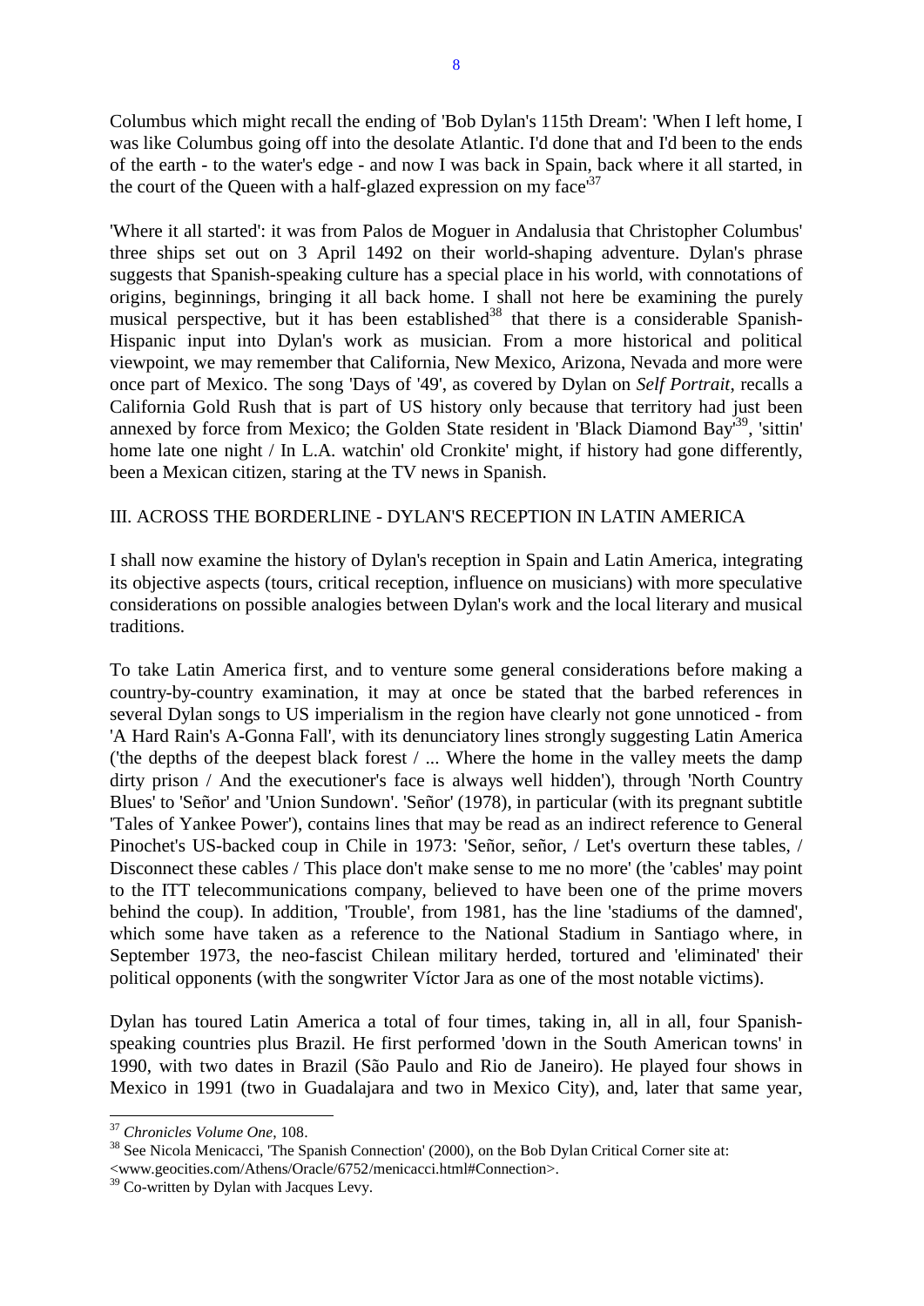Columbus which might recall the ending of 'Bob Dylan's 115th Dream': 'When I left home, I was like Columbus going off into the desolate Atlantic. I'd done that and I'd been to the ends of the earth - to the water's edge - and now I was back in Spain, back where it all started, in the court of the Queen with a half-glazed expression on my face'[37]

'Where it all started': it was from Palos de Moguer in Andalusia that Christopher Columbus' three ships set out on 3 April 1492 on their world-shaping adventure. Dylan's phrase suggests that Spanish-speaking culture has a special place in his world, with connotations of origins, beginnings, bringing it all back home. I shall not here be examining the purely musical perspective, but it has been established[38] that there is a considerable Spanish-Hispanic input into Dylan's work as musician. From a more historical and political viewpoint, we may remember that California, New Mexico, Arizona, Nevada and more were once part of Mexico. The song 'Days of '49', as covered by Dylan on *Self Portrait*, recalls a California Gold Rush that is part of US history only because that territory had just been annexed by force from Mexico; the Golden State resident in 'Black Diamond Bay'[39], 'sittin' home late one night / In L.A. watchin' old Cronkite' might, if history had gone differently, been a Mexican citizen, staring at the TV news in Spanish.

## III. ACROSS THE BORDERLINE - DYLAN'S RECEPTION IN LATIN AMERICA

I shall now examine the history of Dylan's reception in Spain and Latin America, integrating its objective aspects (tours, critical reception, influence on musicians) with more speculative considerations on possible analogies between Dylan's work and the local literary and musical traditions.

To take Latin America first, and to venture some general considerations before making a country-by-country examination, it may at once be stated that the barbed references in several Dylan songs to US imperialism in the region have clearly not gone unnoticed - from 'A Hard Rain's A-Gonna Fall', with its denunciatory lines strongly suggesting Latin America ('the depths of the deepest black forest / ... Where the home in the valley meets the damp dirty prison / And the executioner's face is always well hidden'), through 'North Country Blues' to 'Señor' and 'Union Sundown'. 'Señor' (1978), in particular (with its pregnant subtitle 'Tales of Yankee Power'), contains lines that may be read as an indirect reference to General Pinochet's US-backed coup in Chile in 1973: 'Señor, señor, / Let's overturn these tables, / Disconnect these cables / This place don't make sense to me no more' (the 'cables' may point to the ITT telecommunications company, believed to have been one of the prime movers behind the coup). In addition, 'Trouble', from 1981, has the line 'stadiums of the damned', which some have taken as a reference to the National Stadium in Santiago where, in September 1973, the neo-fascist Chilean military herded, tortured and 'eliminated' their political opponents (with the songwriter Víctor Jara as one of the most notable victims).

Dylan has toured Latin America a total of four times, taking in, all in all, four Spanish-speaking countries plus Brazil. He first performed 'down in the South American towns' in 1990, with two dates in Brazil (São Paulo and Rio de Janeiro). He played four shows in Mexico in 1991 (two in Guadalajara and two in Mexico City), and, later that same year,

---

[37] *Chronicles Volume One*, 108.

[38] See Nicola Menicacci, 'The Spanish Connection' (2000), on the Bob Dylan Critical Corner site at: <www.geocities.com/Athens/Oracle/6752/menicacci.html#Connection>.

[39] Co-written by Dylan with Jacques Levy.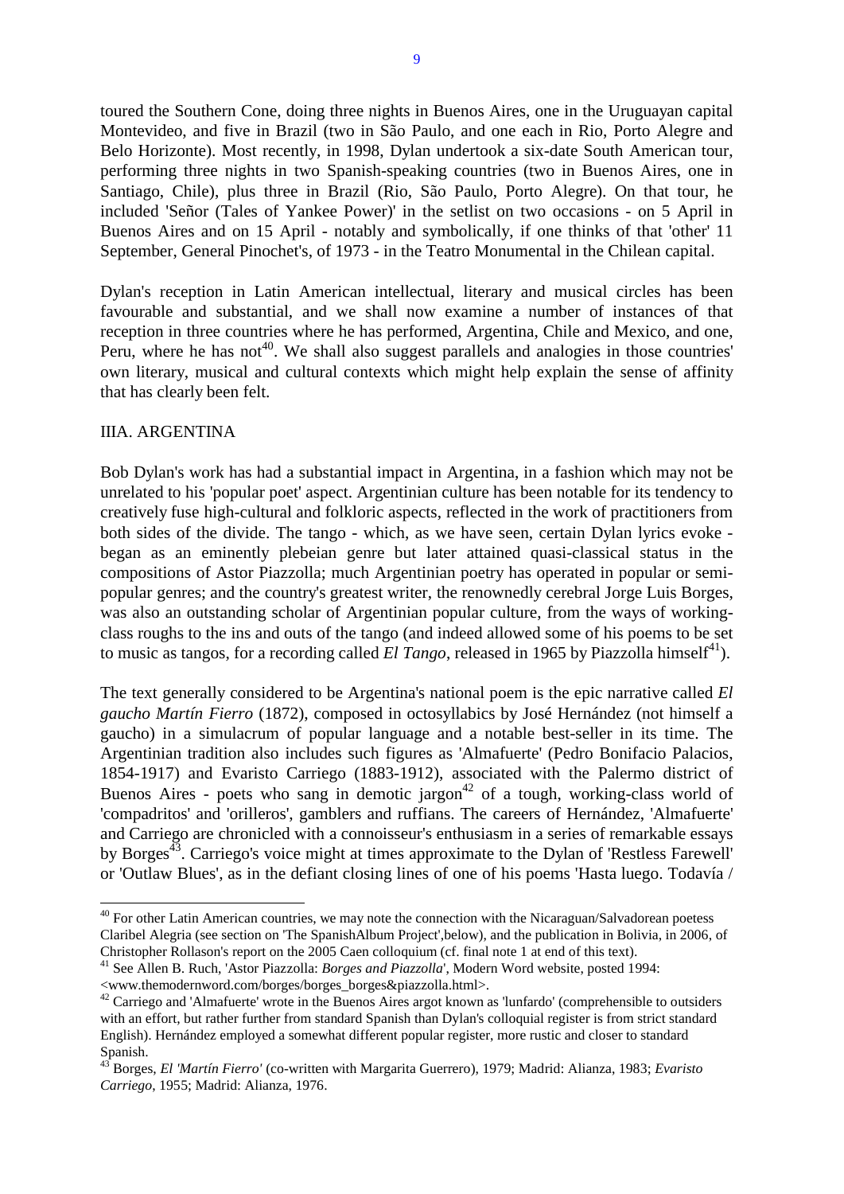toured the Southern Cone, doing three nights in Buenos Aires, one in the Uruguayan capital Montevideo, and five in Brazil (two in São Paulo, and one each in Rio, Porto Alegre and Belo Horizonte). Most recently, in 1998, Dylan undertook a six-date South American tour, performing three nights in two Spanish-speaking countries (two in Buenos Aires, one in Santiago, Chile), plus three in Brazil (Rio, São Paulo, Porto Alegre). On that tour, he included 'Señor (Tales of Yankee Power)' in the setlist on two occasions - on 5 April in Buenos Aires and on 15 April - notably and symbolically, if one thinks of that 'other' 11 September, General Pinochet's, of 1973 - in the Teatro Monumental in the Chilean capital.

Dylan's reception in Latin American intellectual, literary and musical circles has been favourable and substantial, and we shall now examine a number of instances of that reception in three countries where he has performed, Argentina, Chile and Mexico, and one, Peru, where he has not[40]. We shall also suggest parallels and analogies in those countries' own literary, musical and cultural contexts which might help explain the sense of affinity that has clearly been felt.

## IIIA. ARGENTINA

Bob Dylan's work has had a substantial impact in Argentina, in a fashion which may not be unrelated to his 'popular poet' aspect. Argentinian culture has been notable for its tendency to creatively fuse high-cultural and folkloric aspects, reflected in the work of practitioners from both sides of the divide. The tango - which, as we have seen, certain Dylan lyrics evoke - began as an eminently plebeian genre but later attained quasi-classical status in the compositions of Astor Piazzolla; much Argentinian poetry has operated in popular or semi-popular genres; and the country's greatest writer, the renownedly cerebral Jorge Luis Borges, was also an outstanding scholar of Argentinian popular culture, from the ways of working-class roughs to the ins and outs of the tango (and indeed allowed some of his poems to be set to music as tangos, for a recording called *El Tango*, released in 1965 by Piazzolla himself[41]).

The text generally considered to be Argentina's national poem is the epic narrative called *El gaucho Martín Fierro* (1872), composed in octosyllabics by José Hernández (not himself a gaucho) in a simulacrum of popular language and a notable best-seller in its time. The Argentinian tradition also includes such figures as 'Almafuerte' (Pedro Bonifacio Palacios, 1854-1917) and Evaristo Carriego (1883-1912), associated with the Palermo district of Buenos Aires - poets who sang in demotic jargon[42] of a tough, working-class world of 'compadritos' and 'orilleros', gamblers and ruffians. The careers of Hernández, 'Almafuerte' and Carriego are chronicled with a connoisseur's enthusiasm in a series of remarkable essays by Borges[43]. Carriego's voice might at times approximate to the Dylan of 'Restless Farewell' or 'Outlaw Blues', as in the defiant closing lines of one of his poems 'Hasta luego. Todavía /

---

[40] For other Latin American countries, we may note the connection with the Nicaraguan/Salvadorean poetess Claribel Alegria (see section on 'The SpanishAlbum Project',below), and the publication in Bolivia, in 2006, of Christopher Rollason's report on the 2005 Caen colloquium (cf. final note 1 at end of this text).

[41] See Allen B. Ruch, 'Astor Piazzolla: *Borges and Piazzolla*', Modern Word website, posted 1994: <www.themodernword.com/borges/borges_borges&piazzolla.html>.

[42] Carriego and 'Almafuerte' wrote in the Buenos Aires argot known as 'lunfardo' (comprehensible to outsiders with an effort, but rather further from standard Spanish than Dylan's colloquial register is from strict standard English). Hernández employed a somewhat different popular register, more rustic and closer to standard Spanish.

[43] Borges, *El 'Martín Fierro'* (co-written with Margarita Guerrero), 1979; Madrid: Alianza, 1983; *Evaristo Carriego*, 1955; Madrid: Alianza, 1976.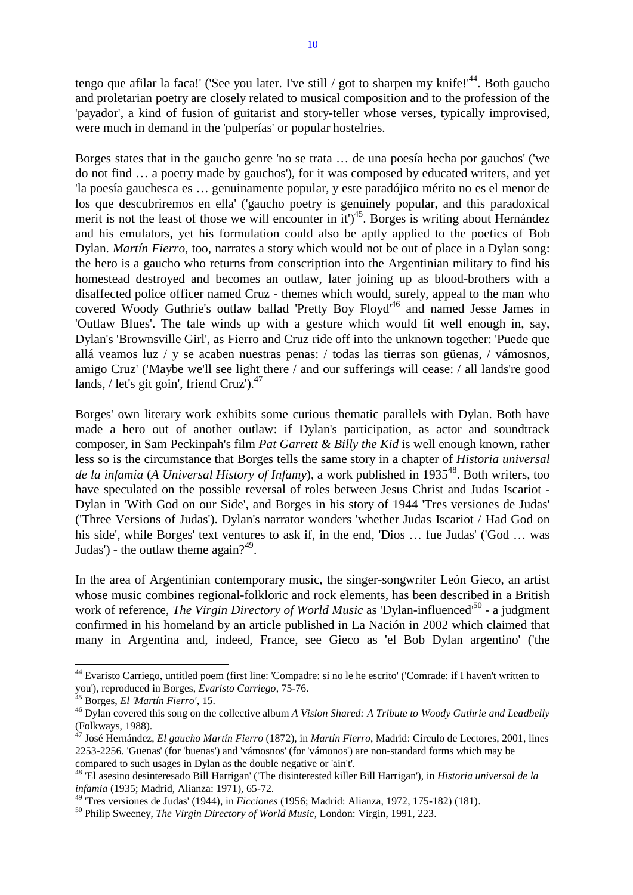tengo que afilar la faca!' ('See you later. I've still / got to sharpen my knife!'[44]. Both gaucho and proletarian poetry are closely related to musical composition and to the profession of the 'payador', a kind of fusion of guitarist and story-teller whose verses, typically improvised, were much in demand in the 'pulperías' or popular hostelries.

Borges states that in the gaucho genre 'no se trata … de una poesía hecha por gauchos' ('we do not find … a poetry made by gauchos'), for it was composed by educated writers, and yet 'la poesía gauchesca es … genuinamente popular, y este paradójico mérito no es el menor de los que descubriremos en ella' ('gaucho poetry is genuinely popular, and this paradoxical merit is not the least of those we will encounter in it')[45]. Borges is writing about Hernández and his emulators, yet his formulation could also be aptly applied to the poetics of Bob Dylan. *Martín Fierro*, too, narrates a story which would not be out of place in a Dylan song: the hero is a gaucho who returns from conscription into the Argentinian military to find his homestead destroyed and becomes an outlaw, later joining up as blood-brothers with a disaffected police officer named Cruz - themes which would, surely, appeal to the man who covered Woody Guthrie's outlaw ballad 'Pretty Boy Floyd'[46] and named Jesse James in 'Outlaw Blues'. The tale winds up with a gesture which would fit well enough in, say, Dylan's 'Brownsville Girl', as Fierro and Cruz ride off into the unknown together: 'Puede que allá veamos luz / y se acaben nuestras penas: / todas las tierras son güenas, / vámosnos, amigo Cruz' ('Maybe we'll see light there / and our sufferings will cease: / all lands're good lands, / let's git goin', friend Cruz').[47]

Borges' own literary work exhibits some curious thematic parallels with Dylan. Both have made a hero out of another outlaw: if Dylan's participation, as actor and soundtrack composer, in Sam Peckinpah's film *Pat Garrett & Billy the Kid* is well enough known, rather less so is the circumstance that Borges tells the same story in a chapter of *Historia universal de la infamia* (*A Universal History of Infamy*), a work published in 1935[48]. Both writers, too have speculated on the possible reversal of roles between Jesus Christ and Judas Iscariot - Dylan in 'With God on our Side', and Borges in his story of 1944 'Tres versiones de Judas' ('Three Versions of Judas'). Dylan's narrator wonders 'whether Judas Iscariot / Had God on his side', while Borges' text ventures to ask if, in the end, 'Dios … fue Judas' ('God … was Judas') - the outlaw theme again?[49].

In the area of Argentinian contemporary music, the singer-songwriter León Gieco, an artist whose music combines regional-folkloric and rock elements, has been described in a British work of reference, *The Virgin Directory of World Music* as 'Dylan-influenced'[50] - a judgment confirmed in his homeland by an article published in La Nación in 2002 which claimed that many in Argentina and, indeed, France, see Gieco as 'el Bob Dylan argentino' ('the

---

[44] Evaristo Carriego, untitled poem (first line: 'Compadre: si no le he escrito' ('Comrade: if I haven't written to you'), reproduced in Borges, *Evaristo Carriego*, 75-76.

[45] Borges, *El 'Martín Fierro'*, 15.

[46] Dylan covered this song on the collective album *A Vision Shared: A Tribute to Woody Guthrie and Leadbelly* (Folkways, 1988).

[47] José Hernández, *El gaucho Martín Fierro* (1872), in *Martín Fierro*, Madrid: Círculo de Lectores, 2001, lines 2253-2256. 'Güenas' (for 'buenas') and 'vámosnos' (for 'vámonos') are non-standard forms which may be compared to such usages in Dylan as the double negative or 'ain't'.

[48] 'El asesino desinteresado Bill Harrigan' ('The disinterested killer Bill Harrigan'), in *Historia universal de la infamia* (1935; Madrid, Alianza: 1971), 65-72.

[49] 'Tres versiones de Judas' (1944), in *Ficciones* (1956; Madrid: Alianza, 1972, 175-182) (181).

[50] Philip Sweeney, *The Virgin Directory of World Music*, London: Virgin, 1991, 223.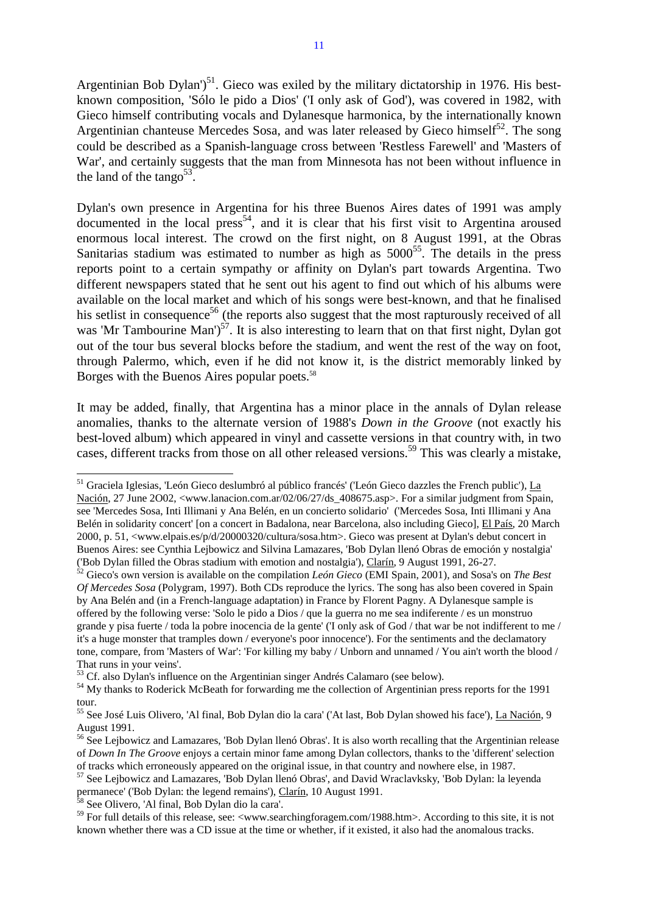Argentinian Bob Dylan')[51]. Gieco was exiled by the military dictatorship in 1976. His best-known composition, 'Sólo le pido a Dios' ('I only ask of God'), was covered in 1982, with Gieco himself contributing vocals and Dylanesque harmonica, by the internationally known Argentinian chanteuse Mercedes Sosa, and was later released by Gieco himself[52]. The song could be described as a Spanish-language cross between 'Restless Farewell' and 'Masters of War', and certainly suggests that the man from Minnesota has not been without influence in the land of the tango[53].

Dylan's own presence in Argentina for his three Buenos Aires dates of 1991 was amply documented in the local press[54], and it is clear that his first visit to Argentina aroused enormous local interest. The crowd on the first night, on 8 August 1991, at the Obras Sanitarias stadium was estimated to number as high as 5000[55]. The details in the press reports point to a certain sympathy or affinity on Dylan's part towards Argentina. Two different newspapers stated that he sent out his agent to find out which of his albums were available on the local market and which of his songs were best-known, and that he finalised his setlist in consequence[56] (the reports also suggest that the most rapturously received of all was 'Mr Tambourine Man')[57]. It is also interesting to learn that on that first night, Dylan got out of the tour bus several blocks before the stadium, and went the rest of the way on foot, through Palermo, which, even if he did not know it, is the district memorably linked by Borges with the Buenos Aires popular poets.[58]

It may be added, finally, that Argentina has a minor place in the annals of Dylan release anomalies, thanks to the alternate version of 1988's *Down in the Groove* (not exactly his best-loved album) which appeared in vinyl and cassette versions in that country with, in two cases, different tracks from those on all other released versions.[59] This was clearly a mistake,

---

[51] Graciela Iglesias, 'León Gieco deslumbró al público francés' ('León Gieco dazzles the French public'), La Nación, 27 June 2O02, <www.lanacion.com.ar/02/06/27/ds_408675.asp>. For a similar judgment from Spain, see 'Mercedes Sosa, Inti Illimani y Ana Belén, en un concierto solidario' ('Mercedes Sosa, Inti Illimani y Ana Belén in solidarity concert' [on a concert in Badalona, near Barcelona, also including Gieco], El País, 20 March 2000, p. 51, <www.elpais.es/p/d/20000320/cultura/sosa.htm>. Gieco was present at Dylan's debut concert in Buenos Aires: see Cynthia Lejbowicz and Silvina Lamazares, 'Bob Dylan llenó Obras de emoción y nostalgia' ('Bob Dylan filled the Obras stadium with emotion and nostalgia'), Clarín, 9 August 1991, 26-27.

[52] Gieco's own version is available on the compilation *León Gieco* (EMI Spain, 2001), and Sosa's on *The Best Of Mercedes Sosa* (Polygram, 1997). Both CDs reproduce the lyrics. The song has also been covered in Spain by Ana Belén and (in a French-language adaptation) in France by Florent Pagny. A Dylanesque sample is offered by the following verse: 'Solo le pido a Dios / que la guerra no me sea indiferente / es un monstruo grande y pisa fuerte / toda la pobre inocencia de la gente' ('I only ask of God / that war be not indifferent to me / it's a huge monster that tramples down / everyone's poor innocence'). For the sentiments and the declamatory tone, compare, from 'Masters of War': 'For killing my baby / Unborn and unnamed / You ain't worth the blood / That runs in your veins'.

[53] Cf. also Dylan's influence on the Argentinian singer Andrés Calamaro (see below).

[54] My thanks to Roderick McBeath for forwarding me the collection of Argentinian press reports for the 1991 tour.

[55] See José Luis Olivero, 'Al final, Bob Dylan dio la cara' ('At last, Bob Dylan showed his face'), La Nación, 9 August 1991.

[56] See Lejbowicz and Lamazares, 'Bob Dylan llenó Obras'. It is also worth recalling that the Argentinian release of *Down In The Groove* enjoys a certain minor fame among Dylan collectors, thanks to the 'different' selection of tracks which erroneously appeared on the original issue, in that country and nowhere else, in 1987.

[57] See Lejbowicz and Lamazares, 'Bob Dylan llenó Obras', and David Wraclavksky, 'Bob Dylan: la leyenda permanece' ('Bob Dylan: the legend remains'), Clarín, 10 August 1991.

[58] See Olivero, 'Al final, Bob Dylan dio la cara'.

[59] For full details of this release, see: <www.searchingforagem.com/1988.htm>. According to this site, it is not known whether there was a CD issue at the time or whether, if it existed, it also had the anomalous tracks.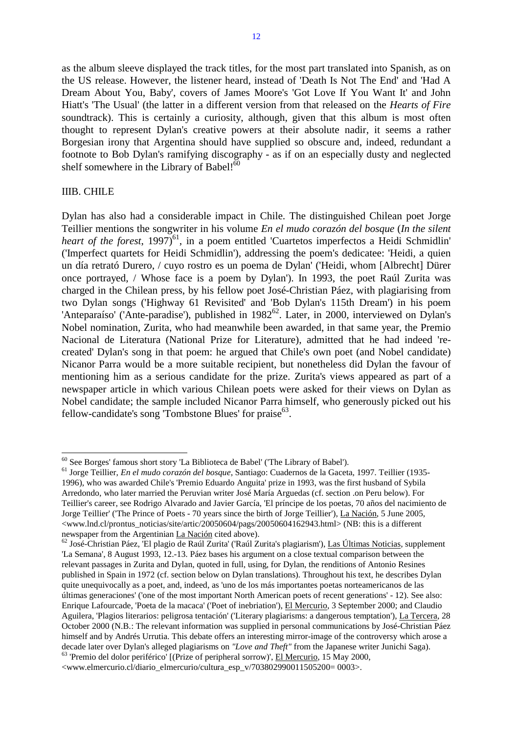as the album sleeve displayed the track titles, for the most part translated into Spanish, as on the US release. However, the listener heard, instead of 'Death Is Not The End' and 'Had A Dream About You, Baby', covers of James Moore's 'Got Love If You Want It' and John Hiatt's 'The Usual' (the latter in a different version from that released on the *Hearts of Fire* soundtrack). This is certainly a curiosity, although, given that this album is most often thought to represent Dylan's creative powers at their absolute nadir, it seems a rather Borgesian irony that Argentina should have supplied so obscure and, indeed, redundant a footnote to Bob Dylan's ramifying discography - as if on an especially dusty and neglected shelf somewhere in the Library of Babel![60]

IIIB. CHILE

Dylan has also had a considerable impact in Chile. The distinguished Chilean poet Jorge Teillier mentions the songwriter in his volume *En el mudo corazón del bosque* (*In the silent heart of the forest*, 1997)[61], in a poem entitled 'Cuartetos imperfectos a Heidi Schmidlin' ('Imperfect quartets for Heidi Schmidlin'), addressing the poem's dedicatee: 'Heidi, a quien un día retrató Durero, / cuyo rostro es un poema de Dylan' ('Heidi, whom [Albrecht] Dürer once portrayed, / Whose face is a poem by Dylan'). In 1993, the poet Raúl Zurita was charged in the Chilean press, by his fellow poet José-Christian Páez, with plagiarising from two Dylan songs ('Highway 61 Revisited' and 'Bob Dylan's 115th Dream') in his poem 'Anteparaíso' ('Ante-paradise'), published in 1982[62]. Later, in 2000, interviewed on Dylan's Nobel nomination, Zurita, who had meanwhile been awarded, in that same year, the Premio Nacional de Literatura (National Prize for Literature), admitted that he had indeed 're-created' Dylan's song in that poem: he argued that Chile's own poet (and Nobel candidate) Nicanor Parra would be a more suitable recipient, but nonetheless did Dylan the favour of mentioning him as a serious candidate for the prize. Zurita's views appeared as part of a newspaper article in which various Chilean poets were asked for their views on Dylan as Nobel candidate; the sample included Nicanor Parra himself, who generously picked out his fellow-candidate's song 'Tombstone Blues' for praise[63].

---

[60] See Borges' famous short story 'La Biblioteca de Babel' ('The Library of Babel').

[61] Jorge Teillier, *En el mudo corazón del bosque*, Santiago: Cuadernos de la Gaceta, 1997. Teillier (1935-1996), who was awarded Chile's 'Premio Eduardo Anguita' prize in 1993, was the first husband of Sybila Arredondo, who later married the Peruvian writer José María Arguedas (cf. section .on Peru below). For Teillier's career, see Rodrigo Alvarado and Javier García, 'El príncipe de los poetas, 70 años del nacimiento de Jorge Teillier' ('The Prince of Poets - 70 years since the birth of Jorge Teillier'), La Nación, 5 June 2005, <www.lnd.cl/prontus_noticias/site/artic/20050604/pags/20050604162943.html> (NB: this is a different newspaper from the Argentinian La Nación cited above).

[62] José-Christian Páez, 'El plagio de Raúl Zurita' ('Raúl Zurita's plagiarism'), Las Últimas Noticias, supplement 'La Semana', 8 August 1993, 12.-13. Páez bases his argument on a close textual comparison between the relevant passages in Zurita and Dylan, quoted in full, using, for Dylan, the renditions of Antonio Resines published in Spain in 1972 (cf. section below on Dylan translations). Throughout his text, he describes Dylan quite unequivocally as a poet, and, indeed, as 'uno de los más importantes poetas norteamericanos de las últimas generaciones' ('one of the most important North American poets of recent generations' - 12). See also: Enrique Lafourcade, 'Poeta de la macaca' ('Poet of inebriation'), El Mercurio, 3 September 2000; and Claudio Aguilera, 'Plagios literarios: peligrosa tentación' ('Literary plagiarisms: a dangerous temptation'), La Tercera, 28 October 2000 (N.B.: The relevant information was supplied in personal communications by José-Christian Páez himself and by Andrés Urrutia. This debate offers an interesting mirror-image of the controversy which arose a decade later over Dylan's alleged plagiarisms on *"Love and Theft"* from the Japanese writer Junichi Saga).

[63] 'Premio del dolor periférico' [(Prize of peripheral sorrow)', El Mercurio, 15 May 2000, <www.elmercurio.cl/diario_elmercurio/cultura_esp_v/703802990011505200= 0003>.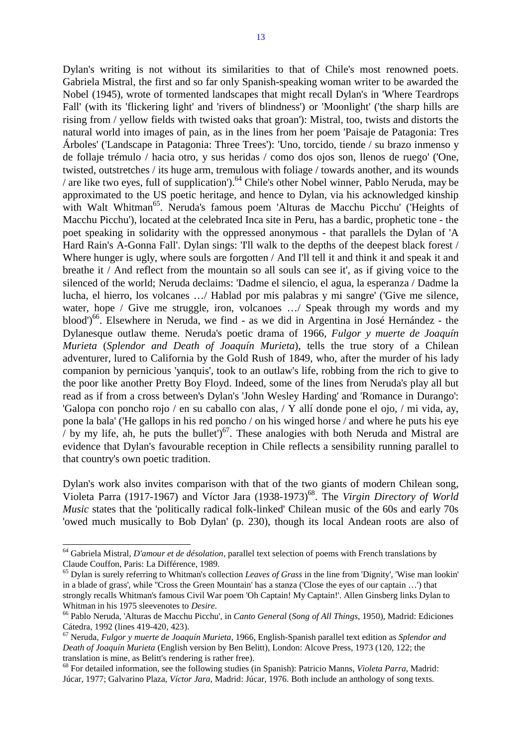Dylan's writing is not without its similarities to that of Chile's most renowned poets. Gabriela Mistral, the first and so far only Spanish-speaking woman writer to be awarded the Nobel (1945), wrote of tormented landscapes that might recall Dylan's in 'Where Teardrops Fall' (with its 'flickering light' and 'rivers of blindness') or 'Moonlight' ('the sharp hills are rising from / yellow fields with twisted oaks that groan'): Mistral, too, twists and distorts the natural world into images of pain, as in the lines from her poem 'Paisaje de Patagonia: Tres Árboles' ('Landscape in Patagonia: Three Trees'): 'Uno, torcido, tiende / su brazo inmenso y de follaje trémulo / hacia otro, y sus heridas / como dos ojos son, llenos de ruego' ('One, twisted, outstretches / its huge arm, tremulous with foliage / towards another, and its wounds / are like two eyes, full of supplication').[64] Chile's other Nobel winner, Pablo Neruda, may be approximated to the US poetic heritage, and hence to Dylan, via his acknowledged kinship with Walt Whitman[65]. Neruda's famous poem 'Alturas de Macchu Picchu' ('Heights of Macchu Picchu'), located at the celebrated Inca site in Peru, has a bardic, prophetic tone - the poet speaking in solidarity with the oppressed anonymous - that parallels the Dylan of 'A Hard Rain's A-Gonna Fall'. Dylan sings: 'I'll walk to the depths of the deepest black forest / Where hunger is ugly, where souls are forgotten / And I'll tell it and think it and speak it and breathe it / And reflect from the mountain so all souls can see it', as if giving voice to the silenced of the world; Neruda declaims: 'Dadme el silencio, el agua, la esperanza / Dadme la lucha, el hierro, los volcanes …/ Hablad por mis palabras y mi sangre' ('Give me silence, water, hope / Give me struggle, iron, volcanoes …/ Speak through my words and my blood')[66]. Elsewhere in Neruda, we find - as we did in Argentina in José Hernández - the Dylanesque outlaw theme. Neruda's poetic drama of 1966, *Fulgor y muerte de Joaquín Murieta* (*Splendor and Death of Joaquín Murieta*), tells the true story of a Chilean adventurer, lured to California by the Gold Rush of 1849, who, after the murder of his lady companion by pernicious 'yanquis', took to an outlaw's life, robbing from the rich to give to the poor like another Pretty Boy Floyd. Indeed, some of the lines from Neruda's play all but read as if from a cross between's Dylan's 'John Wesley Harding' and 'Romance in Durango': 'Galopa con poncho rojo / en su caballo con alas, / Y allí donde pone el ojo, / mi vida, ay, pone la bala' ('He gallops in his red poncho / on his winged horse / and where he puts his eye / by my life, ah, he puts the bullet')[67]. These analogies with both Neruda and Mistral are evidence that Dylan's favourable reception in Chile reflects a sensibility running parallel to that country's own poetic tradition.

Dylan's work also invites comparison with that of the two giants of modern Chilean song, Violeta Parra (1917-1967) and Víctor Jara (1938-1973)[68]. The *Virgin Directory of World Music* states that the 'politically radical folk-linked' Chilean music of the 60s and early 70s 'owed much musically to Bob Dylan' (p. 230), though its local Andean roots are also of

---

[64] Gabriela Mistral, *D'amour et de désolation*, parallel text selection of poems with French translations by Claude Couffon, Paris: La Différence, 1989.

[65] Dylan is surely referring to Whitman's collection *Leaves of Grass* in the line from 'Dignity', 'Wise man lookin' in a blade of grass', while "Cross the Green Mountain' has a stanza ('Close the eyes of our captain …') that strongly recalls Whitman's famous Civil War poem 'Oh Captain! My Captain!'. Allen Ginsberg links Dylan to Whitman in his 1975 sleevenotes to *Desire*.

[66] Pablo Neruda, 'Alturas de Macchu Picchu', in *Canto General* (*Song of All Things*, 1950), Madrid: Ediciones Cátedra, 1992 (lines 419-420, 423).

[67] Neruda, *Fulgor y muerte de Joaquín Murieta*, 1966, English-Spanish parallel text edition as *Splendor and Death of Joaquín Murieta* (English version by Ben Belitt), London: Alcove Press, 1973 (120, 122; the translation is mine, as Belitt's rendering is rather free).

[68] For detailed information, see the following studies (in Spanish): Patricio Manns, *Violeta Parra*, Madrid: Júcar, 1977; Galvarino Plaza, *Víctor Jara*, Madrid: Júcar, 1976. Both include an anthology of song texts.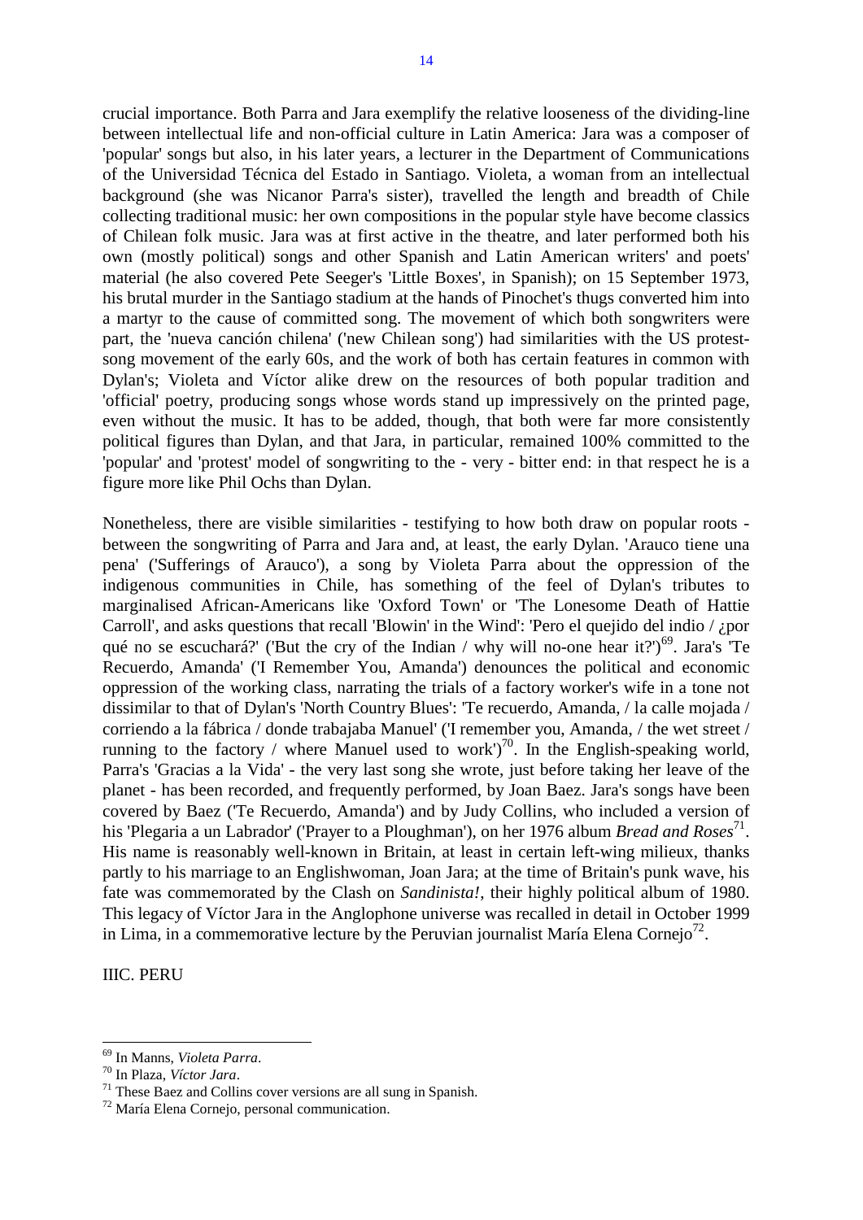crucial importance. Both Parra and Jara exemplify the relative looseness of the dividing-line between intellectual life and non-official culture in Latin America: Jara was a composer of 'popular' songs but also, in his later years, a lecturer in the Department of Communications of the Universidad Técnica del Estado in Santiago. Violeta, a woman from an intellectual background (she was Nicanor Parra's sister), travelled the length and breadth of Chile collecting traditional music: her own compositions in the popular style have become classics of Chilean folk music. Jara was at first active in the theatre, and later performed both his own (mostly political) songs and other Spanish and Latin American writers' and poets' material (he also covered Pete Seeger's 'Little Boxes', in Spanish); on 15 September 1973, his brutal murder in the Santiago stadium at the hands of Pinochet's thugs converted him into a martyr to the cause of committed song. The movement of which both songwriters were part, the 'nueva canción chilena' ('new Chilean song') had similarities with the US protest-song movement of the early 60s, and the work of both has certain features in common with Dylan's; Violeta and Víctor alike drew on the resources of both popular tradition and 'official' poetry, producing songs whose words stand up impressively on the printed page, even without the music. It has to be added, though, that both were far more consistently political figures than Dylan, and that Jara, in particular, remained 100% committed to the 'popular' and 'protest' model of songwriting to the - very - bitter end: in that respect he is a figure more like Phil Ochs than Dylan.

Nonetheless, there are visible similarities - testifying to how both draw on popular roots - between the songwriting of Parra and Jara and, at least, the early Dylan. 'Arauco tiene una pena' ('Sufferings of Arauco'), a song by Violeta Parra about the oppression of the indigenous communities in Chile, has something of the feel of Dylan's tributes to marginalised African-Americans like 'Oxford Town' or 'The Lonesome Death of Hattie Carroll', and asks questions that recall 'Blowin' in the Wind': 'Pero el quejido del indio / ¿por qué no se escuchará?' ('But the cry of the Indian / why will no-one hear it?')[69]. Jara's 'Te Recuerdo, Amanda' ('I Remember You, Amanda') denounces the political and economic oppression of the working class, narrating the trials of a factory worker's wife in a tone not dissimilar to that of Dylan's 'North Country Blues': 'Te recuerdo, Amanda, / la calle mojada / corriendo a la fábrica / donde trabajaba Manuel' ('I remember you, Amanda, / the wet street / running to the factory / where Manuel used to work')[70]. In the English-speaking world, Parra's 'Gracias a la Vida' - the very last song she wrote, just before taking her leave of the planet - has been recorded, and frequently performed, by Joan Baez. Jara's songs have been covered by Baez ('Te Recuerdo, Amanda') and by Judy Collins, who included a version of his 'Plegaria a un Labrador' ('Prayer to a Ploughman'), on her 1976 album *Bread and Roses*[71]. His name is reasonably well-known in Britain, at least in certain left-wing milieux, thanks partly to his marriage to an Englishwoman, Joan Jara; at the time of Britain's punk wave, his fate was commemorated by the Clash on *Sandinista!*, their highly political album of 1980. This legacy of Víctor Jara in the Anglophone universe was recalled in detail in October 1999 in Lima, in a commemorative lecture by the Peruvian journalist María Elena Cornejo[72].

## IIIC. PERU

---

[69] In Manns, *Violeta Parra*.

[70] In Plaza, *Víctor Jara*.

[71] These Baez and Collins cover versions are all sung in Spanish.

[72] María Elena Cornejo, personal communication.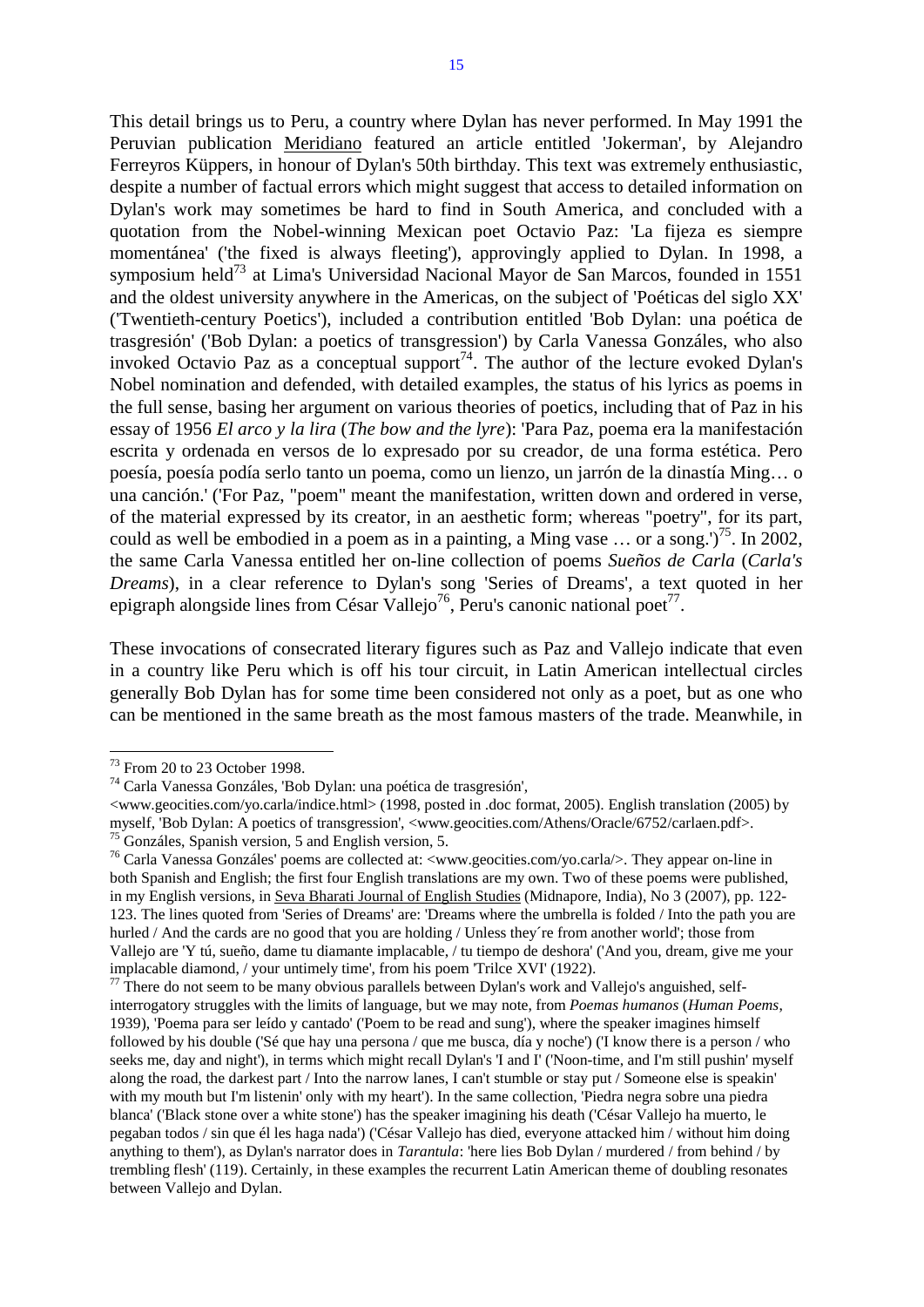This detail brings us to Peru, a country where Dylan has never performed. In May 1991 the Peruvian publication Meridiano featured an article entitled 'Jokerman', by Alejandro Ferreyros Küppers, in honour of Dylan's 50th birthday. This text was extremely enthusiastic, despite a number of factual errors which might suggest that access to detailed information on Dylan's work may sometimes be hard to find in South America, and concluded with a quotation from the Nobel-winning Mexican poet Octavio Paz: 'La fijeza es siempre momentánea' ('the fixed is always fleeting'), approvingly applied to Dylan. In 1998, a symposium held[73] at Lima's Universidad Nacional Mayor de San Marcos, founded in 1551 and the oldest university anywhere in the Americas, on the subject of 'Poéticas del siglo XX' ('Twentieth-century Poetics'), included a contribution entitled 'Bob Dylan: una poética de trasgresión' ('Bob Dylan: a poetics of transgression') by Carla Vanessa Gonzáles, who also invoked Octavio Paz as a conceptual support[74]. The author of the lecture evoked Dylan's Nobel nomination and defended, with detailed examples, the status of his lyrics as poems in the full sense, basing her argument on various theories of poetics, including that of Paz in his essay of 1956 *El arco y la lira* (*The bow and the lyre*): 'Para Paz, poema era la manifestación escrita y ordenada en versos de lo expresado por su creador, de una forma estética. Pero poesía, poesía podía serlo tanto un poema, como un lienzo, un jarrón de la dinastía Ming… o una canción.' ('For Paz, "poem" meant the manifestation, written down and ordered in verse, of the material expressed by its creator, in an aesthetic form; whereas "poetry", for its part, could as well be embodied in a poem as in a painting, a Ming vase … or a song.')[75]. In 2002, the same Carla Vanessa entitled her on-line collection of poems *Sueños de Carla* (*Carla's Dreams*), in a clear reference to Dylan's song 'Series of Dreams', a text quoted in her epigraph alongside lines from César Vallejo[76], Peru's canonic national poet[77].

These invocations of consecrated literary figures such as Paz and Vallejo indicate that even in a country like Peru which is off his tour circuit, in Latin American intellectual circles generally Bob Dylan has for some time been considered not only as a poet, but as one who can be mentioned in the same breath as the most famous masters of the trade. Meanwhile, in

---

[73] From 20 to 23 October 1998.

[74] Carla Vanessa Gonzáles, 'Bob Dylan: una poética de trasgresión', <www.geocities.com/yo.carla/indice.html> (1998, posted in .doc format, 2005). English translation (2005) by myself, 'Bob Dylan: A poetics of transgression', <www.geocities.com/Athens/Oracle/6752/carlaen.pdf>.

[75] Gonzáles, Spanish version, 5 and English version, 5.

[76] Carla Vanessa Gonzáles' poems are collected at: <www.geocities.com/yo.carla/>. They appear on-line in both Spanish and English; the first four English translations are my own. Two of these poems were published, in my English versions, in Seva Bharati Journal of English Studies (Midnapore, India), No 3 (2007), pp. 122-123. The lines quoted from 'Series of Dreams' are: 'Dreams where the umbrella is folded / Into the path you are hurled / And the cards are no good that you are holding / Unless they´re from another world'; those from Vallejo are 'Y tú, sueño, dame tu diamante implacable, / tu tiempo de deshora' ('And you, dream, give me your implacable diamond, / your untimely time', from his poem 'Trilce XVI' (1922).

[77] There do not seem to be many obvious parallels between Dylan's work and Vallejo's anguished, self-interrogatory struggles with the limits of language, but we may note, from *Poemas humanos* (*Human Poems*, 1939), 'Poema para ser leído y cantado' ('Poem to be read and sung'), where the speaker imagines himself followed by his double ('Sé que hay una persona / que me busca, día y noche') ('I know there is a person / who seeks me, day and night'), in terms which might recall Dylan's 'I and I' ('Noon-time, and I'm still pushin' myself along the road, the darkest part / Into the narrow lanes, I can't stumble or stay put / Someone else is speakin' with my mouth but I'm listenin' only with my heart'). In the same collection, 'Piedra negra sobre una piedra blanca' ('Black stone over a white stone') has the speaker imagining his death ('César Vallejo ha muerto, le pegaban todos / sin que él les haga nada') ('César Vallejo has died, everyone attacked him / without him doing anything to them'), as Dylan's narrator does in *Tarantula*: 'here lies Bob Dylan / murdered / from behind / by trembling flesh' (119). Certainly, in these examples the recurrent Latin American theme of doubling resonates between Vallejo and Dylan.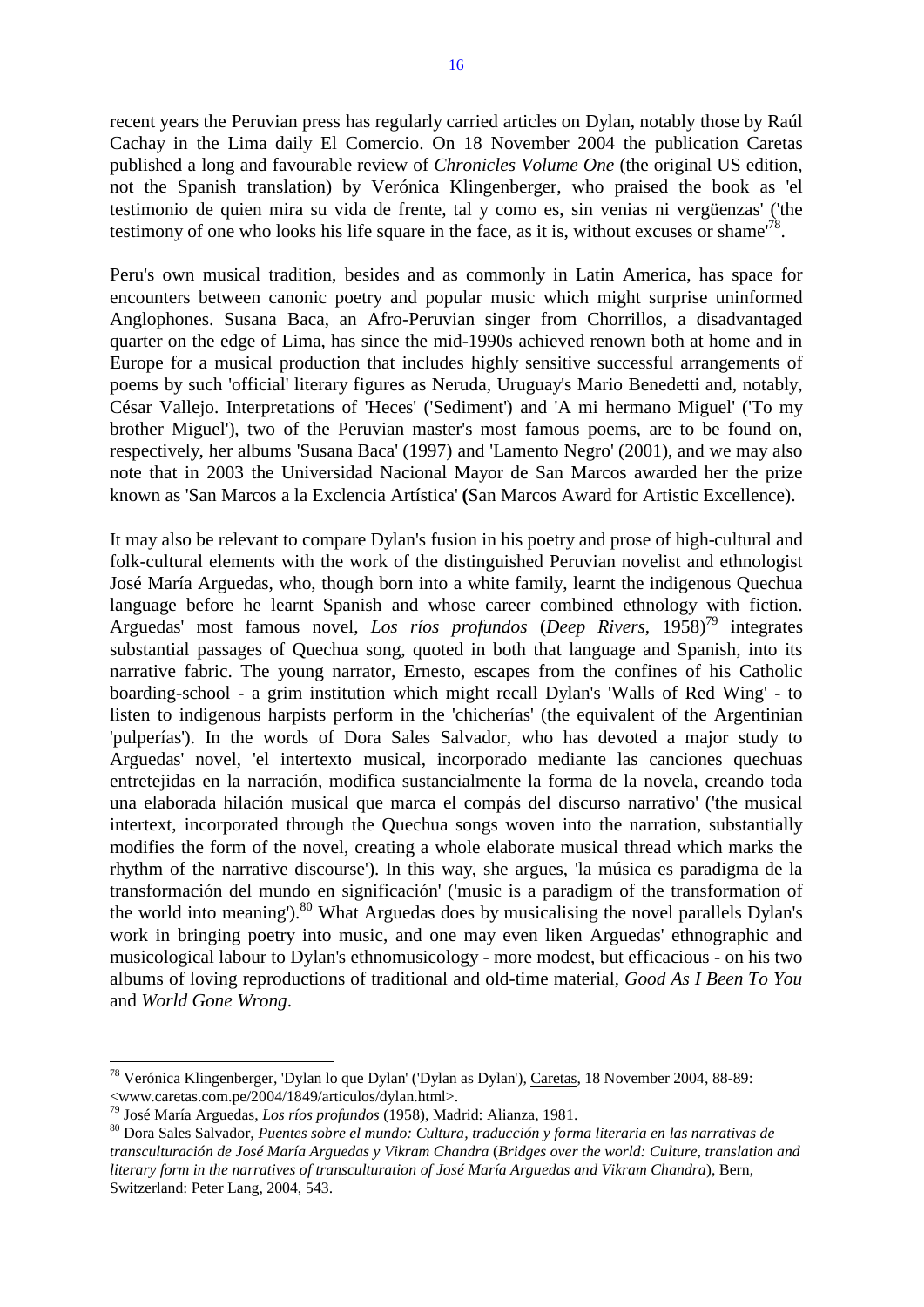recent years the Peruvian press has regularly carried articles on Dylan, notably those by Raúl Cachay in the Lima daily El Comercio. On 18 November 2004 the publication Caretas published a long and favourable review of *Chronicles Volume One* (the original US edition, not the Spanish translation) by Verónica Klingenberger, who praised the book as 'el testimonio de quien mira su vida de frente, tal y como es, sin venias ni vergüenzas' ('the testimony of one who looks his life square in the face, as it is, without excuses or shame'[78].

Peru's own musical tradition, besides and as commonly in Latin America, has space for encounters between canonic poetry and popular music which might surprise uninformed Anglophones. Susana Baca, an Afro-Peruvian singer from Chorrillos, a disadvantaged quarter on the edge of Lima, has since the mid-1990s achieved renown both at home and in Europe for a musical production that includes highly sensitive successful arrangements of poems by such 'official' literary figures as Neruda, Uruguay's Mario Benedetti and, notably, César Vallejo. Interpretations of 'Heces' ('Sediment') and 'A mi hermano Miguel' ('To my brother Miguel'), two of the Peruvian master's most famous poems, are to be found on, respectively, her albums 'Susana Baca' (1997) and 'Lamento Negro' (2001), and we may also note that in 2003 the Universidad Nacional Mayor de San Marcos awarded her the prize known as 'San Marcos a la Exclencia Artística' **(**San Marcos Award for Artistic Excellence).

It may also be relevant to compare Dylan's fusion in his poetry and prose of high-cultural and folk-cultural elements with the work of the distinguished Peruvian novelist and ethnologist José María Arguedas, who, though born into a white family, learnt the indigenous Quechua language before he learnt Spanish and whose career combined ethnology with fiction. Arguedas' most famous novel, *Los ríos profundos* (*Deep Rivers*, 1958)[79] integrates substantial passages of Quechua song, quoted in both that language and Spanish, into its narrative fabric. The young narrator, Ernesto, escapes from the confines of his Catholic boarding-school - a grim institution which might recall Dylan's 'Walls of Red Wing' - to listen to indigenous harpists perform in the 'chicherías' (the equivalent of the Argentinian 'pulperías'). In the words of Dora Sales Salvador, who has devoted a major study to Arguedas' novel, 'el intertexto musical, incorporado mediante las canciones quechuas entretejidas en la narración, modifica sustancialmente la forma de la novela, creando toda una elaborada hilación musical que marca el compás del discurso narrativo' ('the musical intertext, incorporated through the Quechua songs woven into the narration, substantially modifies the form of the novel, creating a whole elaborate musical thread which marks the rhythm of the narrative discourse'). In this way, she argues, 'la música es paradigma de la transformación del mundo en significación' ('music is a paradigm of the transformation of the world into meaning').[80] What Arguedas does by musicalising the novel parallels Dylan's work in bringing poetry into music, and one may even liken Arguedas' ethnographic and musicological labour to Dylan's ethnomusicology - more modest, but efficacious - on his two albums of loving reproductions of traditional and old-time material, *Good As I Been To You* and *World Gone Wrong*.

---

[78] Verónica Klingenberger, 'Dylan lo que Dylan' ('Dylan as Dylan'), Caretas, 18 November 2004, 88-89: <www.caretas.com.pe/2004/1849/articulos/dylan.html>.

[79] José María Arguedas, *Los ríos profundos* (1958), Madrid: Alianza, 1981.

[80] Dora Sales Salvador, *Puentes sobre el mundo: Cultura, traducción y forma literaria en las narrativas de transculturación de José María Arguedas y Vikram Chandra* (*Bridges over the world: Culture, translation and literary form in the narratives of transculturation of José María Arguedas and Vikram Chandra*), Bern, Switzerland: Peter Lang, 2004, 543.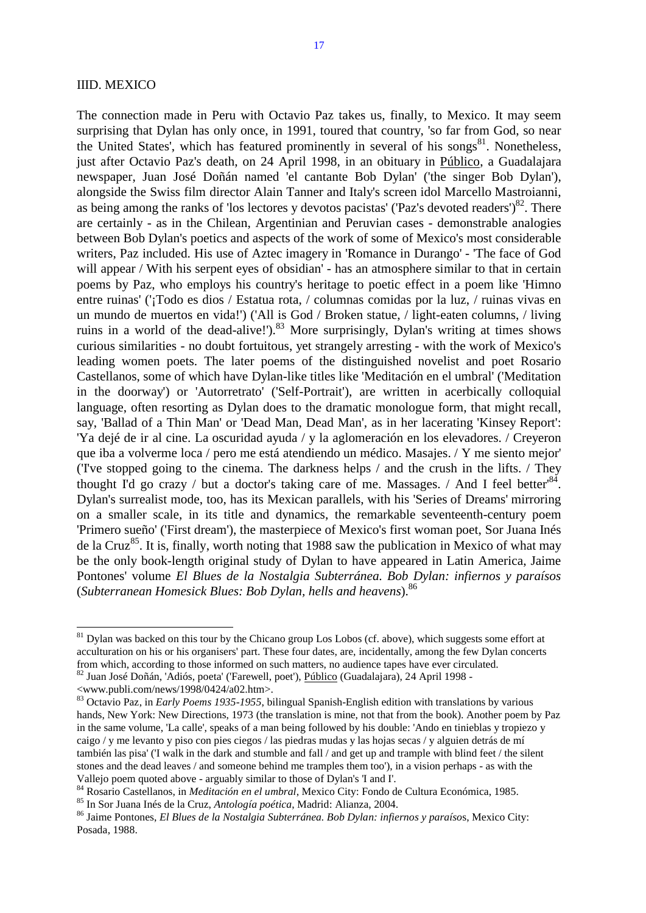## IIID. MEXICO

The connection made in Peru with Octavio Paz takes us, finally, to Mexico. It may seem surprising that Dylan has only once, in 1991, toured that country, 'so far from God, so near the United States', which has featured prominently in several of his songs[81]. Nonetheless, just after Octavio Paz's death, on 24 April 1998, in an obituary in Público, a Guadalajara newspaper, Juan José Doñán named 'el cantante Bob Dylan' ('the singer Bob Dylan'), alongside the Swiss film director Alain Tanner and Italy's screen idol Marcello Mastroianni, as being among the ranks of 'los lectores y devotos pacistas' ('Paz's devoted readers')[82]. There are certainly - as in the Chilean, Argentinian and Peruvian cases - demonstrable analogies between Bob Dylan's poetics and aspects of the work of some of Mexico's most considerable writers, Paz included. His use of Aztec imagery in 'Romance in Durango' - 'The face of God will appear / With his serpent eyes of obsidian' - has an atmosphere similar to that in certain poems by Paz, who employs his country's heritage to poetic effect in a poem like 'Himno entre ruinas' ('¡Todo es dios / Estatua rota, / columnas comidas por la luz, / ruinas vivas en un mundo de muertos en vida!') ('All is God / Broken statue, / light-eaten columns, / living ruins in a world of the dead-alive!').[83] More surprisingly, Dylan's writing at times shows curious similarities - no doubt fortuitous, yet strangely arresting - with the work of Mexico's leading women poets. The later poems of the distinguished novelist and poet Rosario Castellanos, some of which have Dylan-like titles like 'Meditación en el umbral' ('Meditation in the doorway') or 'Autorretrato' ('Self-Portrait'), are written in acerbically colloquial language, often resorting as Dylan does to the dramatic monologue form, that might recall, say, 'Ballad of a Thin Man' or 'Dead Man, Dead Man', as in her lacerating 'Kinsey Report': 'Ya dejé de ir al cine. La oscuridad ayuda / y la aglomeración en los elevadores. / Creyeron que iba a volverme loca / pero me está atendiendo un médico. Masajes. / Y me siento mejor' ('I've stopped going to the cinema. The darkness helps / and the crush in the lifts. / They thought I'd go crazy / but a doctor's taking care of me. Massages. / And I feel better'[84]. Dylan's surrealist mode, too, has its Mexican parallels, with his 'Series of Dreams' mirroring on a smaller scale, in its title and dynamics, the remarkable seventeenth-century poem 'Primero sueño' ('First dream'), the masterpiece of Mexico's first woman poet, Sor Juana Inés de la Cruz[85]. It is, finally, worth noting that 1988 saw the publication in Mexico of what may be the only book-length original study of Dylan to have appeared in Latin America, Jaime Pontones' volume *El Blues de la Nostalgia Subterránea. Bob Dylan: infiernos y paraísos* (*Subterranean Homesick Blues: Bob Dylan, hells and heavens*).[86]

---

[81] Dylan was backed on this tour by the Chicano group Los Lobos (cf. above), which suggests some effort at acculturation on his or his organisers' part. These four dates, are, incidentally, among the few Dylan concerts from which, according to those informed on such matters, no audience tapes have ever circulated.

[82] Juan José Doñán, 'Adiós, poeta' ('Farewell, poet'), Público (Guadalajara), 24 April 1998 - <www.publi.com/news/1998/0424/a02.htm>.

[83] Octavio Paz, in *Early Poems 1935-1955*, bilingual Spanish-English edition with translations by various hands, New York: New Directions, 1973 (the translation is mine, not that from the book). Another poem by Paz in the same volume, 'La calle', speaks of a man being followed by his double: 'Ando en tinieblas y tropiezo y caigo / y me levanto y piso con pies ciegos / las piedras mudas y las hojas secas / y alguien detrás de mí también las pisa' ('I walk in the dark and stumble and fall / and get up and trample with blind feet / the silent stones and the dead leaves / and someone behind me tramples them too'), in a vision perhaps - as with the Vallejo poem quoted above - arguably similar to those of Dylan's 'I and I'.

[84] Rosario Castellanos, in *Meditación en el umbral*, Mexico City: Fondo de Cultura Económica, 1985.

[85] In Sor Juana Inés de la Cruz, *Antología poética*, Madrid: Alianza, 2004.

[86] Jaime Pontones, *El Blues de la Nostalgia Subterránea. Bob Dylan: infiernos y paraísos*, Mexico City: Posada, 1988.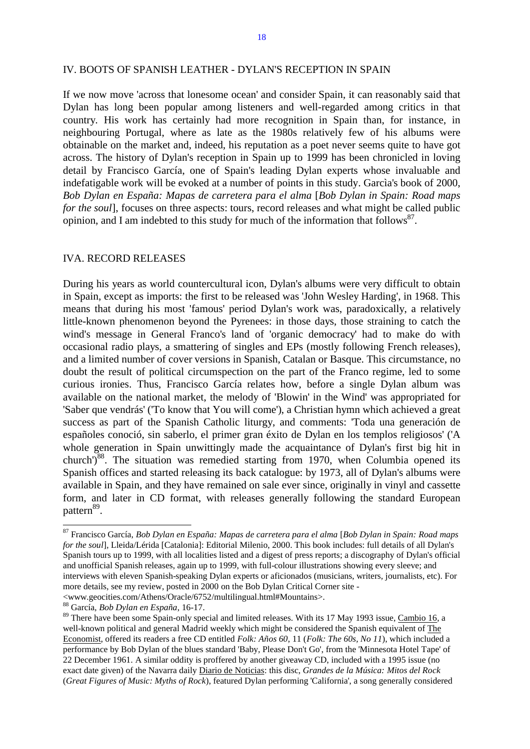## IV. BOOTS OF SPANISH LEATHER - DYLAN'S RECEPTION IN SPAIN

If we now move 'across that lonesome ocean' and consider Spain, it can reasonably said that Dylan has long been popular among listeners and well-regarded among critics in that country. His work has certainly had more recognition in Spain than, for instance, in neighbouring Portugal, where as late as the 1980s relatively few of his albums were obtainable on the market and, indeed, his reputation as a poet never seems quite to have got across. The history of Dylan's reception in Spain up to 1999 has been chronicled in loving detail by Francisco García, one of Spain's leading Dylan experts whose invaluable and indefatigable work will be evoked at a number of points in this study. Garcìa's book of 2000, *Bob Dylan en España: Mapas de carretera para el alma* [*Bob Dylan in Spain: Road maps for the soul*], focuses on three aspects: tours, record releases and what might be called public opinion, and I am indebted to this study for much of the information that follows[87].

### IVA. RECORD RELEASES

During his years as world countercultural icon, Dylan's albums were very difficult to obtain in Spain, except as imports: the first to be released was 'John Wesley Harding', in 1968. This means that during his most 'famous' period Dylan's work was, paradoxically, a relatively little-known phenomenon beyond the Pyrenees: in those days, those straining to catch the wind's message in General Franco's land of 'organic democracy' had to make do with occasional radio plays, a smattering of singles and EPs (mostly following French releases), and a limited number of cover versions in Spanish, Catalan or Basque. This circumstance, no doubt the result of political circumspection on the part of the Franco regime, led to some curious ironies. Thus, Francisco García relates how, before a single Dylan album was available on the national market, the melody of 'Blowin' in the Wind' was appropriated for 'Saber que vendrás' ('To know that You will come'), a Christian hymn which achieved a great success as part of the Spanish Catholic liturgy, and comments: 'Toda una generación de españoles conoció, sin saberlo, el primer gran éxito de Dylan en los templos religiosos' ('A whole generation in Spain unwittingly made the acquaintance of Dylan's first big hit in church')[88]. The situation was remedied starting from 1970, when Columbia opened its Spanish offices and started releasing its back catalogue: by 1973, all of Dylan's albums were available in Spain, and they have remained on sale ever since, originally in vinyl and cassette form, and later in CD format, with releases generally following the standard European pattern[89].

---

[87] Francisco García, *Bob Dylan en España: Mapas de carretera para el alma* [*Bob Dylan in Spain: Road maps for the soul*], Lleida/Lérida [Catalonia]: Editorial Milenio, 2000. This book includes: full details of all Dylan's Spanish tours up to 1999, with all localities listed and a digest of press reports; a discography of Dylan's official and unofficial Spanish releases, again up to 1999, with full-colour illustrations showing every sleeve; and interviews with eleven Spanish-speaking Dylan experts or aficionados (musicians, writers, journalists, etc). For more details, see my review, posted in 2000 on the Bob Dylan Critical Corner site - <www.geocities.com/Athens/Oracle/6752/multilingual.html#Mountains>.

[88] García, *Bob Dylan en España*, 16-17.

[89] There have been some Spain-only special and limited releases. With its 17 May 1993 issue, Cambio 16, a well-known political and general Madrid weekly which might be considered the Spanish equivalent of The Economist, offered its readers a free CD entitled *Folk: Años 60*, 11 (*Folk: The 60s, No 11*), which included a performance by Bob Dylan of the blues standard 'Baby, Please Don't Go', from the 'Minnesota Hotel Tape' of 22 December 1961. A similar oddity is proffered by another giveaway CD, included with a 1995 issue (no exact date given) of the Navarra daily Diario de Noticias: this disc, *Grandes de la Música: Mitos del Rock* (*Great Figures of Music: Myths of Rock*), featured Dylan performing 'California', a song generally considered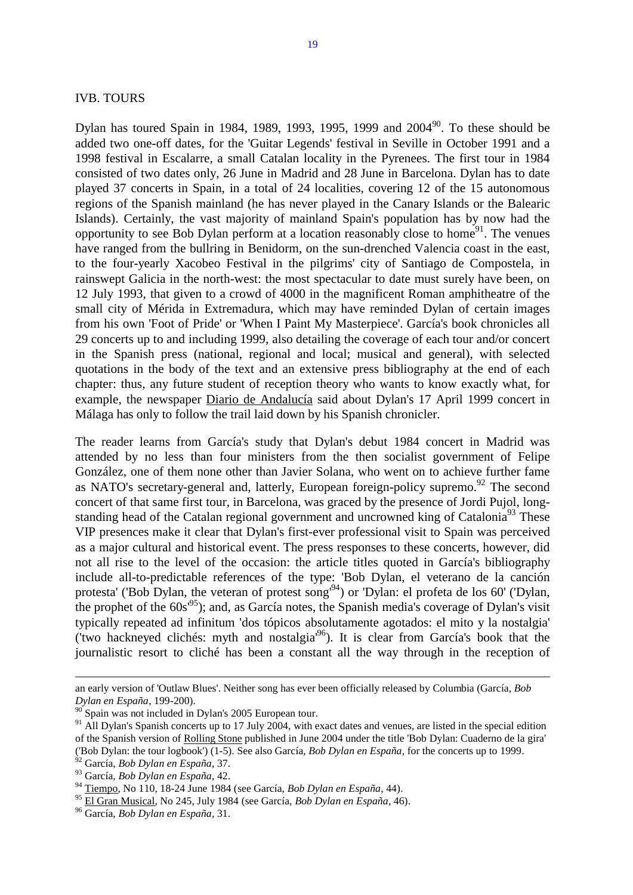IVB. TOURS

Dylan has toured Spain in 1984, 1989, 1993, 1995, 1999 and 2004[90]. To these should be added two one-off dates, for the 'Guitar Legends' festival in Seville in October 1991 and a 1998 festival in Escalarre, a small Catalan locality in the Pyrenees. The first tour in 1984 consisted of two dates only, 26 June in Madrid and 28 June in Barcelona. Dylan has to date played 37 concerts in Spain, in a total of 24 localities, covering 12 of the 15 autonomous regions of the Spanish mainland (he has never played in the Canary Islands or the Balearic Islands). Certainly, the vast majority of mainland Spain's population has by now had the opportunity to see Bob Dylan perform at a location reasonably close to home[91]. The venues have ranged from the bullring in Benidorm, on the sun-drenched Valencia coast in the east, to the four-yearly Xacobeo Festival in the pilgrims' city of Santiago de Compostela, in rainswept Galicia in the north-west: the most spectacular to date must surely have been, on 12 July 1993, that given to a crowd of 4000 in the magnificent Roman amphitheatre of the small city of Mérida in Extremadura, which may have reminded Dylan of certain images from his own 'Foot of Pride' or 'When I Paint My Masterpiece'. García's book chronicles all 29 concerts up to and including 1999, also detailing the coverage of each tour and/or concert in the Spanish press (national, regional and local; musical and general), with selected quotations in the body of the text and an extensive press bibliography at the end of each chapter: thus, any future student of reception theory who wants to know exactly what, for example, the newspaper Diario de Andalucía said about Dylan's 17 April 1999 concert in Málaga has only to follow the trail laid down by his Spanish chronicler.

The reader learns from García's study that Dylan's debut 1984 concert in Madrid was attended by no less than four ministers from the then socialist government of Felipe González, one of them none other than Javier Solana, who went on to achieve further fame as NATO's secretary-general and, latterly, European foreign-policy supremo.[92] The second concert of that same first tour, in Barcelona, was graced by the presence of Jordi Pujol, long-standing head of the Catalan regional government and uncrowned king of Catalonia[93] These VIP presences make it clear that Dylan's first-ever professional visit to Spain was perceived as a major cultural and historical event. The press responses to these concerts, however, did not all rise to the level of the occasion: the article titles quoted in García's bibliography include all-to-predictable references of the type: 'Bob Dylan, el veterano de la canción protesta' ('Bob Dylan, the veteran of protest song'[94]) or 'Dylan: el profeta de los 60' ('Dylan, the prophet of the 60s'[95]); and, as García notes, the Spanish media's coverage of Dylan's visit typically repeated ad infinitum 'dos tópicos absolutamente agotados: el mito y la nostalgia' ('two hackneyed clichés: myth and nostalgia'[96]). It is clear from García's book that the journalistic resort to cliché has been a constant all the way through in the reception of

---

an early version of 'Outlaw Blues'. Neither song has ever been officially released by Columbia (García, *Bob Dylan en España*, 199-200).

[90] Spain was not included in Dylan's 2005 European tour.

[91] All Dylan's Spanish concerts up to 17 July 2004, with exact dates and venues, are listed in the special edition of the Spanish version of Rolling Stone published in June 2004 under the title 'Bob Dylan: Cuaderno de la gira' ('Bob Dylan: the tour logbook') (1-5). See also García, *Bob Dylan en España*, for the concerts up to 1999.

[92] García, *Bob Dylan en España*, 37.

[93] García, *Bob Dylan en España*, 42.

[94] Tiempo, No 110, 18-24 June 1984 (see García, *Bob Dylan en España*, 44).

[95] El Gran Musical, No 245, July 1984 (see García, *Bob Dylan en España*, 46).

[96] García, *Bob Dylan en España*, 31.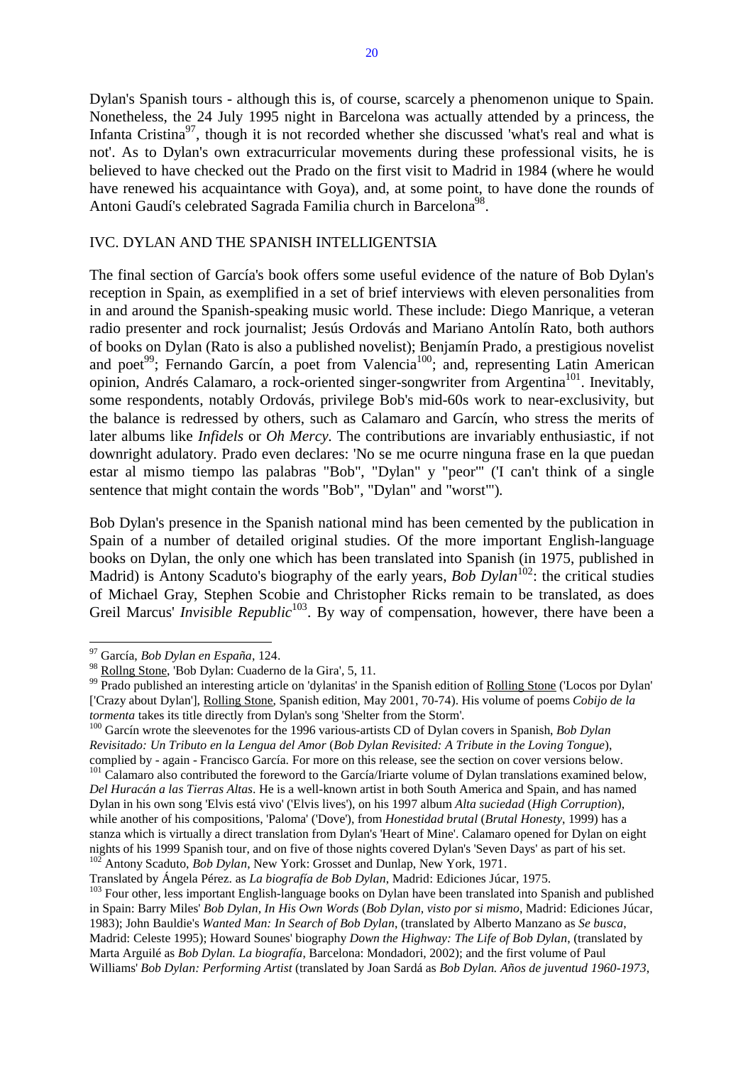Dylan's Spanish tours - although this is, of course, scarcely a phenomenon unique to Spain. Nonetheless, the 24 July 1995 night in Barcelona was actually attended by a princess, the Infanta Cristina[97], though it is not recorded whether she discussed 'what's real and what is not'. As to Dylan's own extracurricular movements during these professional visits, he is believed to have checked out the Prado on the first visit to Madrid in 1984 (where he would have renewed his acquaintance with Goya), and, at some point, to have done the rounds of Antoni Gaudí's celebrated Sagrada Familia church in Barcelona[98].

## IVC. DYLAN AND THE SPANISH INTELLIGENTSIA

The final section of García's book offers some useful evidence of the nature of Bob Dylan's reception in Spain, as exemplified in a set of brief interviews with eleven personalities from in and around the Spanish-speaking music world. These include: Diego Manrique, a veteran radio presenter and rock journalist; Jesús Ordovás and Mariano Antolín Rato, both authors of books on Dylan (Rato is also a published novelist); Benjamín Prado, a prestigious novelist and poet[99]; Fernando Garcín, a poet from Valencia[100]; and, representing Latin American opinion, Andrés Calamaro, a rock-oriented singer-songwriter from Argentina[101]. Inevitably, some respondents, notably Ordovás, privilege Bob's mid-60s work to near-exclusivity, but the balance is redressed by others, such as Calamaro and Garcín, who stress the merits of later albums like *Infidels* or *Oh Mercy*. The contributions are invariably enthusiastic, if not downright adulatory. Prado even declares: 'No se me ocurre ninguna frase en la que puedan estar al mismo tiempo las palabras "Bob", "Dylan" y "peor"' ('I can't think of a single sentence that might contain the words "Bob", "Dylan" and "worst"').

Bob Dylan's presence in the Spanish national mind has been cemented by the publication in Spain of a number of detailed original studies. Of the more important English-language books on Dylan, the only one which has been translated into Spanish (in 1975, published in Madrid) is Antony Scaduto's biography of the early years, *Bob Dylan*[102]: the critical studies of Michael Gray, Stephen Scobie and Christopher Ricks remain to be translated, as does Greil Marcus' *Invisible Republic*[103]. By way of compensation, however, there have been a

---

[97] García, *Bob Dylan en España*, 124.

[98] Rollng Stone, 'Bob Dylan: Cuaderno de la Gira', 5, 11.

[99] Prado published an interesting article on 'dylanitas' in the Spanish edition of Rolling Stone ('Locos por Dylan' ['Crazy about Dylan'], Rolling Stone, Spanish edition, May 2001, 70-74). His volume of poems *Cobijo de la tormenta* takes its title directly from Dylan's song 'Shelter from the Storm'.

[100] Garcín wrote the sleevenotes for the 1996 various-artists CD of Dylan covers in Spanish, *Bob Dylan Revisitado: Un Tributo en la Lengua del Amor* (*Bob Dylan Revisited: A Tribute in the Loving Tongue*), complied by - again - Francisco García. For more on this release, see the section on cover versions below.

[101] Calamaro also contributed the foreword to the García/Iriarte volume of Dylan translations examined below, *Del Huracán a las Tierras Altas*. He is a well-known artist in both South America and Spain, and has named Dylan in his own song 'Elvis está vivo' ('Elvis lives'), on his 1997 album *Alta suciedad* (*High Corruption*), while another of his compositions, 'Paloma' ('Dove'), from *Honestidad brutal* (*Brutal Honesty*, 1999) has a stanza which is virtually a direct translation from Dylan's 'Heart of Mine'. Calamaro opened for Dylan on eight nights of his 1999 Spanish tour, and on five of those nights covered Dylan's 'Seven Days' as part of his set.

[102] Antony Scaduto, *Bob Dylan*, New York: Grosset and Dunlap, New York, 1971.
Translated by Ángela Pérez. as *La biografía de Bob Dylan*, Madrid: Ediciones Júcar, 1975.

[103] Four other, less important English-language books on Dylan have been translated into Spanish and published in Spain: Barry Miles' *Bob Dylan, In His Own Words* (*Bob Dylan, visto por si mismo*, Madrid: Ediciones Júcar, 1983); John Bauldie's *Wanted Man: In Search of Bob Dylan*, (translated by Alberto Manzano as *Se busca*, Madrid: Celeste 1995); Howard Sounes' biography *Down the Highway: The Life of Bob Dylan*, (translated by Marta Arguilé as *Bob Dylan. La biografía*, Barcelona: Mondadori, 2002); and the first volume of Paul Williams' *Bob Dylan: Performing Artist* (translated by Joan Sardá as *Bob Dylan. Años de juventud 1960-1973*,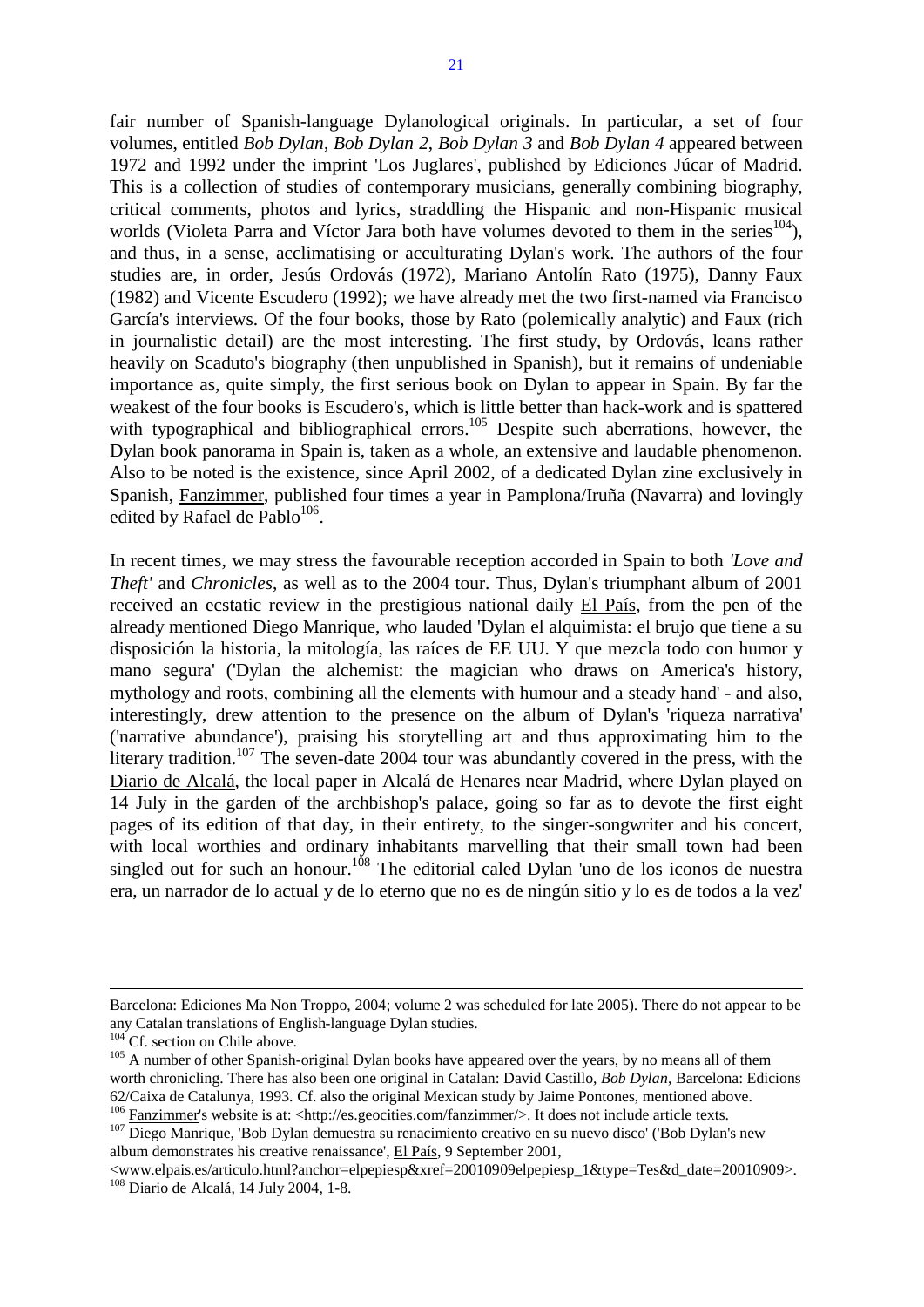fair number of Spanish-language Dylanological originals. In particular, a set of four volumes, entitled *Bob Dylan*, *Bob Dylan 2*, *Bob Dylan 3* and *Bob Dylan 4* appeared between 1972 and 1992 under the imprint 'Los Juglares', published by Ediciones Júcar of Madrid. This is a collection of studies of contemporary musicians, generally combining biography, critical comments, photos and lyrics, straddling the Hispanic and non-Hispanic musical worlds (Violeta Parra and Víctor Jara both have volumes devoted to them in the series[104]), and thus, in a sense, acclimatising or acculturating Dylan's work. The authors of the four studies are, in order, Jesús Ordovás (1972), Mariano Antolín Rato (1975), Danny Faux (1982) and Vicente Escudero (1992); we have already met the two first-named via Francisco García's interviews. Of the four books, those by Rato (polemically analytic) and Faux (rich in journalistic detail) are the most interesting. The first study, by Ordovás, leans rather heavily on Scaduto's biography (then unpublished in Spanish), but it remains of undeniable importance as, quite simply, the first serious book on Dylan to appear in Spain. By far the weakest of the four books is Escudero's, which is little better than hack-work and is spattered with typographical and bibliographical errors.[105] Despite such aberrations, however, the Dylan book panorama in Spain is, taken as a whole, an extensive and laudable phenomenon. Also to be noted is the existence, since April 2002, of a dedicated Dylan zine exclusively in Spanish, <u>Fanzimmer</u>, published four times a year in Pamplona/Iruña (Navarra) and lovingly edited by Rafael de Pablo[106].

In recent times, we may stress the favourable reception accorded in Spain to both *'Love and Theft'* and *Chronicles*, as well as to the 2004 tour. Thus, Dylan's triumphant album of 2001 received an ecstatic review in the prestigious national daily <u>El País</u>, from the pen of the already mentioned Diego Manrique, who lauded 'Dylan el alquimista: el brujo que tiene a su disposición la historia, la mitología, las raíces de EE UU. Y que mezcla todo con humor y mano segura' ('Dylan the alchemist: the magician who draws on America's history, mythology and roots, combining all the elements with humour and a steady hand' - and also, interestingly, drew attention to the presence on the album of Dylan's 'riqueza narrativa' ('narrative abundance'), praising his storytelling art and thus approximating him to the literary tradition.[107] The seven-date 2004 tour was abundantly covered in the press, with the <u>Diario de Alcalá</u>, the local paper in Alcalá de Henares near Madrid, where Dylan played on 14 July in the garden of the archbishop's palace, going so far as to devote the first eight pages of its edition of that day, in their entirety, to the singer-songwriter and his concert, with local worthies and ordinary inhabitants marvelling that their small town had been singled out for such an honour.[108] The editorial caled Dylan 'uno de los iconos de nuestra era, un narrador de lo actual y de lo eterno que no es de ningún sitio y lo es de todos a la vez'

---

Barcelona: Ediciones Ma Non Troppo, 2004; volume 2 was scheduled for late 2005). There do not appear to be any Catalan translations of English-language Dylan studies.

[104] Cf. section on Chile above.

[105] A number of other Spanish-original Dylan books have appeared over the years, by no means all of them worth chronicling. There has also been one original in Catalan: David Castillo, *Bob Dylan*, Barcelona: Edicions 62/Caixa de Catalunya, 1993. Cf. also the original Mexican study by Jaime Pontones, mentioned above.

[106] <u>Fanzimmer</u>'s website is at: <http://es.geocities.com/fanzimmer/>. It does not include article texts.

[107] Diego Manrique, 'Bob Dylan demuestra su renacimiento creativo en su nuevo disco' ('Bob Dylan's new album demonstrates his creative renaissance', <u>El País</u>, 9 September 2001, <www.elpais.es/articulo.html?anchor=elpepiesp&xref=20010909elpepiesp_1&type=Tes&d_date=20010909>.

[108] <u>Diario de Alcalá</u>, 14 July 2004, 1-8.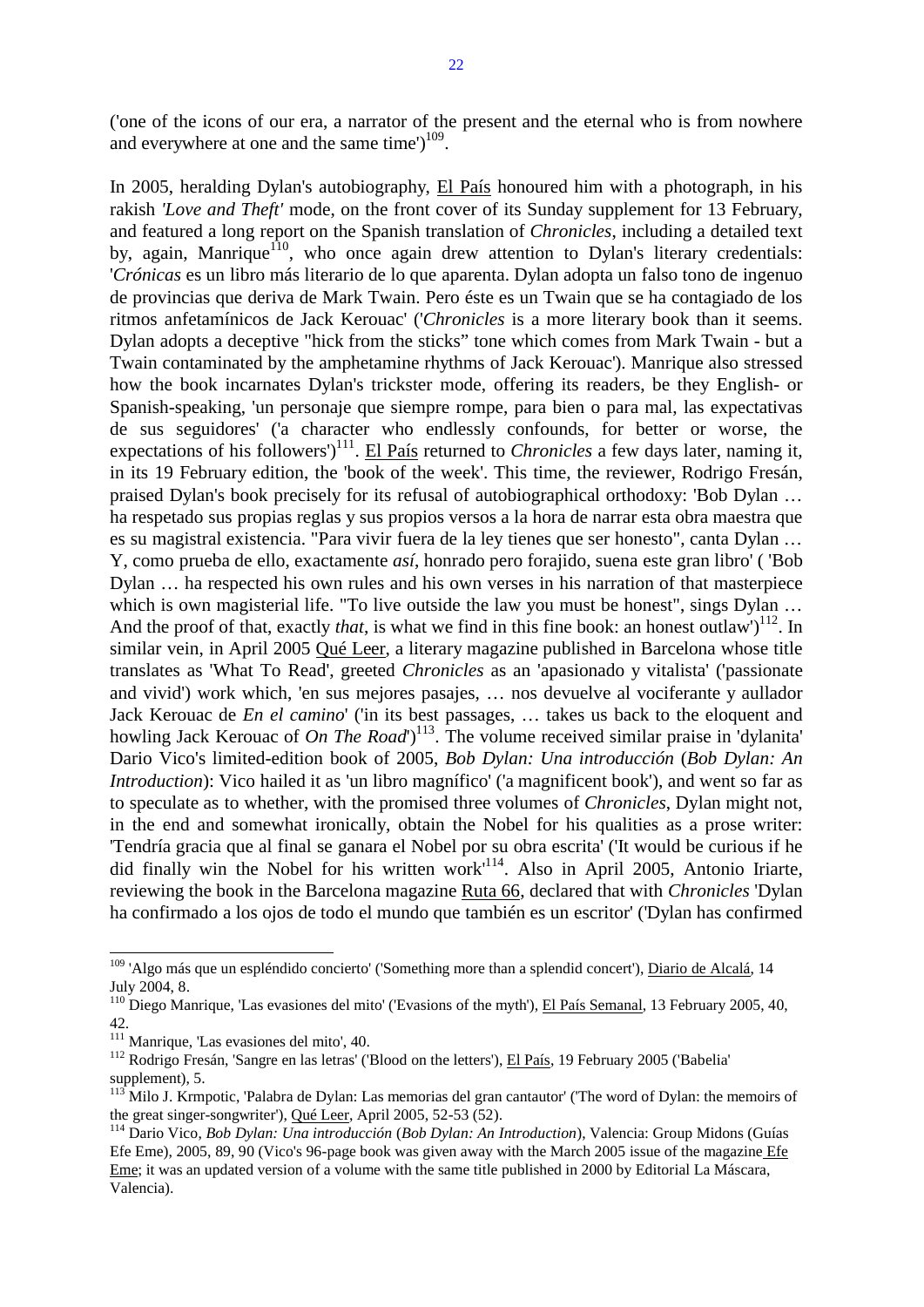('one of the icons of our era, a narrator of the present and the eternal who is from nowhere and everywhere at one and the same time')[109].

In 2005, heralding Dylan's autobiography, El País honoured him with a photograph, in his rakish *'Love and Theft'* mode, on the front cover of its Sunday supplement for 13 February, and featured a long report on the Spanish translation of *Chronicles*, including a detailed text by, again, Manrique[110], who once again drew attention to Dylan's literary credentials: '*Crónicas* es un libro más literario de lo que aparenta. Dylan adopta un falso tono de ingenuo de provincias que deriva de Mark Twain. Pero éste es un Twain que se ha contagiado de los ritmos anfetamínicos de Jack Kerouac' ('*Chronicles* is a more literary book than it seems. Dylan adopts a deceptive "hick from the sticks" tone which comes from Mark Twain - but a Twain contaminated by the amphetamine rhythms of Jack Kerouac'). Manrique also stressed how the book incarnates Dylan's trickster mode, offering its readers, be they English- or Spanish-speaking, 'un personaje que siempre rompe, para bien o para mal, las expectativas de sus seguidores' ('a character who endlessly confounds, for better or worse, the expectations of his followers')[111]. El País returned to *Chronicles* a few days later, naming it, in its 19 February edition, the 'book of the week'. This time, the reviewer, Rodrigo Fresán, praised Dylan's book precisely for its refusal of autobiographical orthodoxy: 'Bob Dylan … ha respetado sus propias reglas y sus propios versos a la hora de narrar esta obra maestra que es su magistral existencia. "Para vivir fuera de la ley tienes que ser honesto", canta Dylan … Y, como prueba de ello, exactamente *así*, honrado pero forajido, suena este gran libro' ( 'Bob Dylan … has respected his own rules and his own verses in his narration of that masterpiece which is own magisterial life. "To live outside the law you must be honest", sings Dylan … And the proof of that, exactly *that*, is what we find in this fine book: an honest outlaw')[112]. In similar vein, in April 2005 Qué Leer, a literary magazine published in Barcelona whose title translates as 'What To Read', greeted *Chronicles* as an 'apasionado y vitalista' ('passionate and vivid') work which, 'en sus mejores pasajes, … nos devuelve al vociferante y aullador Jack Kerouac de *En el camino*' ('in its best passages, … takes us back to the eloquent and howling Jack Kerouac of *On The Road*')[113]. The volume received similar praise in 'dylanita' Dario Vico's limited-edition book of 2005, *Bob Dylan: Una introducción* (*Bob Dylan: An Introduction*): Vico hailed it as 'un libro magnífico' ('a magnificent book'), and went so far as to speculate as to whether, with the promised three volumes of *Chronicles*, Dylan might not, in the end and somewhat ironically, obtain the Nobel for his qualities as a prose writer: 'Tendría gracia que al final se ganara el Nobel por su obra escrita' ('It would be curious if he did finally win the Nobel for his written work'[114]. Also in April 2005, Antonio Iriarte, reviewing the book in the Barcelona magazine Ruta 66, declared that with *Chronicles* 'Dylan ha confirmado a los ojos de todo el mundo que también es un escritor' ('Dylan has confirmed

---

[109] 'Algo más que un espléndido concierto' ('Something more than a splendid concert'), Diario de Alcalá, 14 July 2004, 8.

[110] Diego Manrique, 'Las evasiones del mito' ('Evasions of the myth'), El País Semanal, 13 February 2005, 40, 42.

[111] Manrique, 'Las evasiones del mito', 40.

[112] Rodrigo Fresán, 'Sangre en las letras' ('Blood on the letters'), El País, 19 February 2005 ('Babelia' supplement), 5.

[113] Milo J. Krmpotic, 'Palabra de Dylan: Las memorias del gran cantautor' ('The word of Dylan: the memoirs of the great singer-songwriter'), Qué Leer, April 2005, 52-53 (52).

[114] Dario Vico, *Bob Dylan: Una introducción* (*Bob Dylan: An Introduction*), Valencia: Group Midons (Guías Efe Eme), 2005, 89, 90 (Vico's 96-page book was given away with the March 2005 issue of the magazine Efe Eme; it was an updated version of a volume with the same title published in 2000 by Editorial La Máscara, Valencia).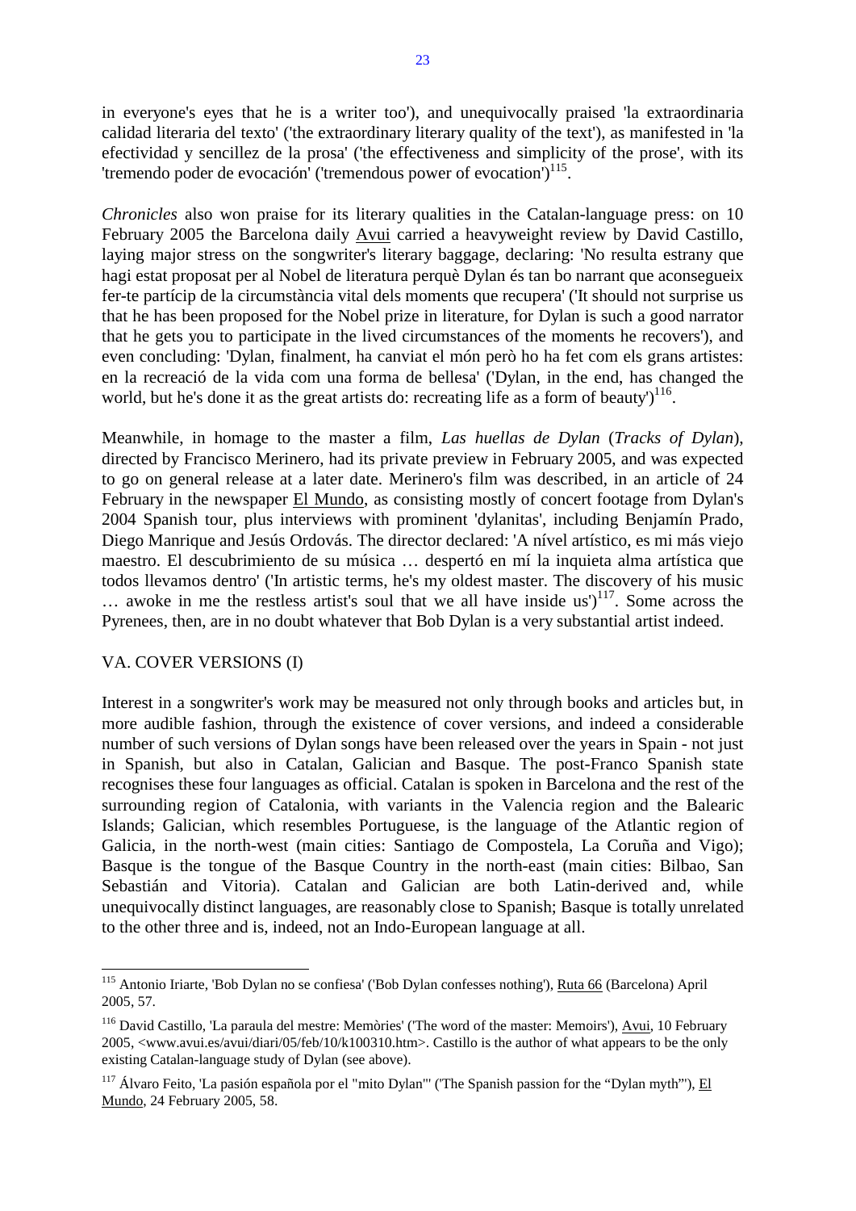in everyone's eyes that he is a writer too'), and unequivocally praised 'la extraordinaria calidad literaria del texto' ('the extraordinary literary quality of the text'), as manifested in 'la efectividad y sencillez de la prosa' ('the effectiveness and simplicity of the prose', with its 'tremendo poder de evocación' ('tremendous power of evocation')[115].

*Chronicles* also won praise for its literary qualities in the Catalan-language press: on 10 February 2005 the Barcelona daily Avui carried a heavyweight review by David Castillo, laying major stress on the songwriter's literary baggage, declaring: 'No resulta estrany que hagi estat proposat per al Nobel de literatura perquè Dylan és tan bo narrant que aconsegueix fer-te partícip de la circumstància vital dels moments que recupera' ('It should not surprise us that he has been proposed for the Nobel prize in literature, for Dylan is such a good narrator that he gets you to participate in the lived circumstances of the moments he recovers'), and even concluding: 'Dylan, finalment, ha canviat el món però ho ha fet com els grans artistes: en la recreació de la vida com una forma de bellesa' ('Dylan, in the end, has changed the world, but he's done it as the great artists do: recreating life as a form of beauty')[116].

Meanwhile, in homage to the master a film, *Las huellas de Dylan* (*Tracks of Dylan*), directed by Francisco Merinero, had its private preview in February 2005, and was expected to go on general release at a later date. Merinero's film was described, in an article of 24 February in the newspaper El Mundo, as consisting mostly of concert footage from Dylan's 2004 Spanish tour, plus interviews with prominent 'dylanitas', including Benjamín Prado, Diego Manrique and Jesús Ordovás. The director declared: 'A nível artístico, es mi más viejo maestro. El descubrimiento de su música … despertó en mí la inquieta alma artística que todos llevamos dentro' ('In artistic terms, he's my oldest master. The discovery of his music … awoke in me the restless artist's soul that we all have inside us')[117]. Some across the Pyrenees, then, are in no doubt whatever that Bob Dylan is a very substantial artist indeed.

## VA. COVER VERSIONS (I)

Interest in a songwriter's work may be measured not only through books and articles but, in more audible fashion, through the existence of cover versions, and indeed a considerable number of such versions of Dylan songs have been released over the years in Spain - not just in Spanish, but also in Catalan, Galician and Basque. The post-Franco Spanish state recognises these four languages as official. Catalan is spoken in Barcelona and the rest of the surrounding region of Catalonia, with variants in the Valencia region and the Balearic Islands; Galician, which resembles Portuguese, is the language of the Atlantic region of Galicia, in the north-west (main cities: Santiago de Compostela, La Coruña and Vigo); Basque is the tongue of the Basque Country in the north-east (main cities: Bilbao, San Sebastián and Vitoria). Catalan and Galician are both Latin-derived and, while unequivocally distinct languages, are reasonably close to Spanish; Basque is totally unrelated to the other three and is, indeed, not an Indo-European language at all.

---

[115] Antonio Iriarte, 'Bob Dylan no se confiesa' ('Bob Dylan confesses nothing'), Ruta 66 (Barcelona) April 2005, 57.

[116] David Castillo, 'La paraula del mestre: Memòries' ('The word of the master: Memoirs'), Avui, 10 February 2005, <www.avui.es/avui/diari/05/feb/10/k100310.htm>. Castillo is the author of what appears to be the only existing Catalan-language study of Dylan (see above).

[117] Álvaro Feito, 'La pasión española por el "mito Dylan"' ('The Spanish passion for the "Dylan myth"'), El Mundo, 24 February 2005, 58.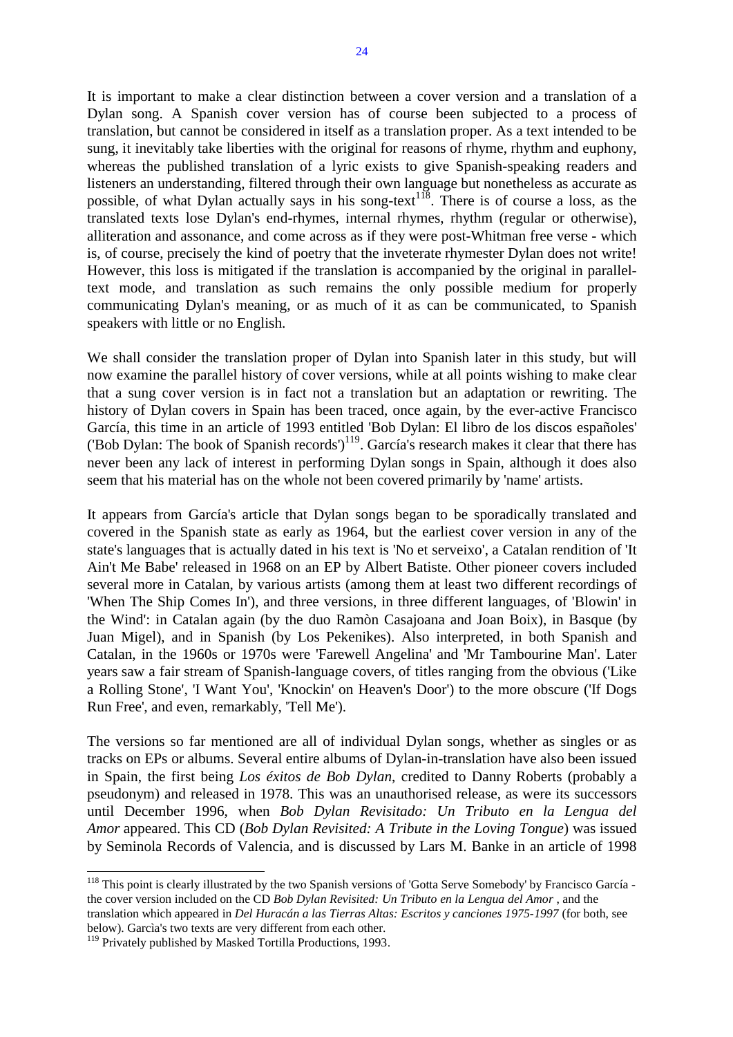It is important to make a clear distinction between a cover version and a translation of a Dylan song. A Spanish cover version has of course been subjected to a process of translation, but cannot be considered in itself as a translation proper. As a text intended to be sung, it inevitably take liberties with the original for reasons of rhyme, rhythm and euphony, whereas the published translation of a lyric exists to give Spanish-speaking readers and listeners an understanding, filtered through their own language but nonetheless as accurate as possible, of what Dylan actually says in his song-text[118]. There is of course a loss, as the translated texts lose Dylan's end-rhymes, internal rhymes, rhythm (regular or otherwise), alliteration and assonance, and come across as if they were post-Whitman free verse - which is, of course, precisely the kind of poetry that the inveterate rhymester Dylan does not write! However, this loss is mitigated if the translation is accompanied by the original in parallel-text mode, and translation as such remains the only possible medium for properly communicating Dylan's meaning, or as much of it as can be communicated, to Spanish speakers with little or no English.

We shall consider the translation proper of Dylan into Spanish later in this study, but will now examine the parallel history of cover versions, while at all points wishing to make clear that a sung cover version is in fact not a translation but an adaptation or rewriting. The history of Dylan covers in Spain has been traced, once again, by the ever-active Francisco García, this time in an article of 1993 entitled 'Bob Dylan: El libro de los discos españoles' ('Bob Dylan: The book of Spanish records')[119]. García's research makes it clear that there has never been any lack of interest in performing Dylan songs in Spain, although it does also seem that his material has on the whole not been covered primarily by 'name' artists.

It appears from García's article that Dylan songs began to be sporadically translated and covered in the Spanish state as early as 1964, but the earliest cover version in any of the state's languages that is actually dated in his text is 'No et serveixo', a Catalan rendition of 'It Ain't Me Babe' released in 1968 on an EP by Albert Batiste. Other pioneer covers included several more in Catalan, by various artists (among them at least two different recordings of 'When The Ship Comes In'), and three versions, in three different languages, of 'Blowin' in the Wind': in Catalan again (by the duo Ramòn Casajoana and Joan Boix), in Basque (by Juan Migel), and in Spanish (by Los Pekenikes). Also interpreted, in both Spanish and Catalan, in the 1960s or 1970s were 'Farewell Angelina' and 'Mr Tambourine Man'. Later years saw a fair stream of Spanish-language covers, of titles ranging from the obvious ('Like a Rolling Stone', 'I Want You', 'Knockin' on Heaven's Door') to the more obscure ('If Dogs Run Free', and even, remarkably, 'Tell Me').

The versions so far mentioned are all of individual Dylan songs, whether as singles or as tracks on EPs or albums. Several entire albums of Dylan-in-translation have also been issued in Spain, the first being *Los éxitos de Bob Dylan*, credited to Danny Roberts (probably a pseudonym) and released in 1978. This was an unauthorised release, as were its successors until December 1996, when *Bob Dylan Revisitado: Un Tributo en la Lengua del Amor* appeared. This CD (*Bob Dylan Revisited: A Tribute in the Loving Tongue*) was issued by Seminola Records of Valencia, and is discussed by Lars M. Banke in an article of 1998

---

[118] This point is clearly illustrated by the two Spanish versions of 'Gotta Serve Somebody' by Francisco García - the cover version included on the CD *Bob Dylan Revisited: Un Tributo en la Lengua del Amor* , and the translation which appeared in *Del Huracán a las Tierras Altas: Escritos y canciones 1975-1997* (for both, see below). Garcìa's two texts are very different from each other.

[119] Privately published by Masked Tortilla Productions, 1993.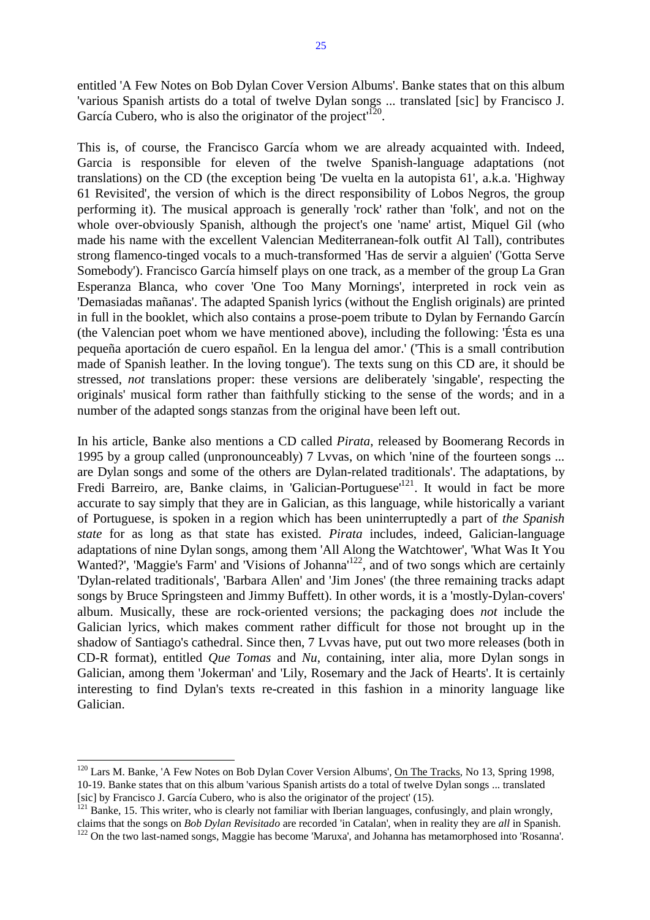entitled 'A Few Notes on Bob Dylan Cover Version Albums'. Banke states that on this album 'various Spanish artists do a total of twelve Dylan songs ... translated [sic] by Francisco J. García Cubero, who is also the originator of the project'[120].

This is, of course, the Francisco García whom we are already acquainted with. Indeed, Garcia is responsible for eleven of the twelve Spanish-language adaptations (not translations) on the CD (the exception being 'De vuelta en la autopista 61', a.k.a. 'Highway 61 Revisited', the version of which is the direct responsibility of Lobos Negros, the group performing it). The musical approach is generally 'rock' rather than 'folk', and not on the whole over-obviously Spanish, although the project's one 'name' artist, Miquel Gil (who made his name with the excellent Valencian Mediterranean-folk outfit Al Tall), contributes strong flamenco-tinged vocals to a much-transformed 'Has de servir a alguien' ('Gotta Serve Somebody'). Francisco García himself plays on one track, as a member of the group La Gran Esperanza Blanca, who cover 'One Too Many Mornings', interpreted in rock vein as 'Demasiadas mañanas'. The adapted Spanish lyrics (without the English originals) are printed in full in the booklet, which also contains a prose-poem tribute to Dylan by Fernando Garcín (the Valencian poet whom we have mentioned above), including the following: 'Ésta es una pequeña aportación de cuero español. En la lengua del amor.' ('This is a small contribution made of Spanish leather. In the loving tongue'). The texts sung on this CD are, it should be stressed, *not* translations proper: these versions are deliberately 'singable', respecting the originals' musical form rather than faithfully sticking to the sense of the words; and in a number of the adapted songs stanzas from the original have been left out.

In his article, Banke also mentions a CD called *Pirata*, released by Boomerang Records in 1995 by a group called (unpronounceably) 7 Lvvas, on which 'nine of the fourteen songs ... are Dylan songs and some of the others are Dylan-related traditionals'. The adaptations, by Fredi Barreiro, are, Banke claims, in 'Galician-Portuguese'[121]. It would in fact be more accurate to say simply that they are in Galician, as this language, while historically a variant of Portuguese, is spoken in a region which has been uninterruptedly a part of *the Spanish state* for as long as that state has existed. *Pirata* includes, indeed, Galician-language adaptations of nine Dylan songs, among them 'All Along the Watchtower', 'What Was It You Wanted?', 'Maggie's Farm' and 'Visions of Johanna'[122], and of two songs which are certainly 'Dylan-related traditionals', 'Barbara Allen' and 'Jim Jones' (the three remaining tracks adapt songs by Bruce Springsteen and Jimmy Buffett). In other words, it is a 'mostly-Dylan-covers' album. Musically, these are rock-oriented versions; the packaging does *not* include the Galician lyrics, which makes comment rather difficult for those not brought up in the shadow of Santiago's cathedral. Since then, 7 Lvvas have, put out two more releases (both in CD-R format), entitled *Que Tomas* and *Nu*, containing, inter alia, more Dylan songs in Galician, among them 'Jokerman' and 'Lily, Rosemary and the Jack of Hearts'. It is certainly interesting to find Dylan's texts re-created in this fashion in a minority language like Galician.

---

[120] Lars M. Banke, 'A Few Notes on Bob Dylan Cover Version Albums', On The Tracks, No 13, Spring 1998, 10-19. Banke states that on this album 'various Spanish artists do a total of twelve Dylan songs ... translated [sic] by Francisco J. García Cubero, who is also the originator of the project' (15).

[121] Banke, 15. This writer, who is clearly not familiar with Iberian languages, confusingly, and plain wrongly, claims that the songs on *Bob Dylan Revisitado* are recorded 'in Catalan', when in reality they are *all* in Spanish.

[122] On the two last-named songs, Maggie has become 'Maruxa', and Johanna has metamorphosed into 'Rosanna'.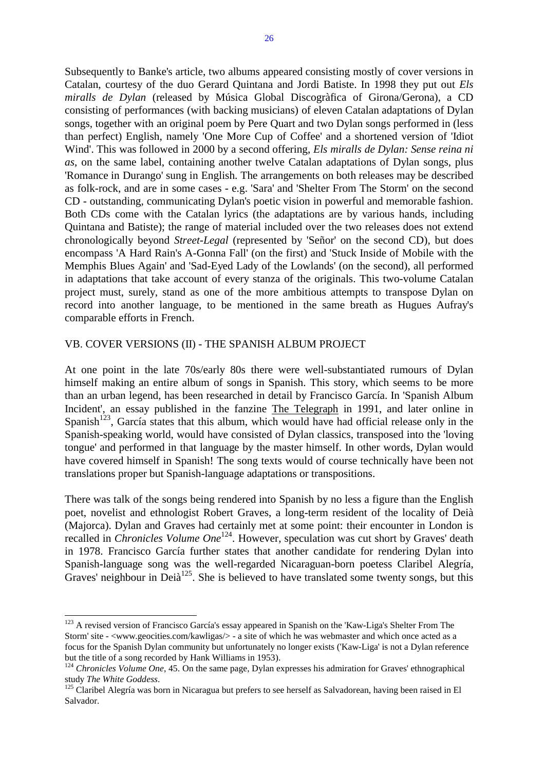Subsequently to Banke's article, two albums appeared consisting mostly of cover versions in Catalan, courtesy of the duo Gerard Quintana and Jordi Batiste. In 1998 they put out *Els miralls de Dylan* (released by Música Global Discogràfica of Girona/Gerona), a CD consisting of performances (with backing musicians) of eleven Catalan adaptations of Dylan songs, together with an original poem by Pere Quart and two Dylan songs performed in (less than perfect) English, namely 'One More Cup of Coffee' and a shortened version of 'Idiot Wind'. This was followed in 2000 by a second offering, *Els miralls de Dylan: Sense reina ni as*, on the same label, containing another twelve Catalan adaptations of Dylan songs, plus 'Romance in Durango' sung in English. The arrangements on both releases may be described as folk-rock, and are in some cases - e.g. 'Sara' and 'Shelter From The Storm' on the second CD - outstanding, communicating Dylan's poetic vision in powerful and memorable fashion. Both CDs come with the Catalan lyrics (the adaptations are by various hands, including Quintana and Batiste); the range of material included over the two releases does not extend chronologically beyond *Street-Legal* (represented by 'Señor' on the second CD), but does encompass 'A Hard Rain's A-Gonna Fall' (on the first) and 'Stuck Inside of Mobile with the Memphis Blues Again' and 'Sad-Eyed Lady of the Lowlands' (on the second), all performed in adaptations that take account of every stanza of the originals. This two-volume Catalan project must, surely, stand as one of the more ambitious attempts to transpose Dylan on record into another language, to be mentioned in the same breath as Hugues Aufray's comparable efforts in French.

## VB. COVER VERSIONS (II) - THE SPANISH ALBUM PROJECT

At one point in the late 70s/early 80s there were well-substantiated rumours of Dylan himself making an entire album of songs in Spanish. This story, which seems to be more than an urban legend, has been researched in detail by Francisco García. In 'Spanish Album Incident', an essay published in the fanzine The Telegraph in 1991, and later online in Spanish[123], García states that this album, which would have had official release only in the Spanish-speaking world, would have consisted of Dylan classics, transposed into the 'loving tongue' and performed in that language by the master himself. In other words, Dylan would have covered himself in Spanish! The song texts would of course technically have been not translations proper but Spanish-language adaptations or transpositions.

There was talk of the songs being rendered into Spanish by no less a figure than the English poet, novelist and ethnologist Robert Graves, a long-term resident of the locality of Deià (Majorca). Dylan and Graves had certainly met at some point: their encounter in London is recalled in *Chronicles Volume One*[124]. However, speculation was cut short by Graves' death in 1978. Francisco García further states that another candidate for rendering Dylan into Spanish-language song was the well-regarded Nicaraguan-born poetess Claribel Alegría, Graves' neighbour in Deià[125]. She is believed to have translated some twenty songs, but this

---

[123] A revised version of Francisco García's essay appeared in Spanish on the 'Kaw-Liga's Shelter From The Storm' site - <www.geocities.com/kawligas/> - a site of which he was webmaster and which once acted as a focus for the Spanish Dylan community but unfortunately no longer exists ('Kaw-Liga' is not a Dylan reference but the title of a song recorded by Hank Williams in 1953).

[124] *Chronicles Volume One*, 45. On the same page, Dylan expresses his admiration for Graves' ethnographical study *The White Goddess*.

[125] Claribel Alegría was born in Nicaragua but prefers to see herself as Salvadorean, having been raised in El Salvador.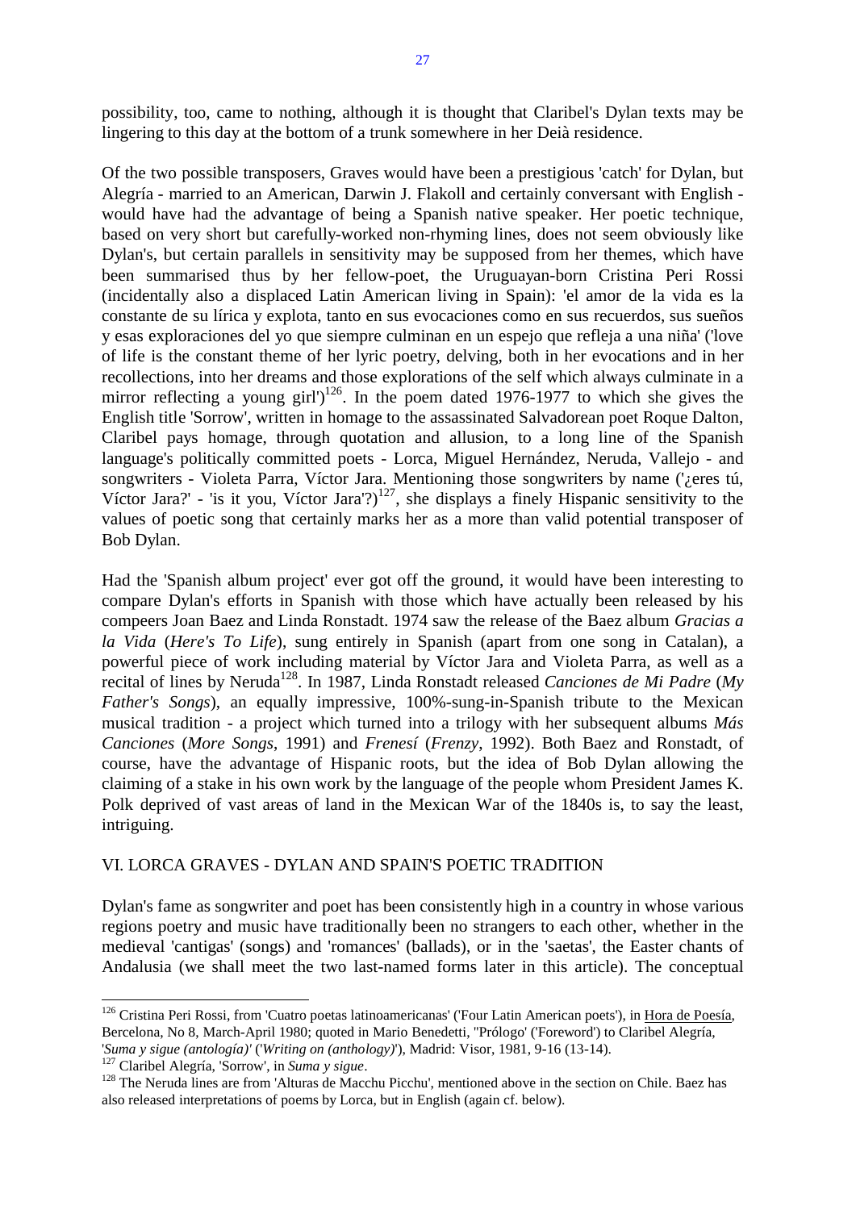possibility, too, came to nothing, although it is thought that Claribel's Dylan texts may be lingering to this day at the bottom of a trunk somewhere in her Deià residence.

Of the two possible transposers, Graves would have been a prestigious 'catch' for Dylan, but Alegría - married to an American, Darwin J. Flakoll and certainly conversant with English - would have had the advantage of being a Spanish native speaker. Her poetic technique, based on very short but carefully-worked non-rhyming lines, does not seem obviously like Dylan's, but certain parallels in sensitivity may be supposed from her themes, which have been summarised thus by her fellow-poet, the Uruguayan-born Cristina Peri Rossi (incidentally also a displaced Latin American living in Spain): 'el amor de la vida es la constante de su lírica y explota, tanto en sus evocaciones como en sus recuerdos, sus sueños y esas exploraciones del yo que siempre culminan en un espejo que refleja a una niña' ('love of life is the constant theme of her lyric poetry, delving, both in her evocations and in her recollections, into her dreams and those explorations of the self which always culminate in a mirror reflecting a young girl')[126]. In the poem dated 1976-1977 to which she gives the English title 'Sorrow', written in homage to the assassinated Salvadorean poet Roque Dalton, Claribel pays homage, through quotation and allusion, to a long line of the Spanish language's politically committed poets - Lorca, Miguel Hernández, Neruda, Vallejo - and songwriters - Violeta Parra, Víctor Jara. Mentioning those songwriters by name ('¿eres tú, Víctor Jara?' - 'is it you, Víctor Jara'?)[127], she displays a finely Hispanic sensitivity to the values of poetic song that certainly marks her as a more than valid potential transposer of Bob Dylan.

Had the 'Spanish album project' ever got off the ground, it would have been interesting to compare Dylan's efforts in Spanish with those which have actually been released by his compeers Joan Baez and Linda Ronstadt. 1974 saw the release of the Baez album *Gracias a la Vida* (*Here's To Life*), sung entirely in Spanish (apart from one song in Catalan), a powerful piece of work including material by Víctor Jara and Violeta Parra, as well as a recital of lines by Neruda[128]. In 1987, Linda Ronstadt released *Canciones de Mi Padre* (*My Father's Songs*), an equally impressive, 100%-sung-in-Spanish tribute to the Mexican musical tradition - a project which turned into a trilogy with her subsequent albums *Más Canciones* (*More Songs*, 1991) and *Frenesí* (*Frenzy*, 1992). Both Baez and Ronstadt, of course, have the advantage of Hispanic roots, but the idea of Bob Dylan allowing the claiming of a stake in his own work by the language of the people whom President James K. Polk deprived of vast areas of land in the Mexican War of the 1840s is, to say the least, intriguing.

## VI. LORCA GRAVES - DYLAN AND SPAIN'S POETIC TRADITION

Dylan's fame as songwriter and poet has been consistently high in a country in whose various regions poetry and music have traditionally been no strangers to each other, whether in the medieval 'cantigas' (songs) and 'romances' (ballads), or in the 'saetas', the Easter chants of Andalusia (we shall meet the two last-named forms later in this article). The conceptual

---

[126] Cristina Peri Rossi, from 'Cuatro poetas latinoamericanas' ('Four Latin American poets'), in Hora de Poesía, Bercelona, No 8, March-April 1980; quoted in Mario Benedetti, "Prólogo' ('Foreword') to Claribel Alegría, '*Suma y sigue (antología)'* ('*Writing on (anthology)*'), Madrid: Visor, 1981, 9-16 (13-14).

[127] Claribel Alegría, 'Sorrow', in *Suma y sigue*.

[128] The Neruda lines are from 'Alturas de Macchu Picchu', mentioned above in the section on Chile. Baez has also released interpretations of poems by Lorca, but in English (again cf. below).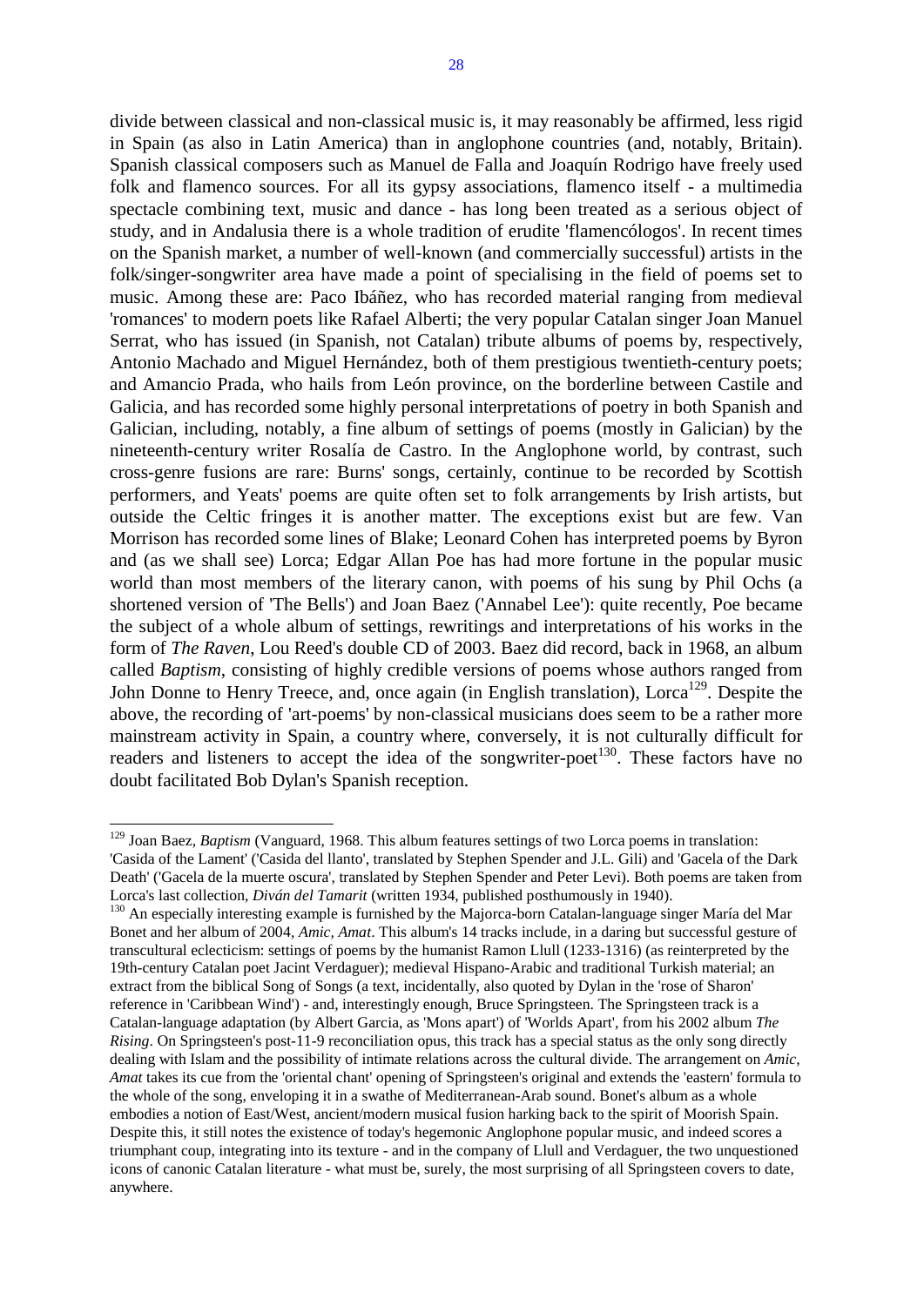divide between classical and non-classical music is, it may reasonably be affirmed, less rigid in Spain (as also in Latin America) than in anglophone countries (and, notably, Britain). Spanish classical composers such as Manuel de Falla and Joaquín Rodrigo have freely used folk and flamenco sources. For all its gypsy associations, flamenco itself - a multimedia spectacle combining text, music and dance - has long been treated as a serious object of study, and in Andalusia there is a whole tradition of erudite 'flamencólogos'. In recent times on the Spanish market, a number of well-known (and commercially successful) artists in the folk/singer-songwriter area have made a point of specialising in the field of poems set to music. Among these are: Paco Ibáñez, who has recorded material ranging from medieval 'romances' to modern poets like Rafael Alberti; the very popular Catalan singer Joan Manuel Serrat, who has issued (in Spanish, not Catalan) tribute albums of poems by, respectively, Antonio Machado and Miguel Hernández, both of them prestigious twentieth-century poets; and Amancio Prada, who hails from León province, on the borderline between Castile and Galicia, and has recorded some highly personal interpretations of poetry in both Spanish and Galician, including, notably, a fine album of settings of poems (mostly in Galician) by the nineteenth-century writer Rosalía de Castro. In the Anglophone world, by contrast, such cross-genre fusions are rare: Burns' songs, certainly, continue to be recorded by Scottish performers, and Yeats' poems are quite often set to folk arrangements by Irish artists, but outside the Celtic fringes it is another matter. The exceptions exist but are few. Van Morrison has recorded some lines of Blake; Leonard Cohen has interpreted poems by Byron and (as we shall see) Lorca; Edgar Allan Poe has had more fortune in the popular music world than most members of the literary canon, with poems of his sung by Phil Ochs (a shortened version of 'The Bells') and Joan Baez ('Annabel Lee'): quite recently, Poe became the subject of a whole album of settings, rewritings and interpretations of his works in the form of *The Raven*, Lou Reed's double CD of 2003. Baez did record, back in 1968, an album called *Baptism*, consisting of highly credible versions of poems whose authors ranged from John Donne to Henry Treece, and, once again (in English translation), Lorca[129]. Despite the above, the recording of 'art-poems' by non-classical musicians does seem to be a rather more mainstream activity in Spain, a country where, conversely, it is not culturally difficult for readers and listeners to accept the idea of the songwriter-poet[130]. These factors have no doubt facilitated Bob Dylan's Spanish reception.

---

[129] Joan Baez, *Baptism* (Vanguard, 1968. This album features settings of two Lorca poems in translation: 'Casida of the Lament' ('Casida del llanto', translated by Stephen Spender and J.L. Gili) and 'Gacela of the Dark Death' ('Gacela de la muerte oscura', translated by Stephen Spender and Peter Levi). Both poems are taken from Lorca's last collection, *Diván del Tamarit* (written 1934, published posthumously in 1940).

[130] An especially interesting example is furnished by the Majorca-born Catalan-language singer María del Mar Bonet and her album of 2004, *Amic, Amat*. This album's 14 tracks include, in a daring but successful gesture of transcultural eclecticism: settings of poems by the humanist Ramon Llull (1233-1316) (as reinterpreted by the 19th-century Catalan poet Jacint Verdaguer); medieval Hispano-Arabic and traditional Turkish material; an extract from the biblical Song of Songs (a text, incidentally, also quoted by Dylan in the 'rose of Sharon' reference in 'Caribbean Wind') - and, interestingly enough, Bruce Springsteen. The Springsteen track is a Catalan-language adaptation (by Albert Garcia, as 'Mons apart') of 'Worlds Apart', from his 2002 album *The Rising*. On Springsteen's post-11-9 reconciliation opus, this track has a special status as the only song directly dealing with Islam and the possibility of intimate relations across the cultural divide. The arrangement on *Amic, Amat* takes its cue from the 'oriental chant' opening of Springsteen's original and extends the 'eastern' formula to the whole of the song, enveloping it in a swathe of Mediterranean-Arab sound. Bonet's album as a whole embodies a notion of East/West, ancient/modern musical fusion harking back to the spirit of Moorish Spain. Despite this, it still notes the existence of today's hegemonic Anglophone popular music, and indeed scores a triumphant coup, integrating into its texture - and in the company of Llull and Verdaguer, the two unquestioned icons of canonic Catalan literature - what must be, surely, the most surprising of all Springsteen covers to date, anywhere.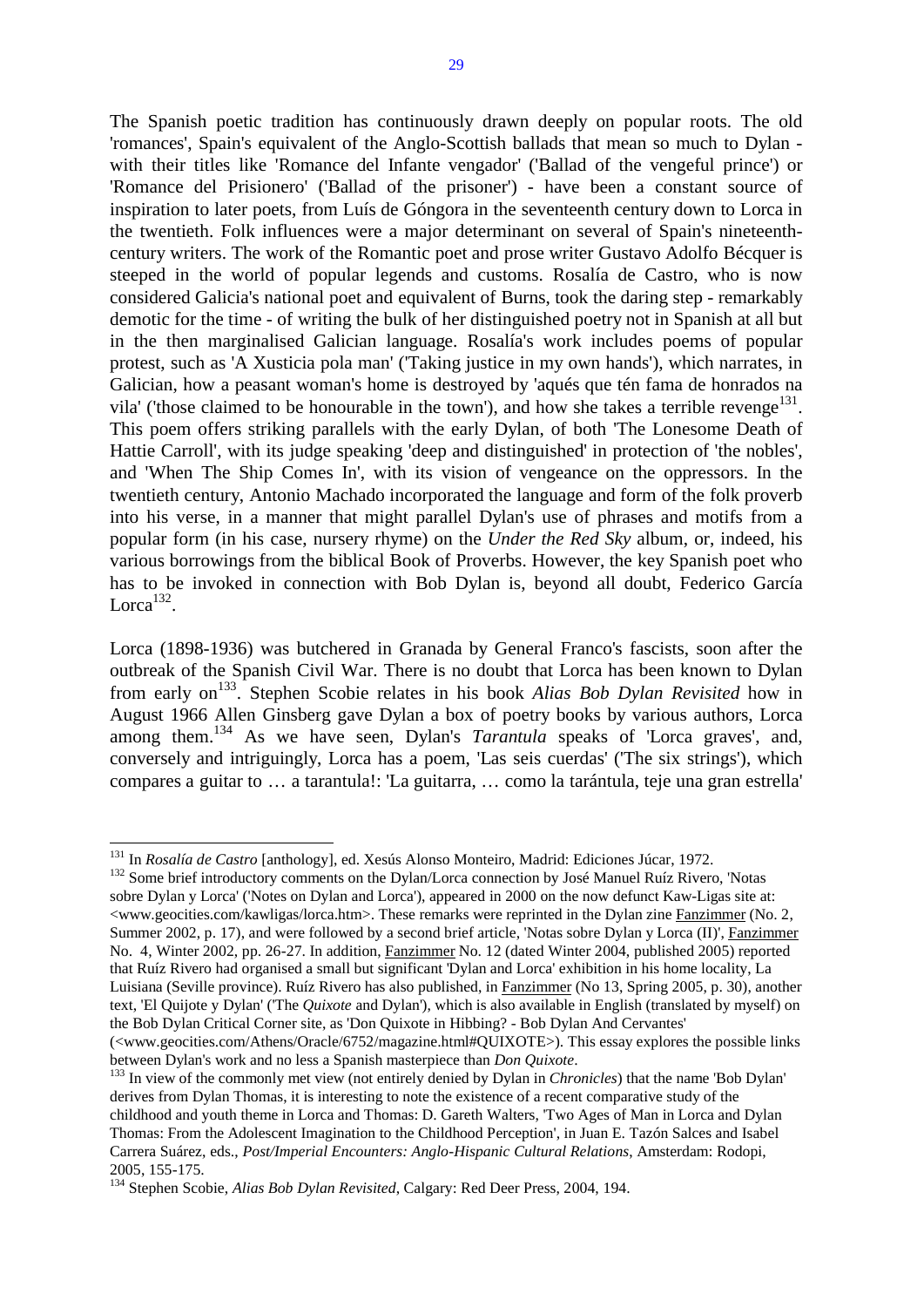The Spanish poetic tradition has continuously drawn deeply on popular roots. The old 'romances', Spain's equivalent of the Anglo-Scottish ballads that mean so much to Dylan - with their titles like 'Romance del Infante vengador' ('Ballad of the vengeful prince') or 'Romance del Prisionero' ('Ballad of the prisoner') - have been a constant source of inspiration to later poets, from Luís de Góngora in the seventeenth century down to Lorca in the twentieth. Folk influences were a major determinant on several of Spain's nineteenth-century writers. The work of the Romantic poet and prose writer Gustavo Adolfo Bécquer is steeped in the world of popular legends and customs. Rosalía de Castro, who is now considered Galicia's national poet and equivalent of Burns, took the daring step - remarkably demotic for the time - of writing the bulk of her distinguished poetry not in Spanish at all but in the then marginalised Galician language. Rosalía's work includes poems of popular protest, such as 'A Xusticia pola man' ('Taking justice in my own hands'), which narrates, in Galician, how a peasant woman's home is destroyed by 'aqués que tén fama de honrados na vila' ('those claimed to be honourable in the town'), and how she takes a terrible revenge[131]. This poem offers striking parallels with the early Dylan, of both 'The Lonesome Death of Hattie Carroll', with its judge speaking 'deep and distinguished' in protection of 'the nobles', and 'When The Ship Comes In', with its vision of vengeance on the oppressors. In the twentieth century, Antonio Machado incorporated the language and form of the folk proverb into his verse, in a manner that might parallel Dylan's use of phrases and motifs from a popular form (in his case, nursery rhyme) on the *Under the Red Sky* album, or, indeed, his various borrowings from the biblical Book of Proverbs. However, the key Spanish poet who has to be invoked in connection with Bob Dylan is, beyond all doubt, Federico García Lorca[132].

Lorca (1898-1936) was butchered in Granada by General Franco's fascists, soon after the outbreak of the Spanish Civil War. There is no doubt that Lorca has been known to Dylan from early on[133]. Stephen Scobie relates in his book *Alias Bob Dylan Revisited* how in August 1966 Allen Ginsberg gave Dylan a box of poetry books by various authors, Lorca among them.[134] As we have seen, Dylan's *Tarantula* speaks of 'Lorca graves', and, conversely and intriguingly, Lorca has a poem, 'Las seis cuerdas' ('The six strings'), which compares a guitar to … a tarantula!: 'La guitarra, … como la tarántula, teje una gran estrella'

---

[131] In *Rosalía de Castro* [anthology], ed. Xesús Alonso Monteiro, Madrid: Ediciones Júcar, 1972.

[132] Some brief introductory comments on the Dylan/Lorca connection by José Manuel Ruíz Rivero, 'Notas sobre Dylan y Lorca' ('Notes on Dylan and Lorca'), appeared in 2000 on the now defunct Kaw-Ligas site at: <www.geocities.com/kawligas/lorca.htm>. These remarks were reprinted in the Dylan zine Fanzimmer (No. 2, Summer 2002, p. 17), and were followed by a second brief article, 'Notas sobre Dylan y Lorca (II)', Fanzimmer No. 4, Winter 2002, pp. 26-27. In addition, Fanzimmer No. 12 (dated Winter 2004, published 2005) reported that Ruíz Rivero had organised a small but significant 'Dylan and Lorca' exhibition in his home locality, La Luisiana (Seville province). Ruíz Rivero has also published, in Fanzimmer (No 13, Spring 2005, p. 30), another text, 'El Quijote y Dylan' ('The *Quixote* and Dylan'), which is also available in English (translated by myself) on the Bob Dylan Critical Corner site, as 'Don Quixote in Hibbing? - Bob Dylan And Cervantes' (<www.geocities.com/Athens/Oracle/6752/magazine.html#QUIXOTE>). This essay explores the possible links between Dylan's work and no less a Spanish masterpiece than *Don Quixote*.

[133] In view of the commonly met view (not entirely denied by Dylan in *Chronicles*) that the name 'Bob Dylan' derives from Dylan Thomas, it is interesting to note the existence of a recent comparative study of the childhood and youth theme in Lorca and Thomas: D. Gareth Walters, 'Two Ages of Man in Lorca and Dylan Thomas: From the Adolescent Imagination to the Childhood Perception', in Juan E. Tazón Salces and Isabel Carrera Suárez, eds., *Post/Imperial Encounters: Anglo-Hispanic Cultural Relations*, Amsterdam: Rodopi, 2005, 155-175.

[134] Stephen Scobie, *Alias Bob Dylan Revisited*, Calgary: Red Deer Press, 2004, 194.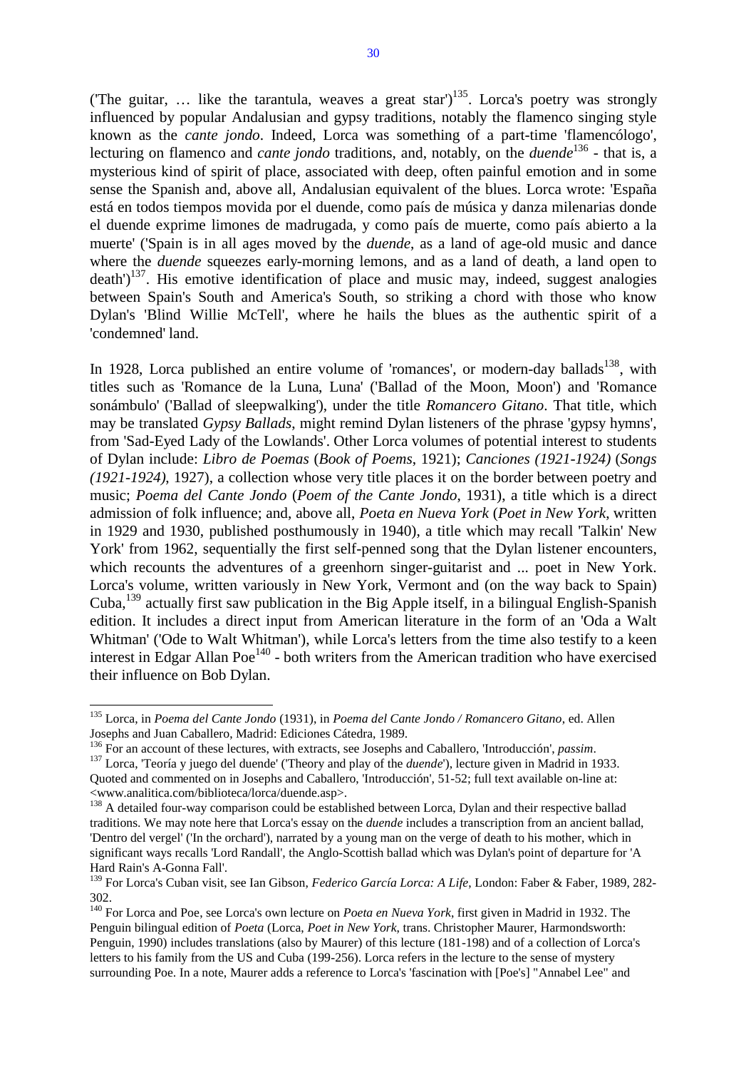('The guitar, … like the tarantula, weaves a great star')[135]. Lorca's poetry was strongly influenced by popular Andalusian and gypsy traditions, notably the flamenco singing style known as the *cante jondo*. Indeed, Lorca was something of a part-time 'flamencólogo', lecturing on flamenco and *cante jondo* traditions, and, notably, on the *duende*[136] - that is, a mysterious kind of spirit of place, associated with deep, often painful emotion and in some sense the Spanish and, above all, Andalusian equivalent of the blues. Lorca wrote: 'España está en todos tiempos movida por el duende, como país de música y danza milenarias donde el duende exprime limones de madrugada, y como país de muerte, como país abierto a la muerte' ('Spain is in all ages moved by the *duende*, as a land of age-old music and dance where the *duende* squeezes early-morning lemons, and as a land of death, a land open to death')[137]. His emotive identification of place and music may, indeed, suggest analogies between Spain's South and America's South, so striking a chord with those who know Dylan's 'Blind Willie McTell', where he hails the blues as the authentic spirit of a 'condemned' land.

In 1928, Lorca published an entire volume of 'romances', or modern-day ballads[138], with titles such as 'Romance de la Luna, Luna' ('Ballad of the Moon, Moon') and 'Romance sonámbulo' ('Ballad of sleepwalking'), under the title *Romancero Gitano*. That title, which may be translated *Gypsy Ballads*, might remind Dylan listeners of the phrase 'gypsy hymns', from 'Sad-Eyed Lady of the Lowlands'. Other Lorca volumes of potential interest to students of Dylan include: *Libro de Poemas* (*Book of Poems*, 1921); *Canciones (1921-1924)* (*Songs (1921-1924)*, 1927), a collection whose very title places it on the border between poetry and music; *Poema del Cante Jondo* (*Poem of the Cante Jondo*, 1931), a title which is a direct admission of folk influence; and, above all, *Poeta en Nueva York* (*Poet in New York*, written in 1929 and 1930, published posthumously in 1940), a title which may recall 'Talkin' New York' from 1962, sequentially the first self-penned song that the Dylan listener encounters, which recounts the adventures of a greenhorn singer-guitarist and ... poet in New York. Lorca's volume, written variously in New York, Vermont and (on the way back to Spain) Cuba,[139] actually first saw publication in the Big Apple itself, in a bilingual English-Spanish edition. It includes a direct input from American literature in the form of an 'Oda a Walt Whitman' ('Ode to Walt Whitman'), while Lorca's letters from the time also testify to a keen interest in Edgar Allan Poe[140] - both writers from the American tradition who have exercised their influence on Bob Dylan.

---

[135] Lorca, in *Poema del Cante Jondo* (1931), in *Poema del Cante Jondo / Romancero Gitano*, ed. Allen Josephs and Juan Caballero, Madrid: Ediciones Cátedra, 1989.

[136] For an account of these lectures, with extracts, see Josephs and Caballero, 'Introducción', *passim*.

[137] Lorca, 'Teoría y juego del duende' ('Theory and play of the *duende*'), lecture given in Madrid in 1933. Quoted and commented on in Josephs and Caballero, 'Introducción', 51-52; full text available on-line at: <www.analitica.com/biblioteca/lorca/duende.asp>.

[138] A detailed four-way comparison could be established between Lorca, Dylan and their respective ballad traditions. We may note here that Lorca's essay on the *duende* includes a transcription from an ancient ballad, 'Dentro del vergel' ('In the orchard'), narrated by a young man on the verge of death to his mother, which in significant ways recalls 'Lord Randall', the Anglo-Scottish ballad which was Dylan's point of departure for 'A Hard Rain's A-Gonna Fall'.

[139] For Lorca's Cuban visit, see Ian Gibson, *Federico García Lorca: A Life*, London: Faber & Faber, 1989, 282-302.

[140] For Lorca and Poe, see Lorca's own lecture on *Poeta en Nueva York*, first given in Madrid in 1932. The Penguin bilingual edition of *Poeta* (Lorca, *Poet in New York*, trans. Christopher Maurer, Harmondsworth: Penguin, 1990) includes translations (also by Maurer) of this lecture (181-198) and of a collection of Lorca's letters to his family from the US and Cuba (199-256). Lorca refers in the lecture to the sense of mystery surrounding Poe. In a note, Maurer adds a reference to Lorca's 'fascination with [Poe's] "Annabel Lee" and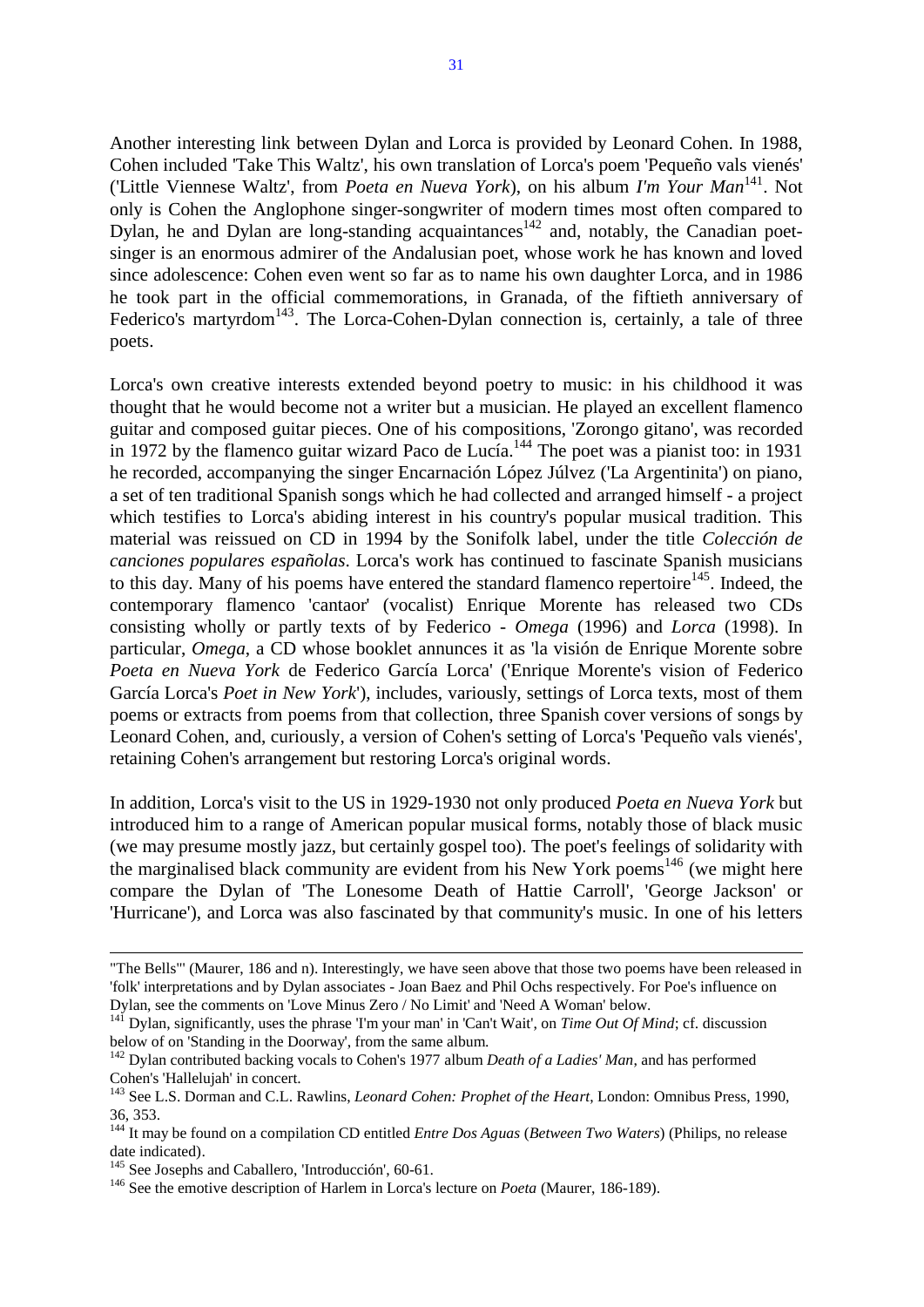Another interesting link between Dylan and Lorca is provided by Leonard Cohen. In 1988, Cohen included 'Take This Waltz', his own translation of Lorca's poem 'Pequeño vals vienés' ('Little Viennese Waltz', from *Poeta en Nueva York*), on his album *I'm Your Man*[141]. Not only is Cohen the Anglophone singer-songwriter of modern times most often compared to Dylan, he and Dylan are long-standing acquaintances[142] and, notably, the Canadian poet-singer is an enormous admirer of the Andalusian poet, whose work he has known and loved since adolescence: Cohen even went so far as to name his own daughter Lorca, and in 1986 he took part in the official commemorations, in Granada, of the fiftieth anniversary of Federico's martyrdom[143]. The Lorca-Cohen-Dylan connection is, certainly, a tale of three poets.

Lorca's own creative interests extended beyond poetry to music: in his childhood it was thought that he would become not a writer but a musician. He played an excellent flamenco guitar and composed guitar pieces. One of his compositions, 'Zorongo gitano', was recorded in 1972 by the flamenco guitar wizard Paco de Lucía.[144] The poet was a pianist too: in 1931 he recorded, accompanying the singer Encarnación López Júlvez ('La Argentinita') on piano, a set of ten traditional Spanish songs which he had collected and arranged himself - a project which testifies to Lorca's abiding interest in his country's popular musical tradition. This material was reissued on CD in 1994 by the Sonifolk label, under the title *Colección de canciones populares españolas*. Lorca's work has continued to fascinate Spanish musicians to this day. Many of his poems have entered the standard flamenco repertoire[145]. Indeed, the contemporary flamenco 'cantaor' (vocalist) Enrique Morente has released two CDs consisting wholly or partly texts of by Federico - *Omega* (1996) and *Lorca* (1998). In particular, *Omega*, a CD whose booklet annunces it as 'la visión de Enrique Morente sobre *Poeta en Nueva York* de Federico García Lorca' ('Enrique Morente's vision of Federico García Lorca's *Poet in New York*'), includes, variously, settings of Lorca texts, most of them poems or extracts from poems from that collection, three Spanish cover versions of songs by Leonard Cohen, and, curiously, a version of Cohen's setting of Lorca's 'Pequeño vals vienés', retaining Cohen's arrangement but restoring Lorca's original words.

In addition, Lorca's visit to the US in 1929-1930 not only produced *Poeta en Nueva York* but introduced him to a range of American popular musical forms, notably those of black music (we may presume mostly jazz, but certainly gospel too). The poet's feelings of solidarity with the marginalised black community are evident from his New York poems[146] (we might here compare the Dylan of 'The Lonesome Death of Hattie Carroll', 'George Jackson' or 'Hurricane'), and Lorca was also fascinated by that community's music. In one of his letters

---

"The Bells"' (Maurer, 186 and n). Interestingly, we have seen above that those two poems have been released in 'folk' interpretations and by Dylan associates - Joan Baez and Phil Ochs respectively. For Poe's influence on Dylan, see the comments on 'Love Minus Zero / No Limit' and 'Need A Woman' below.

[141] Dylan, significantly, uses the phrase 'I'm your man' in 'Can't Wait', on *Time Out Of Mind*; cf. discussion below of on 'Standing in the Doorway', from the same album.

[142] Dylan contributed backing vocals to Cohen's 1977 album *Death of a Ladies' Man*, and has performed Cohen's 'Hallelujah' in concert.

[143] See L.S. Dorman and C.L. Rawlins, *Leonard Cohen: Prophet of the Heart*, London: Omnibus Press, 1990, 36, 353.

[144] It may be found on a compilation CD entitled *Entre Dos Aguas* (*Between Two Waters*) (Philips, no release date indicated).

[145] See Josephs and Caballero, 'Introducción', 60-61.

[146] See the emotive description of Harlem in Lorca's lecture on *Poeta* (Maurer, 186-189).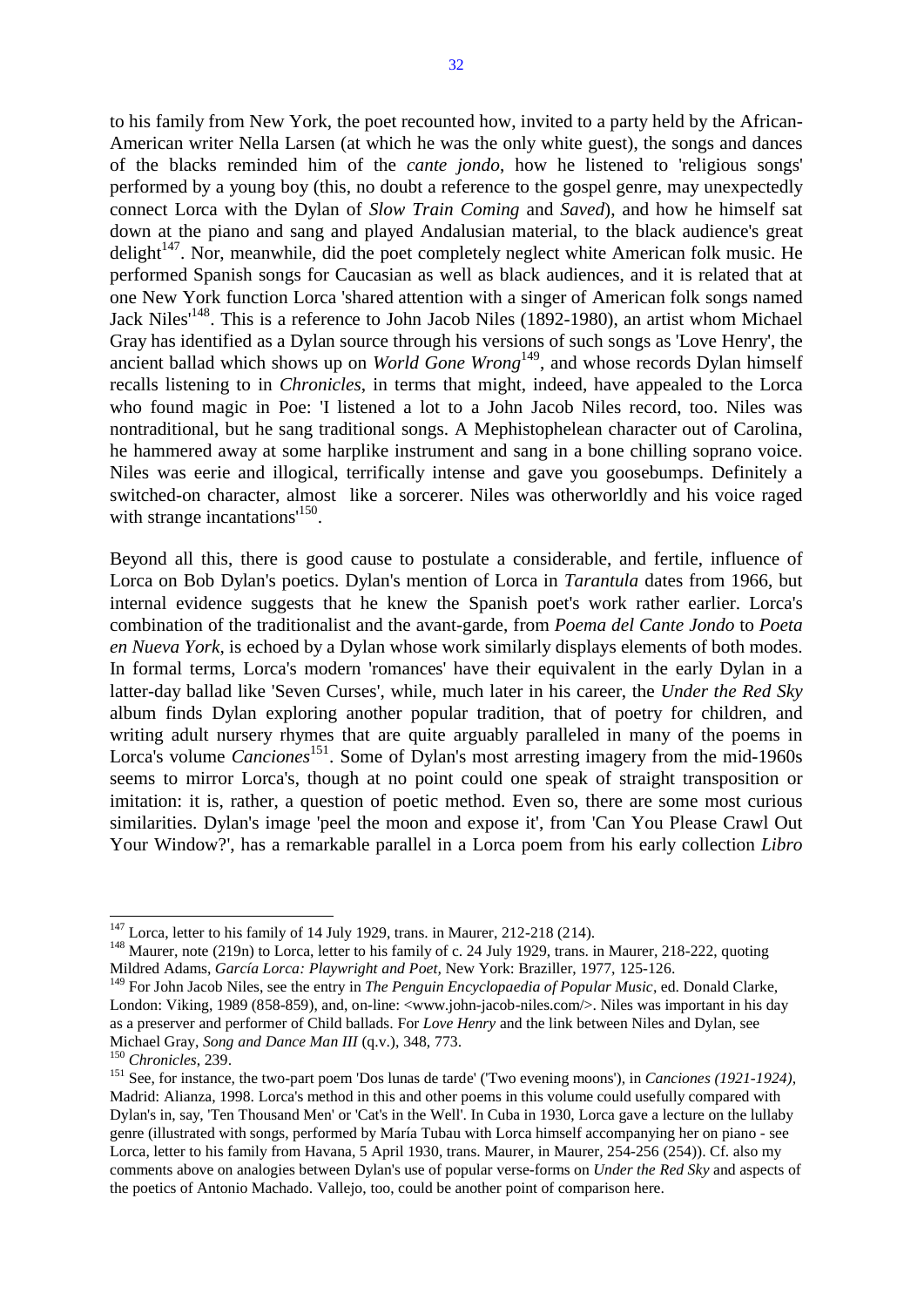to his family from New York, the poet recounted how, invited to a party held by the African-American writer Nella Larsen (at which he was the only white guest), the songs and dances of the blacks reminded him of the *cante jondo*, how he listened to 'religious songs' performed by a young boy (this, no doubt a reference to the gospel genre, may unexpectedly connect Lorca with the Dylan of *Slow Train Coming* and *Saved*), and how he himself sat down at the piano and sang and played Andalusian material, to the black audience's great delight[147]. Nor, meanwhile, did the poet completely neglect white American folk music. He performed Spanish songs for Caucasian as well as black audiences, and it is related that at one New York function Lorca 'shared attention with a singer of American folk songs named Jack Niles'[148]. This is a reference to John Jacob Niles (1892-1980), an artist whom Michael Gray has identified as a Dylan source through his versions of such songs as 'Love Henry', the ancient ballad which shows up on *World Gone Wrong*[149], and whose records Dylan himself recalls listening to in *Chronicles*, in terms that might, indeed, have appealed to the Lorca who found magic in Poe: 'I listened a lot to a John Jacob Niles record, too. Niles was nontraditional, but he sang traditional songs. A Mephistophelean character out of Carolina, he hammered away at some harplike instrument and sang in a bone chilling soprano voice. Niles was eerie and illogical, terrifically intense and gave you goosebumps. Definitely a switched-on character, almost like a sorcerer. Niles was otherworldly and his voice raged with strange incantations'[150].

Beyond all this, there is good cause to postulate a considerable, and fertile, influence of Lorca on Bob Dylan's poetics. Dylan's mention of Lorca in *Tarantula* dates from 1966, but internal evidence suggests that he knew the Spanish poet's work rather earlier. Lorca's combination of the traditionalist and the avant-garde, from *Poema del Cante Jondo* to *Poeta en Nueva York*, is echoed by a Dylan whose work similarly displays elements of both modes. In formal terms, Lorca's modern 'romances' have their equivalent in the early Dylan in a latter-day ballad like 'Seven Curses', while, much later in his career, the *Under the Red Sky* album finds Dylan exploring another popular tradition, that of poetry for children, and writing adult nursery rhymes that are quite arguably paralleled in many of the poems in Lorca's volume *Canciones*[151]. Some of Dylan's most arresting imagery from the mid-1960s seems to mirror Lorca's, though at no point could one speak of straight transposition or imitation: it is, rather, a question of poetic method. Even so, there are some most curious similarities. Dylan's image 'peel the moon and expose it', from 'Can You Please Crawl Out Your Window?', has a remarkable parallel in a Lorca poem from his early collection *Libro*

---

[147] Lorca, letter to his family of 14 July 1929, trans. in Maurer, 212-218 (214).

[148] Maurer, note (219n) to Lorca, letter to his family of c. 24 July 1929, trans. in Maurer, 218-222, quoting Mildred Adams, *García Lorca: Playwright and Poet*, New York: Braziller, 1977, 125-126.

[149] For John Jacob Niles, see the entry in *The Penguin Encyclopaedia of Popular Music*, ed. Donald Clarke, London: Viking, 1989 (858-859), and, on-line: <www.john-jacob-niles.com/>. Niles was important in his day as a preserver and performer of Child ballads. For *Love Henry* and the link between Niles and Dylan, see Michael Gray, *Song and Dance Man III* (q.v.), 348, 773.

[150] *Chronicles*, 239.

[151] See, for instance, the two-part poem 'Dos lunas de tarde' ('Two evening moons'), in *Canciones (1921-1924)*, Madrid: Alianza, 1998. Lorca's method in this and other poems in this volume could usefully compared with Dylan's in, say, 'Ten Thousand Men' or 'Cat's in the Well'. In Cuba in 1930, Lorca gave a lecture on the lullaby genre (illustrated with songs, performed by María Tubau with Lorca himself accompanying her on piano - see Lorca, letter to his family from Havana, 5 April 1930, trans. Maurer, in Maurer, 254-256 (254)). Cf. also my comments above on analogies between Dylan's use of popular verse-forms on *Under the Red Sky* and aspects of the poetics of Antonio Machado. Vallejo, too, could be another point of comparison here.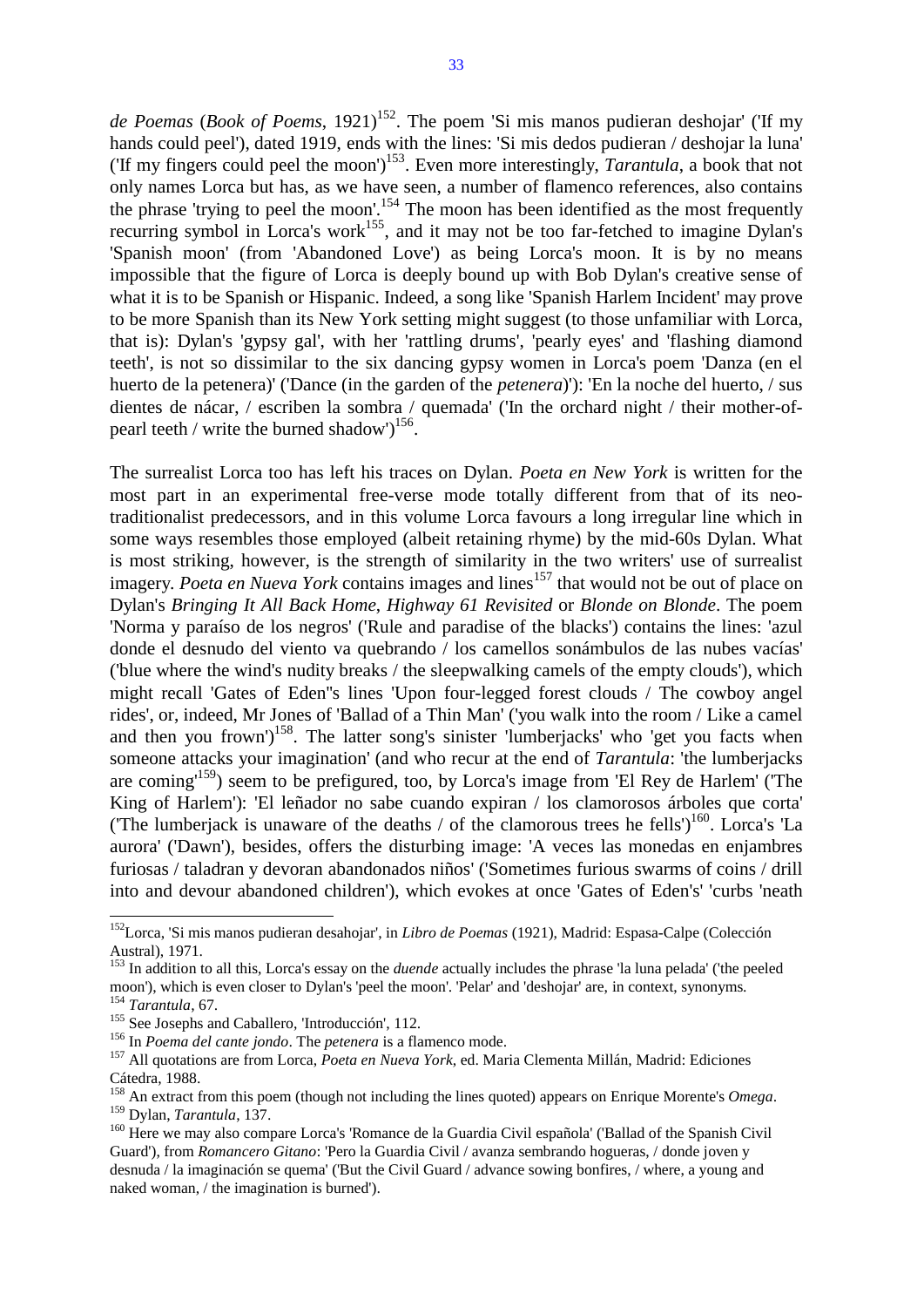*de Poemas* (*Book of Poems*, 1921)[152]. The poem 'Si mis manos pudieran deshojar' ('If my hands could peel'), dated 1919, ends with the lines: 'Si mis dedos pudieran / deshojar la luna' ('If my fingers could peel the moon')[153]. Even more interestingly, *Tarantula*, a book that not only names Lorca but has, as we have seen, a number of flamenco references, also contains the phrase 'trying to peel the moon'.[154] The moon has been identified as the most frequently recurring symbol in Lorca's work[155], and it may not be too far-fetched to imagine Dylan's 'Spanish moon' (from 'Abandoned Love') as being Lorca's moon. It is by no means impossible that the figure of Lorca is deeply bound up with Bob Dylan's creative sense of what it is to be Spanish or Hispanic. Indeed, a song like 'Spanish Harlem Incident' may prove to be more Spanish than its New York setting might suggest (to those unfamiliar with Lorca, that is): Dylan's 'gypsy gal', with her 'rattling drums', 'pearly eyes' and 'flashing diamond teeth', is not so dissimilar to the six dancing gypsy women in Lorca's poem 'Danza (en el huerto de la petenera)' ('Dance (in the garden of the *petenera*)'): 'En la noche del huerto, / sus dientes de nácar, / escriben la sombra / quemada' ('In the orchard night / their mother-of-pearl teeth / write the burned shadow')[156].

The surrealist Lorca too has left his traces on Dylan. *Poeta en New York* is written for the most part in an experimental free-verse mode totally different from that of its neo-traditionalist predecessors, and in this volume Lorca favours a long irregular line which in some ways resembles those employed (albeit retaining rhyme) by the mid-60s Dylan. What is most striking, however, is the strength of similarity in the two writers' use of surrealist imagery. *Poeta en Nueva York* contains images and lines[157] that would not be out of place on Dylan's *Bringing It All Back Home*, *Highway 61 Revisited* or *Blonde on Blonde*. The poem 'Norma y paraíso de los negros' ('Rule and paradise of the blacks') contains the lines: 'azul donde el desnudo del viento va quebrando / los camellos sonámbulos de las nubes vacías' ('blue where the wind's nudity breaks / the sleepwalking camels of the empty clouds'), which might recall 'Gates of Eden''s lines 'Upon four-legged forest clouds / The cowboy angel rides', or, indeed, Mr Jones of 'Ballad of a Thin Man' ('you walk into the room / Like a camel and then you frown')[158]. The latter song's sinister 'lumberjacks' who 'get you facts when someone attacks your imagination' (and who recur at the end of *Tarantula*: 'the lumberjacks are coming'[159]) seem to be prefigured, too, by Lorca's image from 'El Rey de Harlem' ('The King of Harlem'): 'El leñador no sabe cuando expiran / los clamorosos árboles que corta' ('The lumberjack is unaware of the deaths / of the clamorous trees he fells')[160]. Lorca's 'La aurora' ('Dawn'), besides, offers the disturbing image: 'A veces las monedas en enjambres furiosas / taladran y devoran abandonados niños' ('Sometimes furious swarms of coins / drill into and devour abandoned children'), which evokes at once 'Gates of Eden's' 'curbs 'neath

---

[152] Lorca, 'Si mis manos pudieran desahojar', in *Libro de Poemas* (1921), Madrid: Espasa-Calpe (Colección Austral), 1971.

[153] In addition to all this, Lorca's essay on the *duende* actually includes the phrase 'la luna pelada' ('the peeled moon'), which is even closer to Dylan's 'peel the moon'. 'Pelar' and 'deshojar' are, in context, synonyms.

[154] *Tarantula*, 67.

[155] See Josephs and Caballero, 'Introducción', 112.

[156] In *Poema del cante jondo*. The *petenera* is a flamenco mode.

[157] All quotations are from Lorca, *Poeta en Nueva York*, ed. Maria Clementa Millán, Madrid: Ediciones Cátedra, 1988.

[158] An extract from this poem (though not including the lines quoted) appears on Enrique Morente's *Omega*.

[159] Dylan, *Tarantula*, 137.

[160] Here we may also compare Lorca's 'Romance de la Guardia Civil española' ('Ballad of the Spanish Civil Guard'), from *Romancero Gitano*: 'Pero la Guardia Civil / avanza sembrando hogueras, / donde joven y desnuda / la imaginación se quema' ('But the Civil Guard / advance sowing bonfires, / where, a young and naked woman, / the imagination is burned').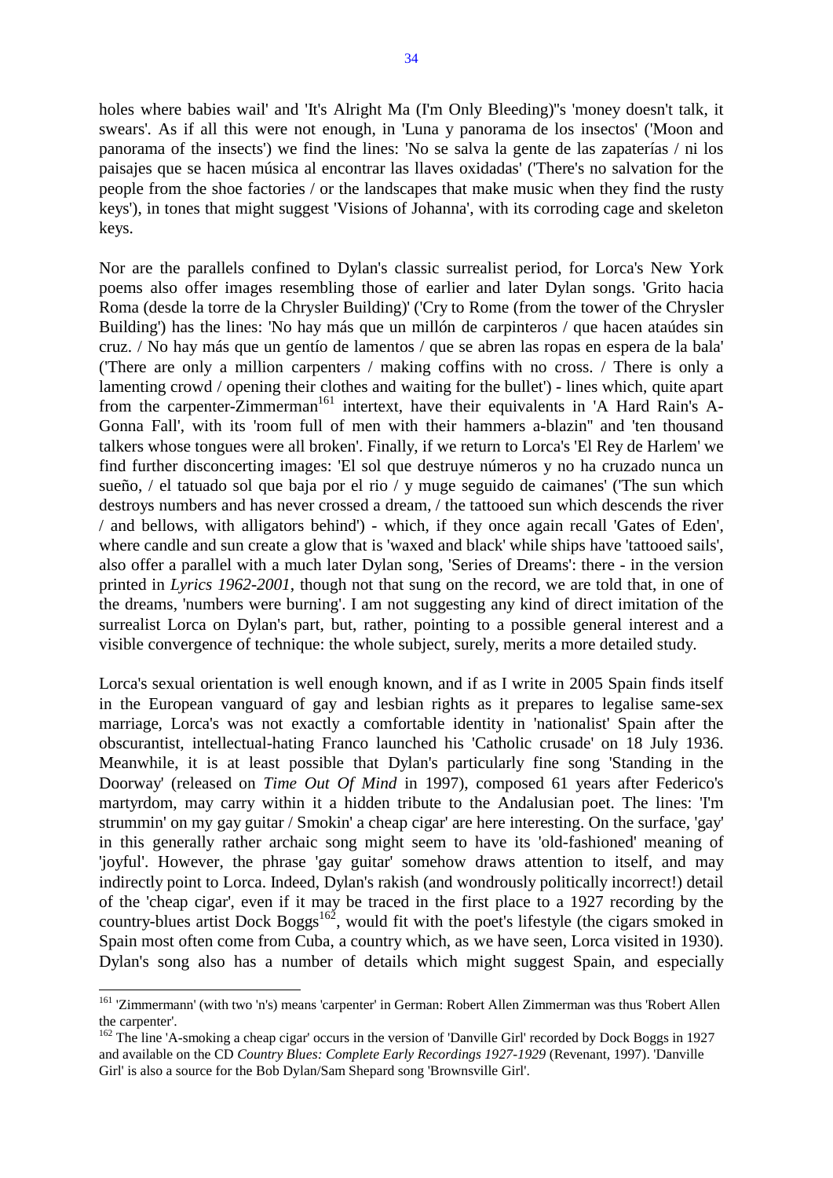holes where babies wail' and 'It's Alright Ma (I'm Only Bleeding)''s 'money doesn't talk, it swears'. As if all this were not enough, in 'Luna y panorama de los insectos' ('Moon and panorama of the insects') we find the lines: 'No se salva la gente de las zapaterías / ni los paisajes que se hacen música al encontrar las llaves oxidadas' ('There's no salvation for the people from the shoe factories / or the landscapes that make music when they find the rusty keys'), in tones that might suggest 'Visions of Johanna', with its corroding cage and skeleton keys.

Nor are the parallels confined to Dylan's classic surrealist period, for Lorca's New York poems also offer images resembling those of earlier and later Dylan songs. 'Grito hacia Roma (desde la torre de la Chrysler Building)' ('Cry to Rome (from the tower of the Chrysler Building') has the lines: 'No hay más que un millón de carpinteros / que hacen ataúdes sin cruz. / No hay más que un gentío de lamentos / que se abren las ropas en espera de la bala' ('There are only a million carpenters / making coffins with no cross. / There is only a lamenting crowd / opening their clothes and waiting for the bullet') - lines which, quite apart from the carpenter-Zimmerman[161] intertext, have their equivalents in 'A Hard Rain's A-Gonna Fall', with its 'room full of men with their hammers a-blazin'' and 'ten thousand talkers whose tongues were all broken'. Finally, if we return to Lorca's 'El Rey de Harlem' we find further disconcerting images: 'El sol que destruye números y no ha cruzado nunca un sueño, / el tatuado sol que baja por el rio / y muge seguido de caimanes' ('The sun which destroys numbers and has never crossed a dream, / the tattooed sun which descends the river / and bellows, with alligators behind') - which, if they once again recall 'Gates of Eden', where candle and sun create a glow that is 'waxed and black' while ships have 'tattooed sails', also offer a parallel with a much later Dylan song, 'Series of Dreams': there - in the version printed in *Lyrics 1962-2001*, though not that sung on the record, we are told that, in one of the dreams, 'numbers were burning'. I am not suggesting any kind of direct imitation of the surrealist Lorca on Dylan's part, but, rather, pointing to a possible general interest and a visible convergence of technique: the whole subject, surely, merits a more detailed study.

Lorca's sexual orientation is well enough known, and if as I write in 2005 Spain finds itself in the European vanguard of gay and lesbian rights as it prepares to legalise same-sex marriage, Lorca's was not exactly a comfortable identity in 'nationalist' Spain after the obscurantist, intellectual-hating Franco launched his 'Catholic crusade' on 18 July 1936. Meanwhile, it is at least possible that Dylan's particularly fine song 'Standing in the Doorway' (released on *Time Out Of Mind* in 1997), composed 61 years after Federico's martyrdom, may carry within it a hidden tribute to the Andalusian poet. The lines: 'I'm strummin' on my gay guitar / Smokin' a cheap cigar' are here interesting. On the surface, 'gay' in this generally rather archaic song might seem to have its 'old-fashioned' meaning of 'joyful'. However, the phrase 'gay guitar' somehow draws attention to itself, and may indirectly point to Lorca. Indeed, Dylan's rakish (and wondrously politically incorrect!) detail of the 'cheap cigar', even if it may be traced in the first place to a 1927 recording by the country-blues artist Dock Boggs[162], would fit with the poet's lifestyle (the cigars smoked in Spain most often come from Cuba, a country which, as we have seen, Lorca visited in 1930). Dylan's song also has a number of details which might suggest Spain, and especially

---

[161] 'Zimmermann' (with two 'n's) means 'carpenter' in German: Robert Allen Zimmerman was thus 'Robert Allen the carpenter'.

[162] The line 'A-smoking a cheap cigar' occurs in the version of 'Danville Girl' recorded by Dock Boggs in 1927 and available on the CD *Country Blues: Complete Early Recordings 1927-1929* (Revenant, 1997). 'Danville Girl' is also a source for the Bob Dylan/Sam Shepard song 'Brownsville Girl'.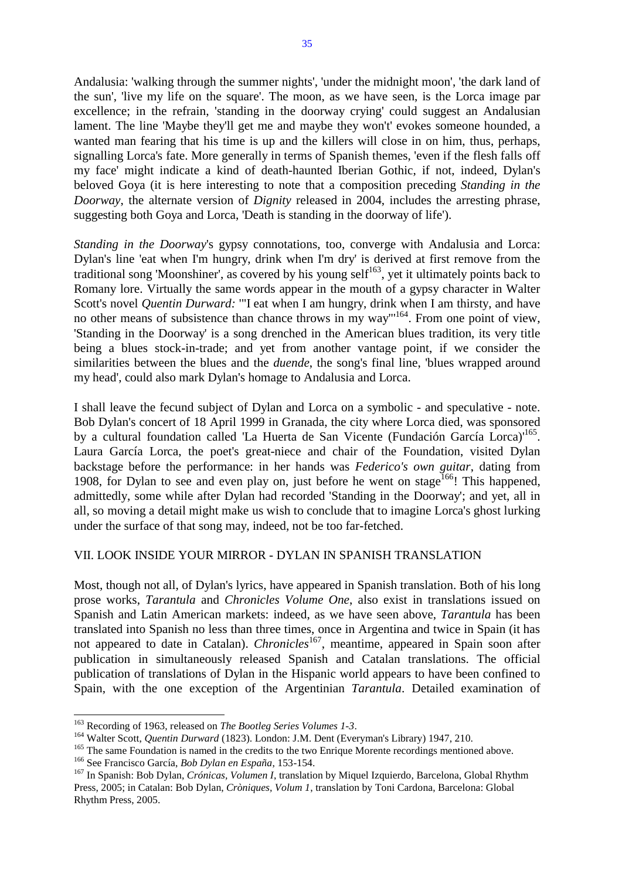Andalusia: 'walking through the summer nights', 'under the midnight moon', 'the dark land of the sun', 'live my life on the square'. The moon, as we have seen, is the Lorca image par excellence; in the refrain, 'standing in the doorway crying' could suggest an Andalusian lament. The line 'Maybe they'll get me and maybe they won't' evokes someone hounded, a wanted man fearing that his time is up and the killers will close in on him, thus, perhaps, signalling Lorca's fate. More generally in terms of Spanish themes, 'even if the flesh falls off my face' might indicate a kind of death-haunted Iberian Gothic, if not, indeed, Dylan's beloved Goya (it is here interesting to note that a composition preceding *Standing in the Doorway*, the alternate version of *Dignity* released in 2004, includes the arresting phrase, suggesting both Goya and Lorca, 'Death is standing in the doorway of life').

*Standing in the Doorway*'s gypsy connotations, too, converge with Andalusia and Lorca: Dylan's line 'eat when I'm hungry, drink when I'm dry' is derived at first remove from the traditional song 'Moonshiner', as covered by his young self[163], yet it ultimately points back to Romany lore. Virtually the same words appear in the mouth of a gypsy character in Walter Scott's novel *Quentin Durward:* '"I eat when I am hungry, drink when I am thirsty, and have no other means of subsistence than chance throws in my way"'[164]. From one point of view, 'Standing in the Doorway' is a song drenched in the American blues tradition, its very title being a blues stock-in-trade; and yet from another vantage point, if we consider the similarities between the blues and the *duende*, the song's final line, 'blues wrapped around my head', could also mark Dylan's homage to Andalusia and Lorca.

I shall leave the fecund subject of Dylan and Lorca on a symbolic - and speculative - note. Bob Dylan's concert of 18 April 1999 in Granada, the city where Lorca died, was sponsored by a cultural foundation called 'La Huerta de San Vicente (Fundación García Lorca)'[165]. Laura García Lorca, the poet's great-niece and chair of the Foundation, visited Dylan backstage before the performance: in her hands was *Federico's own guitar*, dating from 1908, for Dylan to see and even play on, just before he went on stage[166]! This happened, admittedly, some while after Dylan had recorded 'Standing in the Doorway'; and yet, all in all, so moving a detail might make us wish to conclude that to imagine Lorca's ghost lurking under the surface of that song may, indeed, not be too far-fetched.

## VII. LOOK INSIDE YOUR MIRROR - DYLAN IN SPANISH TRANSLATION

Most, though not all, of Dylan's lyrics, have appeared in Spanish translation. Both of his long prose works, *Tarantula* and *Chronicles Volume One*, also exist in translations issued on Spanish and Latin American markets: indeed, as we have seen above, *Tarantula* has been translated into Spanish no less than three times, once in Argentina and twice in Spain (it has not appeared to date in Catalan). *Chronicles*[167], meantime, appeared in Spain soon after publication in simultaneously released Spanish and Catalan translations. The official publication of translations of Dylan in the Hispanic world appears to have been confined to Spain, with the one exception of the Argentinian *Tarantula*. Detailed examination of

---

[163] Recording of 1963, released on *The Bootleg Series Volumes 1-3*.

[164] Walter Scott, *Quentin Durward* (1823). London: J.M. Dent (Everyman's Library) 1947, 210.

[165] The same Foundation is named in the credits to the two Enrique Morente recordings mentioned above.

[166] See Francisco García, *Bob Dylan en España*, 153-154.

[167] In Spanish: Bob Dylan, *Crónicas, Volumen I*, translation by Miquel Izquierdo, Barcelona, Global Rhythm Press, 2005; in Catalan: Bob Dylan, *Cròniques, Volum 1*, translation by Toni Cardona, Barcelona: Global Rhythm Press, 2005.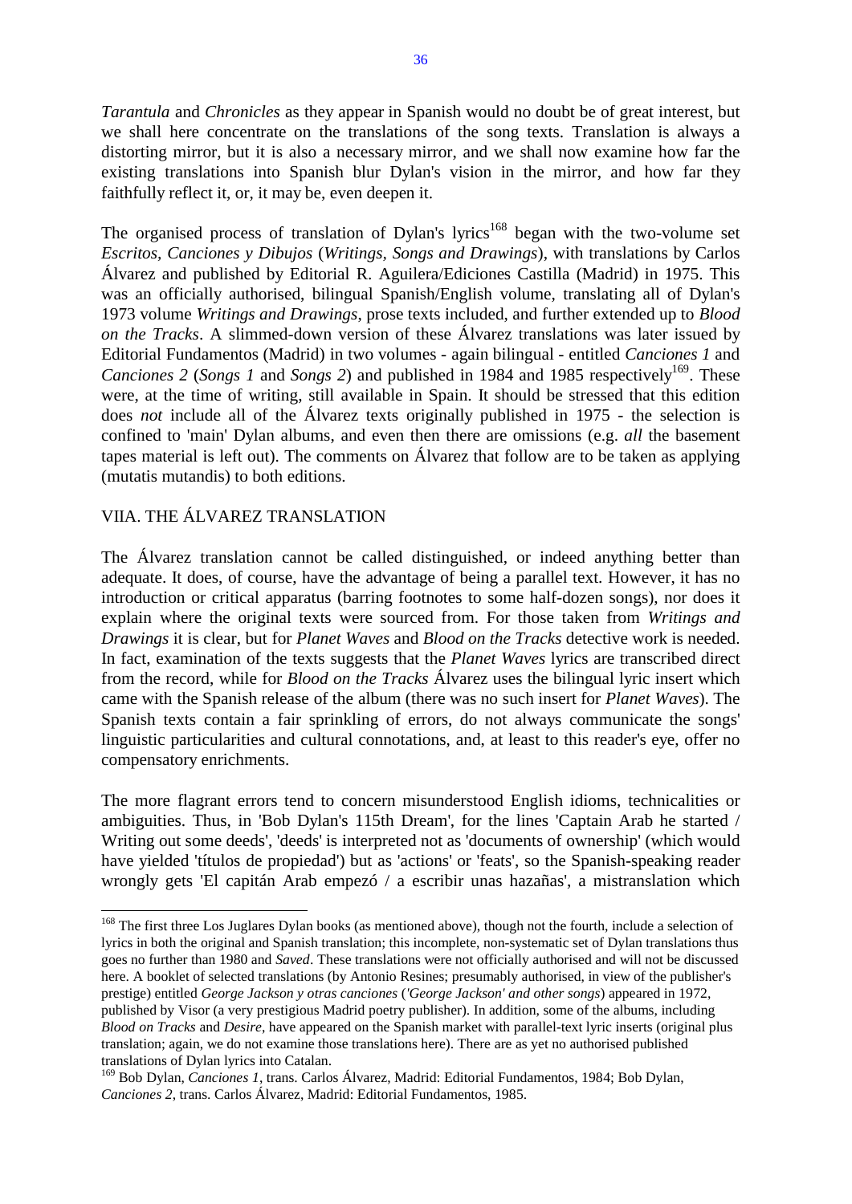*Tarantula* and *Chronicles* as they appear in Spanish would no doubt be of great interest, but we shall here concentrate on the translations of the song texts. Translation is always a distorting mirror, but it is also a necessary mirror, and we shall now examine how far the existing translations into Spanish blur Dylan's vision in the mirror, and how far they faithfully reflect it, or, it may be, even deepen it.

The organised process of translation of Dylan's lyrics[168] began with the two-volume set *Escritos, Canciones y Dibujos* (*Writings, Songs and Drawings*), with translations by Carlos Álvarez and published by Editorial R. Aguilera/Ediciones Castilla (Madrid) in 1975. This was an officially authorised, bilingual Spanish/English volume, translating all of Dylan's 1973 volume *Writings and Drawings*, prose texts included, and further extended up to *Blood on the Tracks*. A slimmed-down version of these Álvarez translations was later issued by Editorial Fundamentos (Madrid) in two volumes - again bilingual - entitled *Canciones 1* and *Canciones 2* (*Songs 1* and *Songs 2*) and published in 1984 and 1985 respectively[169]. These were, at the time of writing, still available in Spain. It should be stressed that this edition does *not* include all of the Álvarez texts originally published in 1975 - the selection is confined to 'main' Dylan albums, and even then there are omissions (e.g. *all* the basement tapes material is left out). The comments on Álvarez that follow are to be taken as applying (mutatis mutandis) to both editions.

## VIIA. THE ÁLVAREZ TRANSLATION

The Álvarez translation cannot be called distinguished, or indeed anything better than adequate. It does, of course, have the advantage of being a parallel text. However, it has no introduction or critical apparatus (barring footnotes to some half-dozen songs), nor does it explain where the original texts were sourced from. For those taken from *Writings and Drawings* it is clear, but for *Planet Waves* and *Blood on the Tracks* detective work is needed. In fact, examination of the texts suggests that the *Planet Waves* lyrics are transcribed direct from the record, while for *Blood on the Tracks* Álvarez uses the bilingual lyric insert which came with the Spanish release of the album (there was no such insert for *Planet Waves*). The Spanish texts contain a fair sprinkling of errors, do not always communicate the songs' linguistic particularities and cultural connotations, and, at least to this reader's eye, offer no compensatory enrichments.

The more flagrant errors tend to concern misunderstood English idioms, technicalities or ambiguities. Thus, in 'Bob Dylan's 115th Dream', for the lines 'Captain Arab he started / Writing out some deeds', 'deeds' is interpreted not as 'documents of ownership' (which would have yielded 'títulos de propiedad') but as 'actions' or 'feats', so the Spanish-speaking reader wrongly gets 'El capitán Arab empezó / a escribir unas hazañas', a mistranslation which

---

[168] The first three Los Juglares Dylan books (as mentioned above), though not the fourth, include a selection of lyrics in both the original and Spanish translation; this incomplete, non-systematic set of Dylan translations thus goes no further than 1980 and *Saved*. These translations were not officially authorised and will not be discussed here. A booklet of selected translations (by Antonio Resines; presumably authorised, in view of the publisher's prestige) entitled *George Jackson y otras canciones* (*'George Jackson' and other songs*) appeared in 1972, published by Visor (a very prestigious Madrid poetry publisher). In addition, some of the albums, including *Blood on Tracks* and *Desire*, have appeared on the Spanish market with parallel-text lyric inserts (original plus translation; again, we do not examine those translations here). There are as yet no authorised published translations of Dylan lyrics into Catalan.

[169] Bob Dylan, *Canciones 1*, trans. Carlos Álvarez, Madrid: Editorial Fundamentos, 1984; Bob Dylan, *Canciones 2*, trans. Carlos Álvarez, Madrid: Editorial Fundamentos, 1985.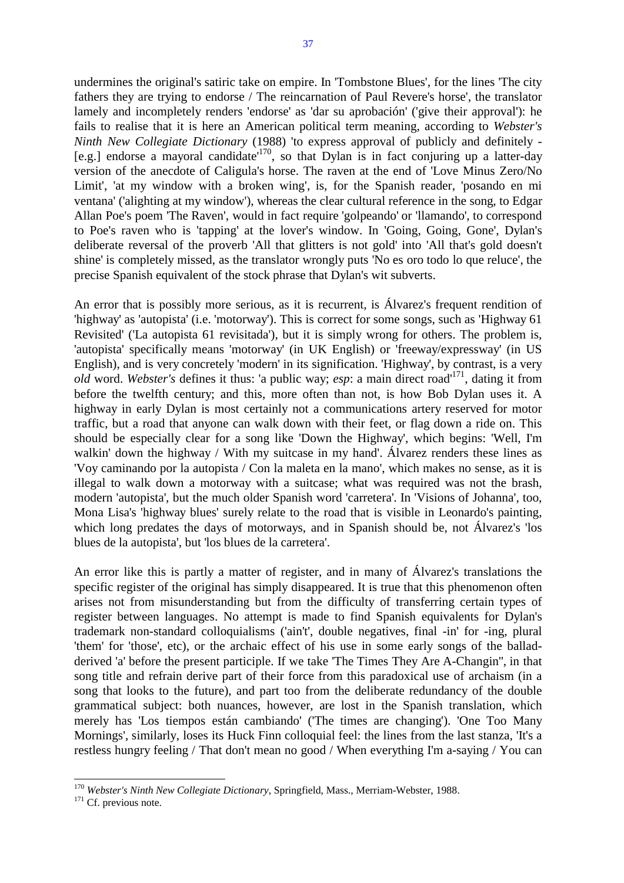undermines the original's satiric take on empire. In 'Tombstone Blues', for the lines 'The city fathers they are trying to endorse / The reincarnation of Paul Revere's horse', the translator lamely and incompletely renders 'endorse' as 'dar su aprobación' ('give their approval'): he fails to realise that it is here an American political term meaning, according to *Webster's Ninth New Collegiate Dictionary* (1988) 'to express approval of publicly and definitely - [e.g.] endorse a mayoral candidate'[170], so that Dylan is in fact conjuring up a latter-day version of the anecdote of Caligula's horse. The raven at the end of 'Love Minus Zero/No Limit', 'at my window with a broken wing', is, for the Spanish reader, 'posando en mi ventana' ('alighting at my window'), whereas the clear cultural reference in the song, to Edgar Allan Poe's poem 'The Raven', would in fact require 'golpeando' or 'llamando', to correspond to Poe's raven who is 'tapping' at the lover's window. In 'Going, Going, Gone', Dylan's deliberate reversal of the proverb 'All that glitters is not gold' into 'All that's gold doesn't shine' is completely missed, as the translator wrongly puts 'No es oro todo lo que reluce', the precise Spanish equivalent of the stock phrase that Dylan's wit subverts.

An error that is possibly more serious, as it is recurrent, is Álvarez's frequent rendition of 'highway' as 'autopista' (i.e. 'motorway'). This is correct for some songs, such as 'Highway 61 Revisited' ('La autopista 61 revisitada'), but it is simply wrong for others. The problem is, 'autopista' specifically means 'motorway' (in UK English) or 'freeway/expressway' (in US English), and is very concretely 'modern' in its signification. 'Highway', by contrast, is a very *old* word. *Webster's* defines it thus: 'a public way; *esp*: a main direct road'[171], dating it from before the twelfth century; and this, more often than not, is how Bob Dylan uses it. A highway in early Dylan is most certainly not a communications artery reserved for motor traffic, but a road that anyone can walk down with their feet, or flag down a ride on. This should be especially clear for a song like 'Down the Highway', which begins: 'Well, I'm walkin' down the highway / With my suitcase in my hand'. Álvarez renders these lines as 'Voy caminando por la autopista / Con la maleta en la mano', which makes no sense, as it is illegal to walk down a motorway with a suitcase; what was required was not the brash, modern 'autopista', but the much older Spanish word 'carretera'. In 'Visions of Johanna', too, Mona Lisa's 'highway blues' surely relate to the road that is visible in Leonardo's painting, which long predates the days of motorways, and in Spanish should be, not Álvarez's 'los blues de la autopista', but 'los blues de la carretera'.

An error like this is partly a matter of register, and in many of Álvarez's translations the specific register of the original has simply disappeared. It is true that this phenomenon often arises not from misunderstanding but from the difficulty of transferring certain types of register between languages. No attempt is made to find Spanish equivalents for Dylan's trademark non-standard colloquialisms ('ain't', double negatives, final -in' for -ing, plural 'them' for 'those', etc), or the archaic effect of his use in some early songs of the ballad-derived 'a' before the present participle. If we take 'The Times They Are A-Changin'', in that song title and refrain derive part of their force from this paradoxical use of archaism (in a song that looks to the future), and part too from the deliberate redundancy of the double grammatical subject: both nuances, however, are lost in the Spanish translation, which merely has 'Los tiempos están cambiando' ('The times are changing'). 'One Too Many Mornings', similarly, loses its Huck Finn colloquial feel: the lines from the last stanza, 'It's a restless hungry feeling / That don't mean no good / When everything I'm a-saying / You can

---

[170] *Webster's Ninth New Collegiate Dictionary*, Springfield, Mass., Merriam-Webster, 1988.

[171] Cf. previous note.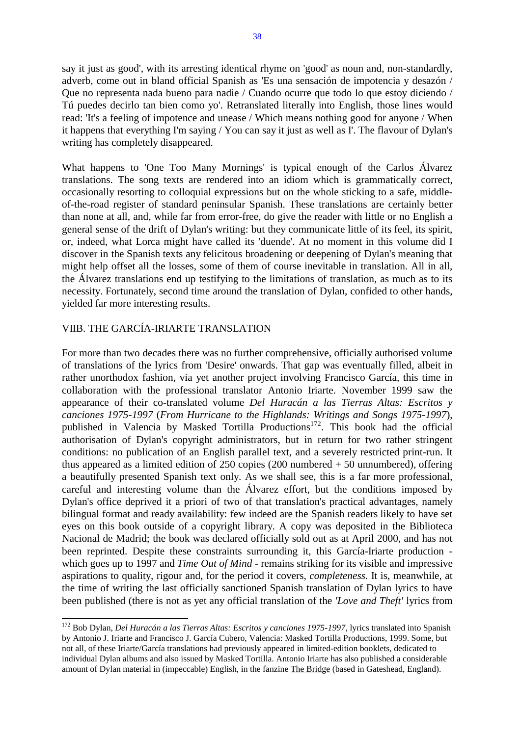say it just as good', with its arresting identical rhyme on 'good' as noun and, non-standardly, adverb, come out in bland official Spanish as 'Es una sensación de impotencia y desazón / Que no representa nada bueno para nadie / Cuando ocurre que todo lo que estoy diciendo / Tú puedes decirlo tan bien como yo'. Retranslated literally into English, those lines would read: 'It's a feeling of impotence and unease / Which means nothing good for anyone / When it happens that everything I'm saying / You can say it just as well as I'. The flavour of Dylan's writing has completely disappeared.

What happens to 'One Too Many Mornings' is typical enough of the Carlos Álvarez translations. The song texts are rendered into an idiom which is grammatically correct, occasionally resorting to colloquial expressions but on the whole sticking to a safe, middle-of-the-road register of standard peninsular Spanish. These translations are certainly better than none at all, and, while far from error-free, do give the reader with little or no English a general sense of the drift of Dylan's writing: but they communicate little of its feel, its spirit, or, indeed, what Lorca might have called its 'duende'. At no moment in this volume did I discover in the Spanish texts any felicitous broadening or deepening of Dylan's meaning that might help offset all the losses, some of them of course inevitable in translation. All in all, the Álvarez translations end up testifying to the limitations of translation, as much as to its necessity. Fortunately, second time around the translation of Dylan, confided to other hands, yielded far more interesting results.

## VIIB. THE GARCÍA-IRIARTE TRANSLATION

For more than two decades there was no further comprehensive, officially authorised volume of translations of the lyrics from 'Desire' onwards. That gap was eventually filled, albeit in rather unorthodox fashion, via yet another project involving Francisco García, this time in collaboration with the professional translator Antonio Iriarte. November 1999 saw the appearance of their co-translated volume *Del Huracán a las Tierras Altas: Escritos y canciones 1975-1997* (*From Hurricane to the Highlands: Writings and Songs 1975-1997*), published in Valencia by Masked Tortilla Productions[172]. This book had the official authorisation of Dylan's copyright administrators, but in return for two rather stringent conditions: no publication of an English parallel text, and a severely restricted print-run. It thus appeared as a limited edition of 250 copies (200 numbered + 50 unnumbered), offering a beautifully presented Spanish text only. As we shall see, this is a far more professional, careful and interesting volume than the Álvarez effort, but the conditions imposed by Dylan's office deprived it a priori of two of that translation's practical advantages, namely bilingual format and ready availability: few indeed are the Spanish readers likely to have set eyes on this book outside of a copyright library. A copy was deposited in the Biblioteca Nacional de Madrid; the book was declared officially sold out as at April 2000, and has not been reprinted. Despite these constraints surrounding it, this García-Iriarte production - which goes up to 1997 and *Time Out of Mind* - remains striking for its visible and impressive aspirations to quality, rigour and, for the period it covers, *completeness*. It is, meanwhile, at the time of writing the last officially sanctioned Spanish translation of Dylan lyrics to have been published (there is not as yet any official translation of the *'Love and Theft'* lyrics from

---

[172] Bob Dylan, *Del Huracán a las Tierras Altas: Escritos y canciones 1975-1997*, lyrics translated into Spanish by Antonio J. Iriarte and Francisco J. García Cubero, Valencia: Masked Tortilla Productions, 1999. Some, but not all, of these Iriarte/García translations had previously appeared in limited-edition booklets, dedicated to individual Dylan albums and also issued by Masked Tortilla. Antonio Iriarte has also published a considerable amount of Dylan material in (impeccable) English, in the fanzine The Bridge (based in Gateshead, England).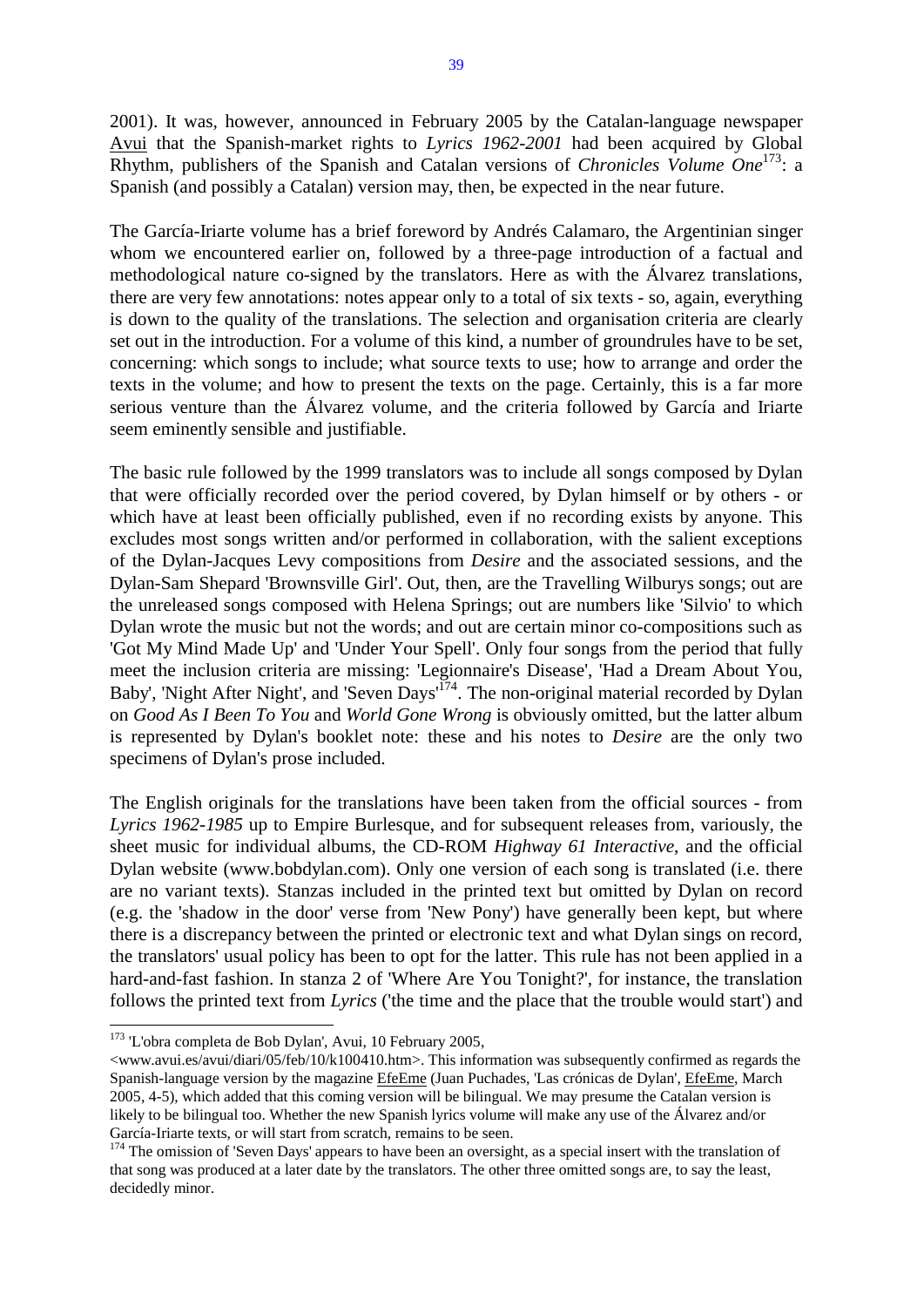2001). It was, however, announced in February 2005 by the Catalan-language newspaper Avui that the Spanish-market rights to *Lyrics 1962-2001* had been acquired by Global Rhythm, publishers of the Spanish and Catalan versions of *Chronicles Volume One*[173]: a Spanish (and possibly a Catalan) version may, then, be expected in the near future.

The García-Iriarte volume has a brief foreword by Andrés Calamaro, the Argentinian singer whom we encountered earlier on, followed by a three-page introduction of a factual and methodological nature co-signed by the translators. Here as with the Álvarez translations, there are very few annotations: notes appear only to a total of six texts - so, again, everything is down to the quality of the translations. The selection and organisation criteria are clearly set out in the introduction. For a volume of this kind, a number of groundrules have to be set, concerning: which songs to include; what source texts to use; how to arrange and order the texts in the volume; and how to present the texts on the page. Certainly, this is a far more serious venture than the Álvarez volume, and the criteria followed by García and Iriarte seem eminently sensible and justifiable.

The basic rule followed by the 1999 translators was to include all songs composed by Dylan that were officially recorded over the period covered, by Dylan himself or by others - or which have at least been officially published, even if no recording exists by anyone. This excludes most songs written and/or performed in collaboration, with the salient exceptions of the Dylan-Jacques Levy compositions from *Desire* and the associated sessions, and the Dylan-Sam Shepard 'Brownsville Girl'. Out, then, are the Travelling Wilburys songs; out are the unreleased songs composed with Helena Springs; out are numbers like 'Silvio' to which Dylan wrote the music but not the words; and out are certain minor co-compositions such as 'Got My Mind Made Up' and 'Under Your Spell'. Only four songs from the period that fully meet the inclusion criteria are missing: 'Legionnaire's Disease', 'Had a Dream About You, Baby', 'Night After Night', and 'Seven Days'[174]. The non-original material recorded by Dylan on *Good As I Been To You* and *World Gone Wrong* is obviously omitted, but the latter album is represented by Dylan's booklet note: these and his notes to *Desire* are the only two specimens of Dylan's prose included.

The English originals for the translations have been taken from the official sources - from *Lyrics 1962-1985* up to Empire Burlesque, and for subsequent releases from, variously, the sheet music for individual albums, the CD-ROM *Highway 61 Interactive*, and the official Dylan website (www.bobdylan.com). Only one version of each song is translated (i.e. there are no variant texts). Stanzas included in the printed text but omitted by Dylan on record (e.g. the 'shadow in the door' verse from 'New Pony') have generally been kept, but where there is a discrepancy between the printed or electronic text and what Dylan sings on record, the translators' usual policy has been to opt for the latter. This rule has not been applied in a hard-and-fast fashion. In stanza 2 of 'Where Are You Tonight?', for instance, the translation follows the printed text from *Lyrics* ('the time and the place that the trouble would start') and

---

[173] 'L'obra completa de Bob Dylan', Avui, 10 February 2005, <www.avui.es/avui/diari/05/feb/10/k100410.htm>. This information was subsequently confirmed as regards the Spanish-language version by the magazine EfeEme (Juan Puchades, 'Las crónicas de Dylan', EfeEme, March 2005, 4-5), which added that this coming version will be bilingual. We may presume the Catalan version is likely to be bilingual too. Whether the new Spanish lyrics volume will make any use of the Álvarez and/or García-Iriarte texts, or will start from scratch, remains to be seen.

[174] The omission of 'Seven Days' appears to have been an oversight, as a special insert with the translation of that song was produced at a later date by the translators. The other three omitted songs are, to say the least, decidedly minor.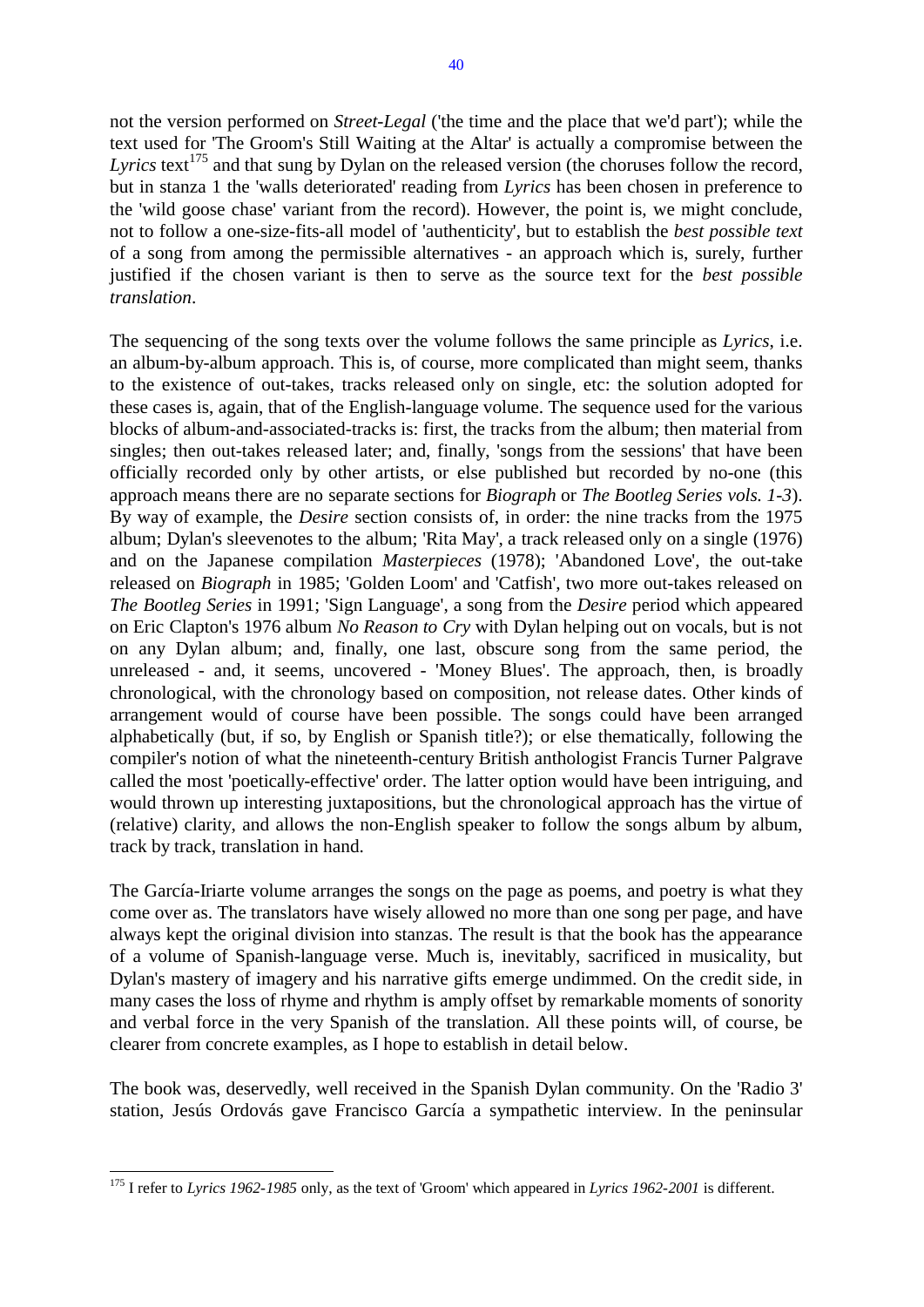not the version performed on *Street-Legal* ('the time and the place that we'd part'); while the text used for 'The Groom's Still Waiting at the Altar' is actually a compromise between the *Lyrics* text[175] and that sung by Dylan on the released version (the choruses follow the record, but in stanza 1 the 'walls deteriorated' reading from *Lyrics* has been chosen in preference to the 'wild goose chase' variant from the record). However, the point is, we might conclude, not to follow a one-size-fits-all model of 'authenticity', but to establish the *best possible text* of a song from among the permissible alternatives - an approach which is, surely, further justified if the chosen variant is then to serve as the source text for the *best possible translation*.

The sequencing of the song texts over the volume follows the same principle as *Lyrics*, i.e. an album-by-album approach. This is, of course, more complicated than might seem, thanks to the existence of out-takes, tracks released only on single, etc: the solution adopted for these cases is, again, that of the English-language volume. The sequence used for the various blocks of album-and-associated-tracks is: first, the tracks from the album; then material from singles; then out-takes released later; and, finally, 'songs from the sessions' that have been officially recorded only by other artists, or else published but recorded by no-one (this approach means there are no separate sections for *Biograph* or *The Bootleg Series vols. 1-3*). By way of example, the *Desire* section consists of, in order: the nine tracks from the 1975 album; Dylan's sleevenotes to the album; 'Rita May', a track released only on a single (1976) and on the Japanese compilation *Masterpieces* (1978); 'Abandoned Love', the out-take released on *Biograph* in 1985; 'Golden Loom' and 'Catfish', two more out-takes released on *The Bootleg Series* in 1991; 'Sign Language', a song from the *Desire* period which appeared on Eric Clapton's 1976 album *No Reason to Cry* with Dylan helping out on vocals, but is not on any Dylan album; and, finally, one last, obscure song from the same period, the unreleased - and, it seems, uncovered - 'Money Blues'. The approach, then, is broadly chronological, with the chronology based on composition, not release dates. Other kinds of arrangement would of course have been possible. The songs could have been arranged alphabetically (but, if so, by English or Spanish title?); or else thematically, following the compiler's notion of what the nineteenth-century British anthologist Francis Turner Palgrave called the most 'poetically-effective' order. The latter option would have been intriguing, and would thrown up interesting juxtapositions, but the chronological approach has the virtue of (relative) clarity, and allows the non-English speaker to follow the songs album by album, track by track, translation in hand.

The García-Iriarte volume arranges the songs on the page as poems, and poetry is what they come over as. The translators have wisely allowed no more than one song per page, and have always kept the original division into stanzas. The result is that the book has the appearance of a volume of Spanish-language verse. Much is, inevitably, sacrificed in musicality, but Dylan's mastery of imagery and his narrative gifts emerge undimmed. On the credit side, in many cases the loss of rhyme and rhythm is amply offset by remarkable moments of sonority and verbal force in the very Spanish of the translation. All these points will, of course, be clearer from concrete examples, as I hope to establish in detail below.

The book was, deservedly, well received in the Spanish Dylan community. On the 'Radio 3' station, Jesús Ordovás gave Francisco García a sympathetic interview. In the peninsular

---

[175] I refer to *Lyrics 1962-1985* only, as the text of 'Groom' which appeared in *Lyrics 1962-2001* is different.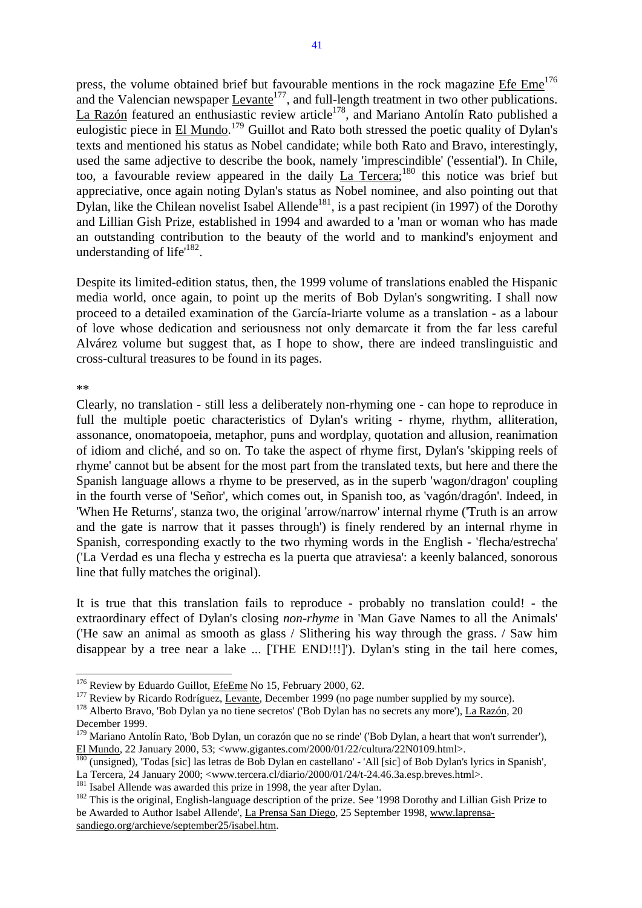press, the volume obtained brief but favourable mentions in the rock magazine Efe Eme[176] and the Valencian newspaper Levante[177], and full-length treatment in two other publications. La Razón featured an enthusiastic review article[178], and Mariano Antolín Rato published a eulogistic piece in El Mundo.[179] Guillot and Rato both stressed the poetic quality of Dylan's texts and mentioned his status as Nobel candidate; while both Rato and Bravo, interestingly, used the same adjective to describe the book, namely 'imprescindible' ('essential'). In Chile, too, a favourable review appeared in the daily La Tercera;[180] this notice was brief but appreciative, once again noting Dylan's status as Nobel nominee, and also pointing out that Dylan, like the Chilean novelist Isabel Allende[181], is a past recipient (in 1997) of the Dorothy and Lillian Gish Prize, established in 1994 and awarded to a 'man or woman who has made an outstanding contribution to the beauty of the world and to mankind's enjoyment and understanding of life'[182].

Despite its limited-edition status, then, the 1999 volume of translations enabled the Hispanic media world, once again, to point up the merits of Bob Dylan's songwriting. I shall now proceed to a detailed examination of the García-Iriarte volume as a translation - as a labour of love whose dedication and seriousness not only demarcate it from the far less careful Alvárez volume but suggest that, as I hope to show, there are indeed translinguistic and cross-cultural treasures to be found in its pages.

**

Clearly, no translation - still less a deliberately non-rhyming one - can hope to reproduce in full the multiple poetic characteristics of Dylan's writing - rhyme, rhythm, alliteration, assonance, onomatopoeia, metaphor, puns and wordplay, quotation and allusion, reanimation of idiom and cliché, and so on. To take the aspect of rhyme first, Dylan's 'skipping reels of rhyme' cannot but be absent for the most part from the translated texts, but here and there the Spanish language allows a rhyme to be preserved, as in the superb 'wagon/dragon' coupling in the fourth verse of 'Señor', which comes out, in Spanish too, as 'vagón/dragón'. Indeed, in 'When He Returns', stanza two, the original 'arrow/narrow' internal rhyme ('Truth is an arrow and the gate is narrow that it passes through') is finely rendered by an internal rhyme in Spanish, corresponding exactly to the two rhyming words in the English - 'flecha/estrecha' ('La Verdad es una flecha y estrecha es la puerta que atraviesa': a keenly balanced, sonorous line that fully matches the original).

It is true that this translation fails to reproduce - probably no translation could! - the extraordinary effect of Dylan's closing *non-rhyme* in 'Man Gave Names to all the Animals' ('He saw an animal as smooth as glass / Slithering his way through the grass. / Saw him disappear by a tree near a lake ... [THE END!!!]'). Dylan's sting in the tail here comes,

---

[176] Review by Eduardo Guillot, EfeEme No 15, February 2000, 62.

[177] Review by Ricardo Rodríguez, Levante, December 1999 (no page number supplied by my source).

[178] Alberto Bravo, 'Bob Dylan ya no tiene secretos' ('Bob Dylan has no secrets any more'), La Razón, 20 December 1999.

[179] Mariano Antolín Rato, 'Bob Dylan, un corazón que no se rinde' ('Bob Dylan, a heart that won't surrender'), El Mundo, 22 January 2000, 53; <www.gigantes.com/2000/01/22/cultura/22N0109.html>.

[180] (unsigned), 'Todas [sic] las letras de Bob Dylan en castellano' - 'All [sic] of Bob Dylan's lyrics in Spanish', La Tercera, 24 January 2000; <www.tercera.cl/diario/2000/01/24/t-24.46.3a.esp.breves.html>.

[181] Isabel Allende was awarded this prize in 1998, the year after Dylan.

[182] This is the original, English-language description of the prize. See '1998 Dorothy and Lillian Gish Prize to be Awarded to Author Isabel Allende', La Prensa San Diego, 25 September 1998, www.laprensa-sandiego.org/archieve/september25/isabel.htm.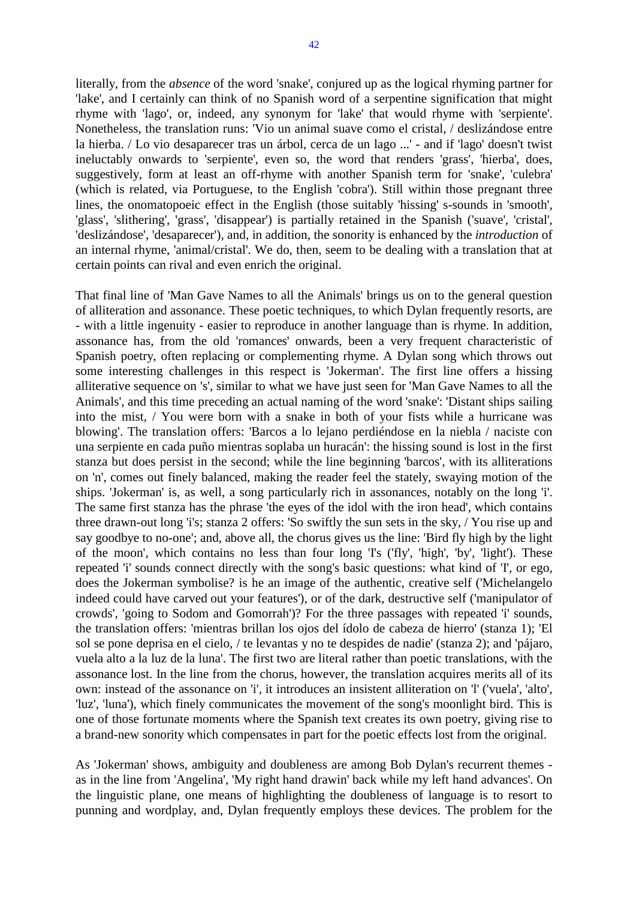literally, from the *absence* of the word 'snake', conjured up as the logical rhyming partner for 'lake', and I certainly can think of no Spanish word of a serpentine signification that might rhyme with 'lago', or, indeed, any synonym for 'lake' that would rhyme with 'serpiente'. Nonetheless, the translation runs: 'Vio un animal suave como el cristal, / deslizándose entre la hierba. / Lo vio desaparecer tras un árbol, cerca de un lago ...' - and if 'lago' doesn't twist ineluctably onwards to 'serpiente', even so, the word that renders 'grass', 'hierba', does, suggestively, form at least an off-rhyme with another Spanish term for 'snake', 'culebra' (which is related, via Portuguese, to the English 'cobra'). Still within those pregnant three lines, the onomatopoeic effect in the English (those suitably 'hissing' s-sounds in 'smooth', 'glass', 'slithering', 'grass', 'disappear') is partially retained in the Spanish ('suave', 'cristal', 'deslizándose', 'desaparecer'), and, in addition, the sonority is enhanced by the *introduction* of an internal rhyme, 'animal/cristal'. We do, then, seem to be dealing with a translation that at certain points can rival and even enrich the original.

That final line of 'Man Gave Names to all the Animals' brings us on to the general question of alliteration and assonance. These poetic techniques, to which Dylan frequently resorts, are - with a little ingenuity - easier to reproduce in another language than is rhyme. In addition, assonance has, from the old 'romances' onwards, been a very frequent characteristic of Spanish poetry, often replacing or complementing rhyme. A Dylan song which throws out some interesting challenges in this respect is 'Jokerman'. The first line offers a hissing alliterative sequence on 's', similar to what we have just seen for 'Man Gave Names to all the Animals', and this time preceding an actual naming of the word 'snake': 'Distant ships sailing into the mist, / You were born with a snake in both of your fists while a hurricane was blowing'. The translation offers: 'Barcos a lo lejano perdiéndose en la niebla / naciste con una serpiente en cada puño mientras soplaba un huracán': the hissing sound is lost in the first stanza but does persist in the second; while the line beginning 'barcos', with its alliterations on 'n', comes out finely balanced, making the reader feel the stately, swaying motion of the ships. 'Jokerman' is, as well, a song particularly rich in assonances, notably on the long 'i'. The same first stanza has the phrase 'the eyes of the idol with the iron head', which contains three drawn-out long 'i's; stanza 2 offers: 'So swiftly the sun sets in the sky, / You rise up and say goodbye to no-one'; and, above all, the chorus gives us the line: 'Bird fly high by the light of the moon', which contains no less than four long 'I's ('fly', 'high', 'by', 'light'). These repeated 'i' sounds connect directly with the song's basic questions: what kind of 'I', or ego, does the Jokerman symbolise? is he an image of the authentic, creative self ('Michelangelo indeed could have carved out your features'), or of the dark, destructive self ('manipulator of crowds', 'going to Sodom and Gomorrah')? For the three passages with repeated 'i' sounds, the translation offers: 'mientras brillan los ojos del ídolo de cabeza de hierro' (stanza 1); 'El sol se pone deprisa en el cielo, / te levantas y no te despides de nadie' (stanza 2); and 'pájaro, vuela alto a la luz de la luna'. The first two are literal rather than poetic translations, with the assonance lost. In the line from the chorus, however, the translation acquires merits all of its own: instead of the assonance on 'i', it introduces an insistent alliteration on 'l' ('vuela', 'alto', 'luz', 'luna'), which finely communicates the movement of the song's moonlight bird. This is one of those fortunate moments where the Spanish text creates its own poetry, giving rise to a brand-new sonority which compensates in part for the poetic effects lost from the original.

As 'Jokerman' shows, ambiguity and doubleness are among Bob Dylan's recurrent themes - as in the line from 'Angelina', 'My right hand drawin' back while my left hand advances'. On the linguistic plane, one means of highlighting the doubleness of language is to resort to punning and wordplay, and, Dylan frequently employs these devices. The problem for the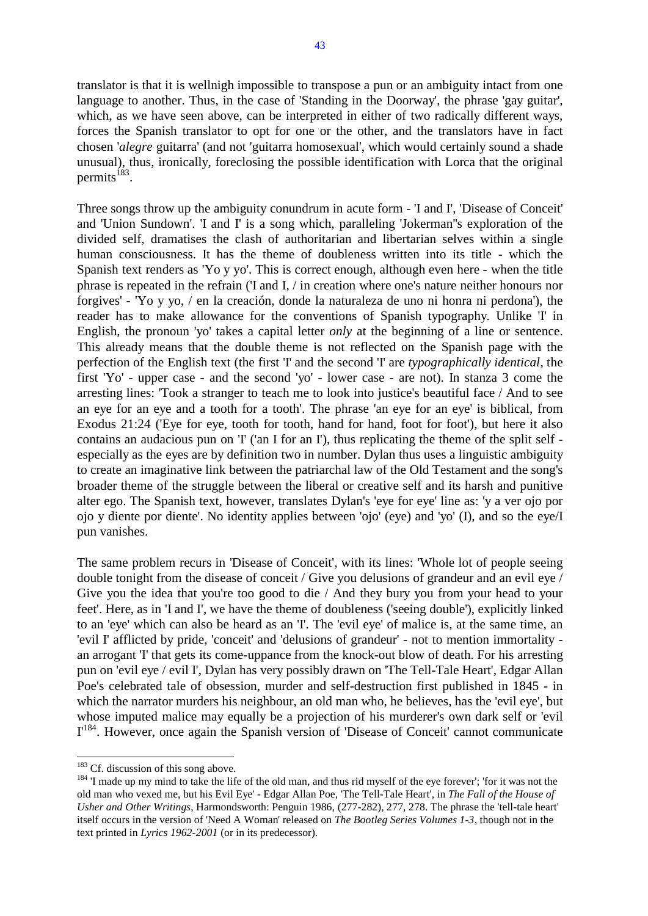translator is that it is wellnigh impossible to transpose a pun or an ambiguity intact from one language to another. Thus, in the case of 'Standing in the Doorway', the phrase 'gay guitar', which, as we have seen above, can be interpreted in either of two radically different ways, forces the Spanish translator to opt for one or the other, and the translators have in fact chosen '*alegre* guitarra' (and not 'guitarra homosexual', which would certainly sound a shade unusual), thus, ironically, foreclosing the possible identification with Lorca that the original permits[183].

Three songs throw up the ambiguity conundrum in acute form - 'I and I', 'Disease of Conceit' and 'Union Sundown'. 'I and I' is a song which, paralleling 'Jokerman''s exploration of the divided self, dramatises the clash of authoritarian and libertarian selves within a single human consciousness. It has the theme of doubleness written into its title - which the Spanish text renders as 'Yo y yo'. This is correct enough, although even here - when the title phrase is repeated in the refrain ('I and I, / in creation where one's nature neither honours nor forgives' - 'Yo y yo, / en la creación, donde la naturaleza de uno ni honra ni perdona'), the reader has to make allowance for the conventions of Spanish typography. Unlike 'I' in English, the pronoun 'yo' takes a capital letter *only* at the beginning of a line or sentence. This already means that the double theme is not reflected on the Spanish page with the perfection of the English text (the first 'I' and the second 'I' are *typographically identical*, the first 'Yo' - upper case - and the second 'yo' - lower case - are not). In stanza 3 come the arresting lines: 'Took a stranger to teach me to look into justice's beautiful face / And to see an eye for an eye and a tooth for a tooth'. The phrase 'an eye for an eye' is biblical, from Exodus 21:24 ('Eye for eye, tooth for tooth, hand for hand, foot for foot'), but here it also contains an audacious pun on 'I' ('an I for an I'), thus replicating the theme of the split self - especially as the eyes are by definition two in number. Dylan thus uses a linguistic ambiguity to create an imaginative link between the patriarchal law of the Old Testament and the song's broader theme of the struggle between the liberal or creative self and its harsh and punitive alter ego. The Spanish text, however, translates Dylan's 'eye for eye' line as: 'y a ver ojo por ojo y diente por diente'. No identity applies between 'ojo' (eye) and 'yo' (I), and so the eye/I pun vanishes.

The same problem recurs in 'Disease of Conceit', with its lines: 'Whole lot of people seeing double tonight from the disease of conceit / Give you delusions of grandeur and an evil eye / Give you the idea that you're too good to die / And they bury you from your head to your feet'. Here, as in 'I and I', we have the theme of doubleness ('seeing double'), explicitly linked to an 'eye' which can also be heard as an 'I'. The 'evil eye' of malice is, at the same time, an 'evil I' afflicted by pride, 'conceit' and 'delusions of grandeur' - not to mention immortality - an arrogant 'I' that gets its come-uppance from the knock-out blow of death. For his arresting pun on 'evil eye / evil I', Dylan has very possibly drawn on 'The Tell-Tale Heart', Edgar Allan Poe's celebrated tale of obsession, murder and self-destruction first published in 1845 - in which the narrator murders his neighbour, an old man who, he believes, has the 'evil eye', but whose imputed malice may equally be a projection of his murderer's own dark self or 'evil I'[184]. However, once again the Spanish version of 'Disease of Conceit' cannot communicate

---

[183] Cf. discussion of this song above.

[184] 'I made up my mind to take the life of the old man, and thus rid myself of the eye forever'; 'for it was not the old man who vexed me, but his Evil Eye' - Edgar Allan Poe, 'The Tell-Tale Heart', in *The Fall of the House of Usher and Other Writings*, Harmondsworth: Penguin 1986, (277-282), 277, 278. The phrase the 'tell-tale heart' itself occurs in the version of 'Need A Woman' released on *The Bootleg Series Volumes 1-3*, though not in the text printed in *Lyrics 1962-2001* (or in its predecessor).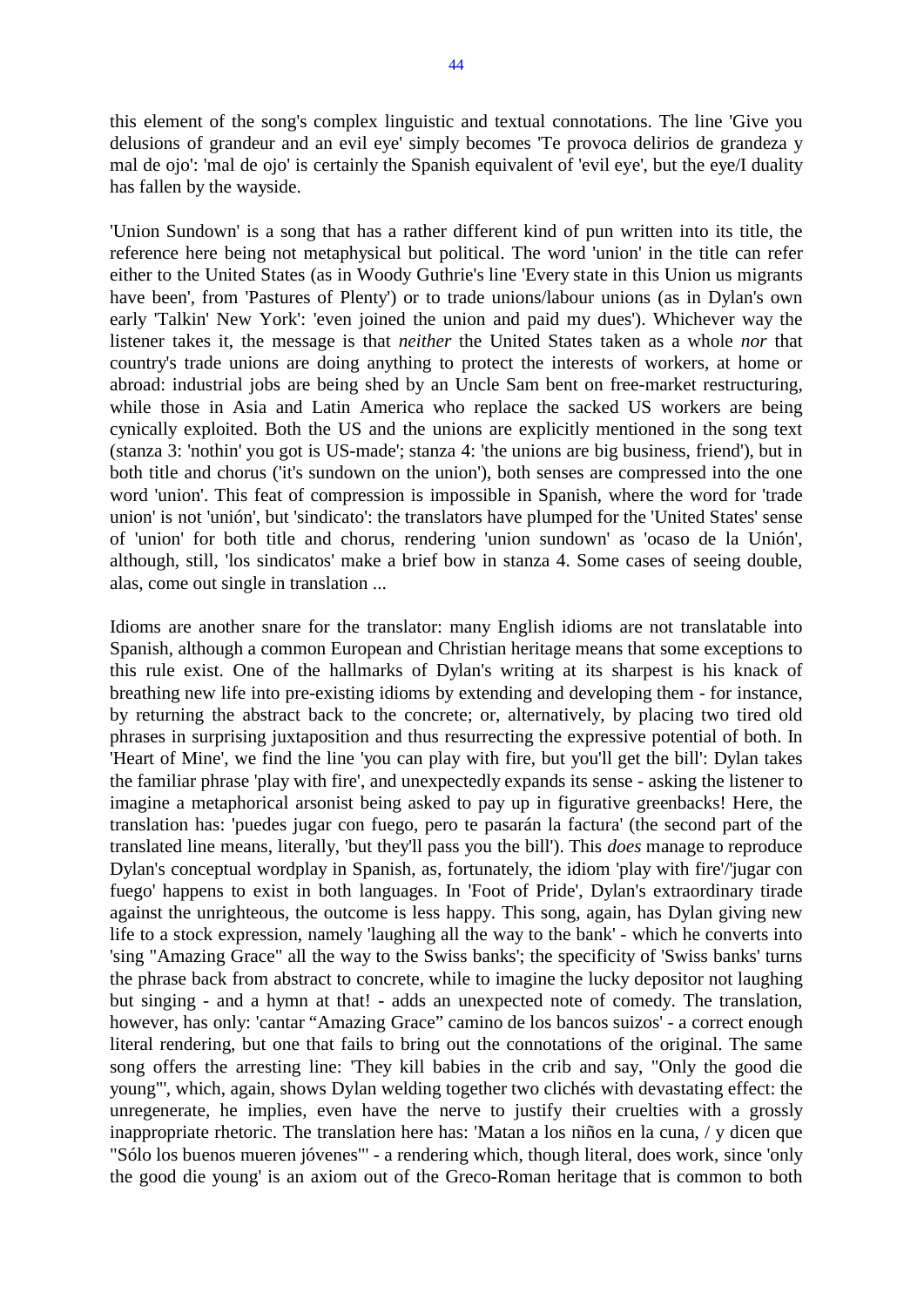this element of the song's complex linguistic and textual connotations. The line 'Give you delusions of grandeur and an evil eye' simply becomes 'Te provoca delirios de grandeza y mal de ojo': 'mal de ojo' is certainly the Spanish equivalent of 'evil eye', but the eye/I duality has fallen by the wayside.

'Union Sundown' is a song that has a rather different kind of pun written into its title, the reference here being not metaphysical but political. The word 'union' in the title can refer either to the United States (as in Woody Guthrie's line 'Every state in this Union us migrants have been', from 'Pastures of Plenty') or to trade unions/labour unions (as in Dylan's own early 'Talkin' New York': 'even joined the union and paid my dues'). Whichever way the listener takes it, the message is that *neither* the United States taken as a whole *nor* that country's trade unions are doing anything to protect the interests of workers, at home or abroad: industrial jobs are being shed by an Uncle Sam bent on free-market restructuring, while those in Asia and Latin America who replace the sacked US workers are being cynically exploited. Both the US and the unions are explicitly mentioned in the song text (stanza 3: 'nothin' you got is US-made'; stanza 4: 'the unions are big business, friend'), but in both title and chorus ('it's sundown on the union'), both senses are compressed into the one word 'union'. This feat of compression is impossible in Spanish, where the word for 'trade union' is not 'unión', but 'sindicato': the translators have plumped for the 'United States' sense of 'union' for both title and chorus, rendering 'union sundown' as 'ocaso de la Unión', although, still, 'los sindicatos' make a brief bow in stanza 4. Some cases of seeing double, alas, come out single in translation ...

Idioms are another snare for the translator: many English idioms are not translatable into Spanish, although a common European and Christian heritage means that some exceptions to this rule exist. One of the hallmarks of Dylan's writing at its sharpest is his knack of breathing new life into pre-existing idioms by extending and developing them - for instance, by returning the abstract back to the concrete; or, alternatively, by placing two tired old phrases in surprising juxtaposition and thus resurrecting the expressive potential of both. In 'Heart of Mine', we find the line 'you can play with fire, but you'll get the bill': Dylan takes the familiar phrase 'play with fire', and unexpectedly expands its sense - asking the listener to imagine a metaphorical arsonist being asked to pay up in figurative greenbacks! Here, the translation has: 'puedes jugar con fuego, pero te pasarán la factura' (the second part of the translated line means, literally, 'but they'll pass you the bill'). This *does* manage to reproduce Dylan's conceptual wordplay in Spanish, as, fortunately, the idiom 'play with fire'/'jugar con fuego' happens to exist in both languages. In 'Foot of Pride', Dylan's extraordinary tirade against the unrighteous, the outcome is less happy. This song, again, has Dylan giving new life to a stock expression, namely 'laughing all the way to the bank' - which he converts into 'sing "Amazing Grace" all the way to the Swiss banks'; the specificity of 'Swiss banks' turns the phrase back from abstract to concrete, while to imagine the lucky depositor not laughing but singing - and a hymn at that! - adds an unexpected note of comedy. The translation, however, has only: 'cantar "Amazing Grace" camino de los bancos suizos' - a correct enough literal rendering, but one that fails to bring out the connotations of the original. The same song offers the arresting line: 'They kill babies in the crib and say, "Only the good die young"', which, again, shows Dylan welding together two clichés with devastating effect: the unregenerate, he implies, even have the nerve to justify their cruelties with a grossly inappropriate rhetoric. The translation here has: 'Matan a los niños en la cuna, / y dicen que "Sólo los buenos mueren jóvenes"' - a rendering which, though literal, does work, since 'only the good die young' is an axiom out of the Greco-Roman heritage that is common to both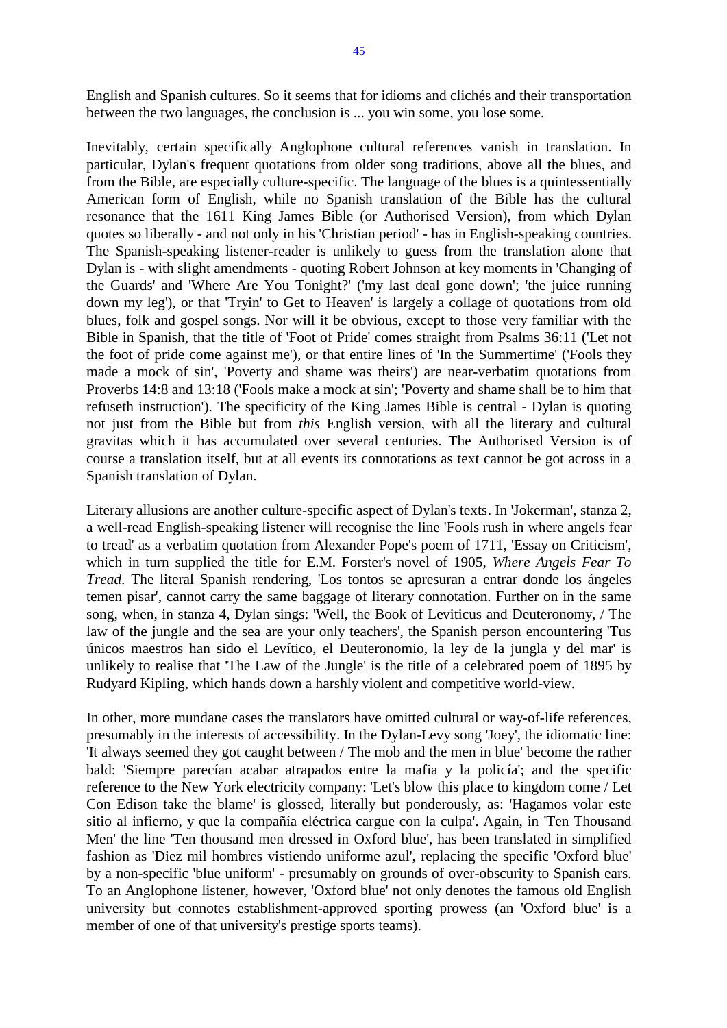English and Spanish cultures. So it seems that for idioms and clichés and their transportation between the two languages, the conclusion is ... you win some, you lose some.

Inevitably, certain specifically Anglophone cultural references vanish in translation. In particular, Dylan's frequent quotations from older song traditions, above all the blues, and from the Bible, are especially culture-specific. The language of the blues is a quintessentially American form of English, while no Spanish translation of the Bible has the cultural resonance that the 1611 King James Bible (or Authorised Version), from which Dylan quotes so liberally - and not only in his 'Christian period' - has in English-speaking countries. The Spanish-speaking listener-reader is unlikely to guess from the translation alone that Dylan is - with slight amendments - quoting Robert Johnson at key moments in 'Changing of the Guards' and 'Where Are You Tonight?' ('my last deal gone down'; 'the juice running down my leg'), or that 'Tryin' to Get to Heaven' is largely a collage of quotations from old blues, folk and gospel songs. Nor will it be obvious, except to those very familiar with the Bible in Spanish, that the title of 'Foot of Pride' comes straight from Psalms 36:11 ('Let not the foot of pride come against me'), or that entire lines of 'In the Summertime' ('Fools they made a mock of sin', 'Poverty and shame was theirs') are near-verbatim quotations from Proverbs 14:8 and 13:18 ('Fools make a mock at sin'; 'Poverty and shame shall be to him that refuseth instruction'). The specificity of the King James Bible is central - Dylan is quoting not just from the Bible but from *this* English version, with all the literary and cultural gravitas which it has accumulated over several centuries. The Authorised Version is of course a translation itself, but at all events its connotations as text cannot be got across in a Spanish translation of Dylan.

Literary allusions are another culture-specific aspect of Dylan's texts. In 'Jokerman', stanza 2, a well-read English-speaking listener will recognise the line 'Fools rush in where angels fear to tread' as a verbatim quotation from Alexander Pope's poem of 1711, 'Essay on Criticism', which in turn supplied the title for E.M. Forster's novel of 1905, *Where Angels Fear To Tread*. The literal Spanish rendering, 'Los tontos se apresuran a entrar donde los ángeles temen pisar', cannot carry the same baggage of literary connotation. Further on in the same song, when, in stanza 4, Dylan sings: 'Well, the Book of Leviticus and Deuteronomy, / The law of the jungle and the sea are your only teachers', the Spanish person encountering 'Tus únicos maestros han sido el Levítico, el Deuteronomio, la ley de la jungla y del mar' is unlikely to realise that 'The Law of the Jungle' is the title of a celebrated poem of 1895 by Rudyard Kipling, which hands down a harshly violent and competitive world-view.

In other, more mundane cases the translators have omitted cultural or way-of-life references, presumably in the interests of accessibility. In the Dylan-Levy song 'Joey', the idiomatic line: 'It always seemed they got caught between / The mob and the men in blue' become the rather bald: 'Siempre parecían acabar atrapados entre la mafia y la policía'; and the specific reference to the New York electricity company: 'Let's blow this place to kingdom come / Let Con Edison take the blame' is glossed, literally but ponderously, as: 'Hagamos volar este sitio al infierno, y que la compañía eléctrica cargue con la culpa'. Again, in 'Ten Thousand Men' the line 'Ten thousand men dressed in Oxford blue', has been translated in simplified fashion as 'Diez mil hombres vistiendo uniforme azul', replacing the specific 'Oxford blue' by a non-specific 'blue uniform' - presumably on grounds of over-obscurity to Spanish ears. To an Anglophone listener, however, 'Oxford blue' not only denotes the famous old English university but connotes establishment-approved sporting prowess (an 'Oxford blue' is a member of one of that university's prestige sports teams).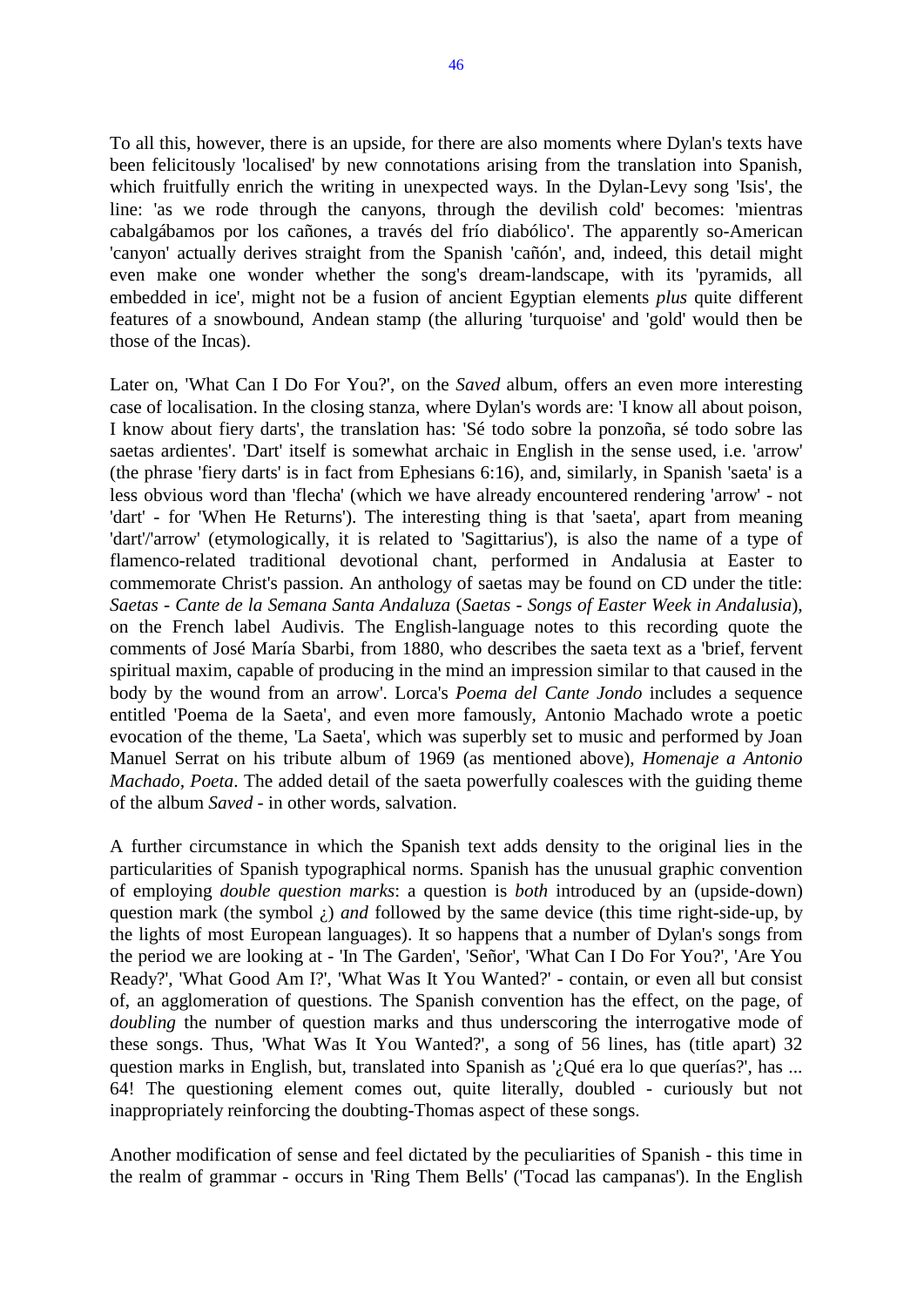To all this, however, there is an upside, for there are also moments where Dylan's texts have been felicitously 'localised' by new connotations arising from the translation into Spanish, which fruitfully enrich the writing in unexpected ways. In the Dylan-Levy song 'Isis', the line: 'as we rode through the canyons, through the devilish cold' becomes: 'mientras cabalgábamos por los cañones, a través del frío diabólico'. The apparently so-American 'canyon' actually derives straight from the Spanish 'cañón', and, indeed, this detail might even make one wonder whether the song's dream-landscape, with its 'pyramids, all embedded in ice', might not be a fusion of ancient Egyptian elements *plus* quite different features of a snowbound, Andean stamp (the alluring 'turquoise' and 'gold' would then be those of the Incas).

Later on, 'What Can I Do For You?', on the *Saved* album, offers an even more interesting case of localisation. In the closing stanza, where Dylan's words are: 'I know all about poison, I know about fiery darts', the translation has: 'Sé todo sobre la ponzoña, sé todo sobre las saetas ardientes'. 'Dart' itself is somewhat archaic in English in the sense used, i.e. 'arrow' (the phrase 'fiery darts' is in fact from Ephesians 6:16), and, similarly, in Spanish 'saeta' is a less obvious word than 'flecha' (which we have already encountered rendering 'arrow' - not 'dart' - for 'When He Returns'). The interesting thing is that 'saeta', apart from meaning 'dart'/'arrow' (etymologically, it is related to 'Sagittarius'), is also the name of a type of flamenco-related traditional devotional chant, performed in Andalusia at Easter to commemorate Christ's passion. An anthology of saetas may be found on CD under the title: *Saetas - Cante de la Semana Santa Andaluza* (*Saetas - Songs of Easter Week in Andalusia*), on the French label Audivis. The English-language notes to this recording quote the comments of José María Sbarbi, from 1880, who describes the saeta text as a 'brief, fervent spiritual maxim, capable of producing in the mind an impression similar to that caused in the body by the wound from an arrow'. Lorca's *Poema del Cante Jondo* includes a sequence entitled 'Poema de la Saeta', and even more famously, Antonio Machado wrote a poetic evocation of the theme, 'La Saeta', which was superbly set to music and performed by Joan Manuel Serrat on his tribute album of 1969 (as mentioned above), *Homenaje a Antonio Machado, Poeta*. The added detail of the saeta powerfully coalesces with the guiding theme of the album *Saved* - in other words, salvation.

A further circumstance in which the Spanish text adds density to the original lies in the particularities of Spanish typographical norms. Spanish has the unusual graphic convention of employing *double question marks*: a question is *both* introduced by an (upside-down) question mark (the symbol ¿) *and* followed by the same device (this time right-side-up, by the lights of most European languages). It so happens that a number of Dylan's songs from the period we are looking at - 'In The Garden', 'Señor', 'What Can I Do For You?', 'Are You Ready?', 'What Good Am I?', 'What Was It You Wanted?' - contain, or even all but consist of, an agglomeration of questions. The Spanish convention has the effect, on the page, of *doubling* the number of question marks and thus underscoring the interrogative mode of these songs. Thus, 'What Was It You Wanted?', a song of 56 lines, has (title apart) 32 question marks in English, but, translated into Spanish as '¿Qué era lo que querías?', has ... 64! The questioning element comes out, quite literally, doubled - curiously but not inappropriately reinforcing the doubting-Thomas aspect of these songs.

Another modification of sense and feel dictated by the peculiarities of Spanish - this time in the realm of grammar - occurs in 'Ring Them Bells' ('Tocad las campanas'). In the English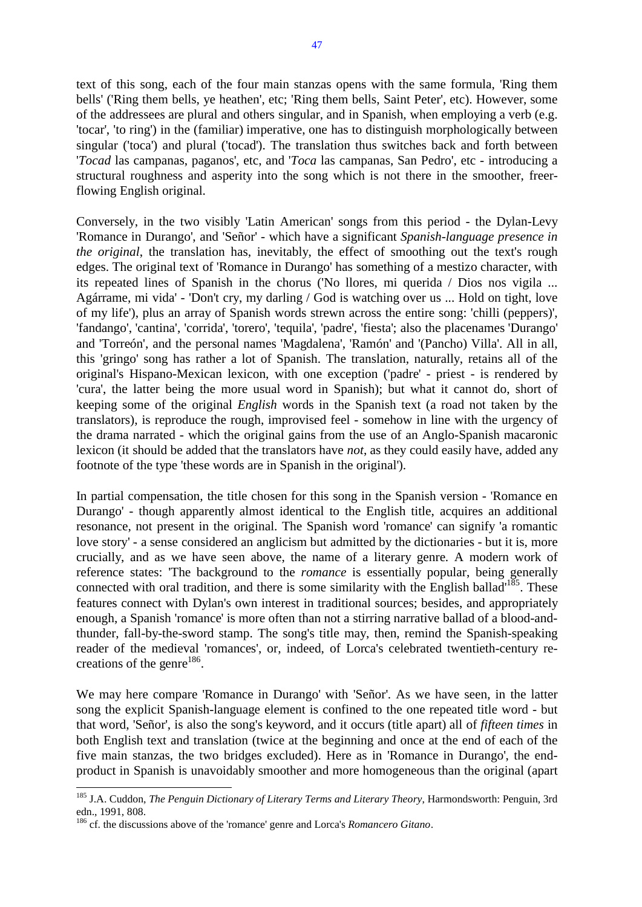text of this song, each of the four main stanzas opens with the same formula, 'Ring them bells' ('Ring them bells, ye heathen', etc; 'Ring them bells, Saint Peter', etc). However, some of the addressees are plural and others singular, and in Spanish, when employing a verb (e.g. 'tocar', 'to ring') in the (familiar) imperative, one has to distinguish morphologically between singular ('toca') and plural ('tocad'). The translation thus switches back and forth between '*Tocad* las campanas, paganos', etc, and '*Toca* las campanas, San Pedro', etc - introducing a structural roughness and asperity into the song which is not there in the smoother, freer-flowing English original.

Conversely, in the two visibly 'Latin American' songs from this period - the Dylan-Levy 'Romance in Durango', and 'Señor' - which have a significant *Spanish-language presence in the original*, the translation has, inevitably, the effect of smoothing out the text's rough edges. The original text of 'Romance in Durango' has something of a mestizo character, with its repeated lines of Spanish in the chorus ('No llores, mi querida / Dios nos vigila ... Agárrame, mi vida' - 'Don't cry, my darling / God is watching over us ... Hold on tight, love of my life'), plus an array of Spanish words strewn across the entire song: 'chilli (peppers)', 'fandango', 'cantina', 'corrida', 'torero', 'tequila', 'padre', 'fiesta'; also the placenames 'Durango' and 'Torreón', and the personal names 'Magdalena', 'Ramón' and '(Pancho) Villa'. All in all, this 'gringo' song has rather a lot of Spanish. The translation, naturally, retains all of the original's Hispano-Mexican lexicon, with one exception ('padre' - priest - is rendered by 'cura', the latter being the more usual word in Spanish); but what it cannot do, short of keeping some of the original *English* words in the Spanish text (a road not taken by the translators), is reproduce the rough, improvised feel - somehow in line with the urgency of the drama narrated - which the original gains from the use of an Anglo-Spanish macaronic lexicon (it should be added that the translators have *not*, as they could easily have, added any footnote of the type 'these words are in Spanish in the original').

In partial compensation, the title chosen for this song in the Spanish version - 'Romance en Durango' - though apparently almost identical to the English title, acquires an additional resonance, not present in the original. The Spanish word 'romance' can signify 'a romantic love story' - a sense considered an anglicism but admitted by the dictionaries - but it is, more crucially, and as we have seen above, the name of a literary genre. A modern work of reference states: 'The background to the *romance* is essentially popular, being generally connected with oral tradition, and there is some similarity with the English ballad'[185]. These features connect with Dylan's own interest in traditional sources; besides, and appropriately enough, a Spanish 'romance' is more often than not a stirring narrative ballad of a blood-and-thunder, fall-by-the-sword stamp. The song's title may, then, remind the Spanish-speaking reader of the medieval 'romances', or, indeed, of Lorca's celebrated twentieth-century re-creations of the genre[186].

We may here compare 'Romance in Durango' with 'Señor'. As we have seen, in the latter song the explicit Spanish-language element is confined to the one repeated title word - but that word, 'Señor', is also the song's keyword, and it occurs (title apart) all of *fifteen times* in both English text and translation (twice at the beginning and once at the end of each of the five main stanzas, the two bridges excluded). Here as in 'Romance in Durango', the end-product in Spanish is unavoidably smoother and more homogeneous than the original (apart

---

[185] J.A. Cuddon, *The Penguin Dictionary of Literary Terms and Literary Theory*, Harmondsworth: Penguin, 3rd edn., 1991, 808.

[186] cf. the discussions above of the 'romance' genre and Lorca's *Romancero Gitano*.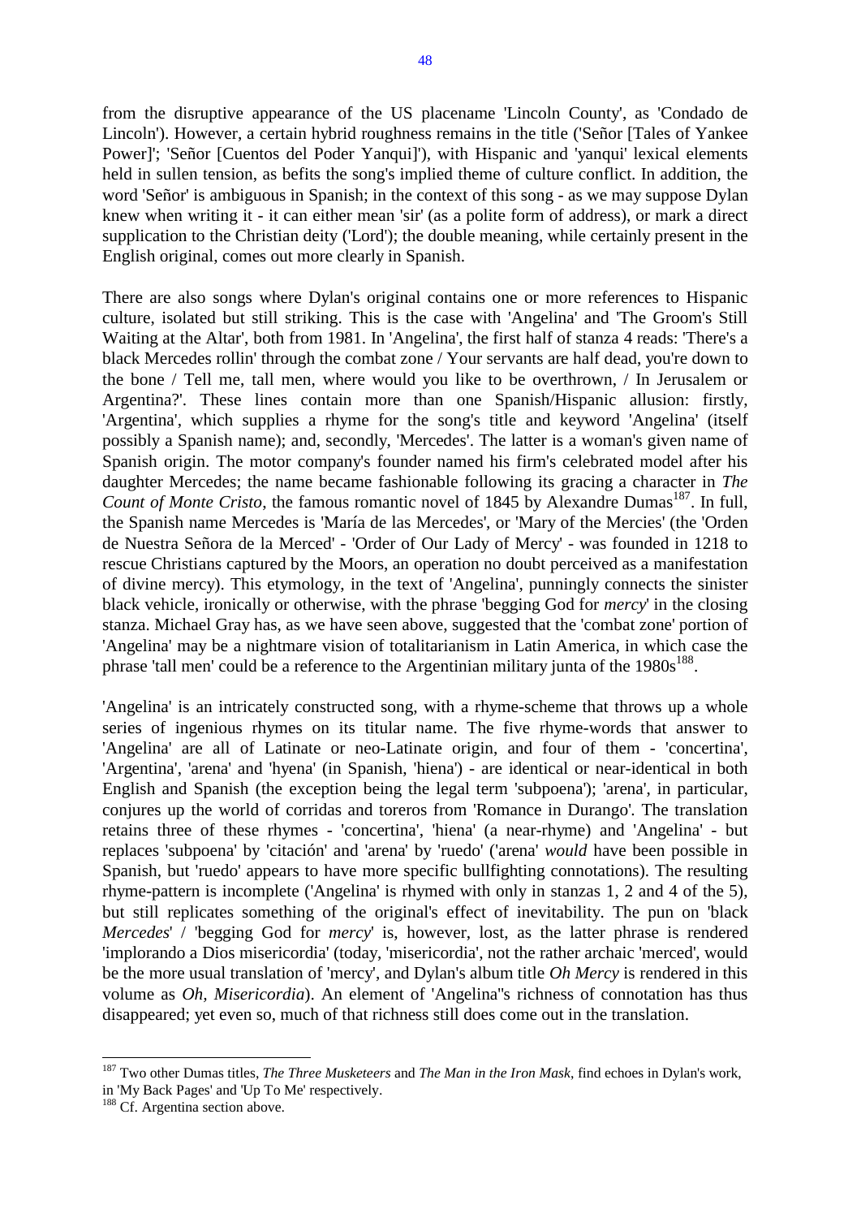from the disruptive appearance of the US placename 'Lincoln County', as 'Condado de Lincoln'). However, a certain hybrid roughness remains in the title ('Señor [Tales of Yankee Power]'; 'Señor [Cuentos del Poder Yanqui]'), with Hispanic and 'yanqui' lexical elements held in sullen tension, as befits the song's implied theme of culture conflict. In addition, the word 'Señor' is ambiguous in Spanish; in the context of this song - as we may suppose Dylan knew when writing it - it can either mean 'sir' (as a polite form of address), or mark a direct supplication to the Christian deity ('Lord'); the double meaning, while certainly present in the English original, comes out more clearly in Spanish.

There are also songs where Dylan's original contains one or more references to Hispanic culture, isolated but still striking. This is the case with 'Angelina' and 'The Groom's Still Waiting at the Altar', both from 1981. In 'Angelina', the first half of stanza 4 reads: 'There's a black Mercedes rollin' through the combat zone / Your servants are half dead, you're down to the bone / Tell me, tall men, where would you like to be overthrown, / In Jerusalem or Argentina?'. These lines contain more than one Spanish/Hispanic allusion: firstly, 'Argentina', which supplies a rhyme for the song's title and keyword 'Angelina' (itself possibly a Spanish name); and, secondly, 'Mercedes'. The latter is a woman's given name of Spanish origin. The motor company's founder named his firm's celebrated model after his daughter Mercedes; the name became fashionable following its gracing a character in *The Count of Monte Cristo*, the famous romantic novel of 1845 by Alexandre Dumas[187]. In full, the Spanish name Mercedes is 'María de las Mercedes', or 'Mary of the Mercies' (the 'Orden de Nuestra Señora de la Merced' - 'Order of Our Lady of Mercy' - was founded in 1218 to rescue Christians captured by the Moors, an operation no doubt perceived as a manifestation of divine mercy). This etymology, in the text of 'Angelina', punningly connects the sinister black vehicle, ironically or otherwise, with the phrase 'begging God for *mercy*' in the closing stanza. Michael Gray has, as we have seen above, suggested that the 'combat zone' portion of 'Angelina' may be a nightmare vision of totalitarianism in Latin America, in which case the phrase 'tall men' could be a reference to the Argentinian military junta of the 1980s[188].

'Angelina' is an intricately constructed song, with a rhyme-scheme that throws up a whole series of ingenious rhymes on its titular name. The five rhyme-words that answer to 'Angelina' are all of Latinate or neo-Latinate origin, and four of them - 'concertina', 'Argentina', 'arena' and 'hyena' (in Spanish, 'hiena') - are identical or near-identical in both English and Spanish (the exception being the legal term 'subpoena'); 'arena', in particular, conjures up the world of corridas and toreros from 'Romance in Durango'. The translation retains three of these rhymes - 'concertina', 'hiena' (a near-rhyme) and 'Angelina' - but replaces 'subpoena' by 'citación' and 'arena' by 'ruedo' ('arena' *would* have been possible in Spanish, but 'ruedo' appears to have more specific bullfighting connotations). The resulting rhyme-pattern is incomplete ('Angelina' is rhymed with only in stanzas 1, 2 and 4 of the 5), but still replicates something of the original's effect of inevitability. The pun on 'black *Mercedes*' / 'begging God for *mercy*' is, however, lost, as the latter phrase is rendered 'implorando a Dios misericordia' (today, 'misericordia', not the rather archaic 'merced', would be the more usual translation of 'mercy', and Dylan's album title *Oh Mercy* is rendered in this volume as *Oh, Misericordia*). An element of 'Angelina''s richness of connotation has thus disappeared; yet even so, much of that richness still does come out in the translation.

---

[187] Two other Dumas titles, *The Three Musketeers* and *The Man in the Iron Mask*, find echoes in Dylan's work, in 'My Back Pages' and 'Up To Me' respectively.

[188] Cf. Argentina section above.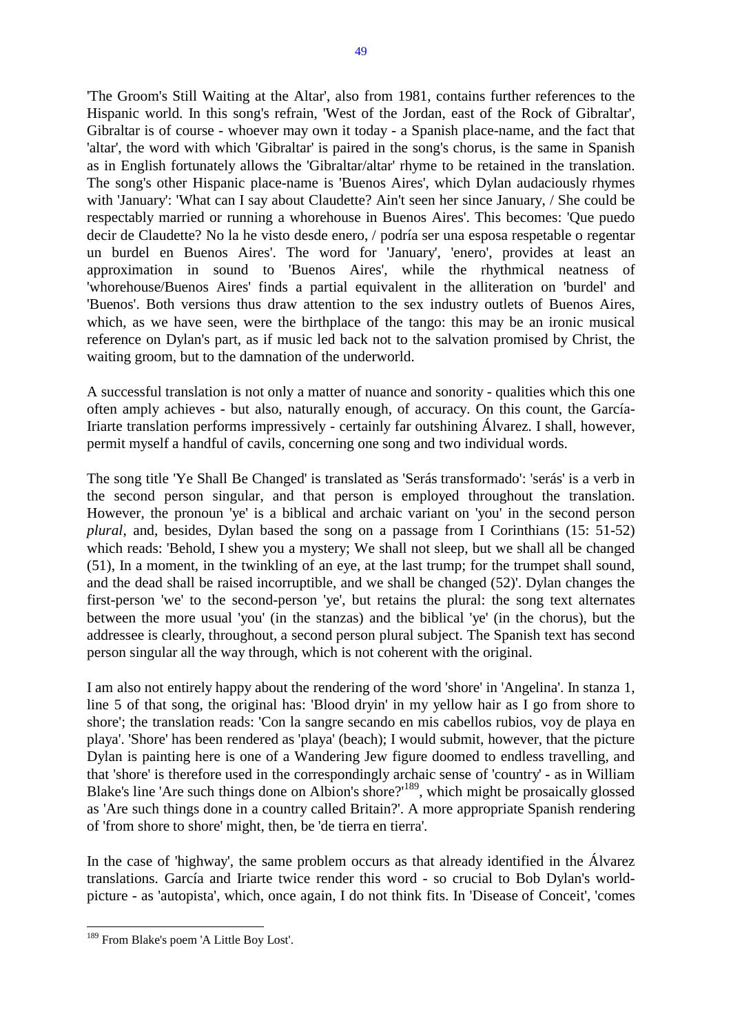'The Groom's Still Waiting at the Altar', also from 1981, contains further references to the Hispanic world. In this song's refrain, 'West of the Jordan, east of the Rock of Gibraltar', Gibraltar is of course - whoever may own it today - a Spanish place-name, and the fact that 'altar', the word with which 'Gibraltar' is paired in the song's chorus, is the same in Spanish as in English fortunately allows the 'Gibraltar/altar' rhyme to be retained in the translation. The song's other Hispanic place-name is 'Buenos Aires', which Dylan audaciously rhymes with 'January': 'What can I say about Claudette? Ain't seen her since January, / She could be respectably married or running a whorehouse in Buenos Aires'. This becomes: 'Que puedo decir de Claudette? No la he visto desde enero, / podría ser una esposa respetable o regentar un burdel en Buenos Aires'. The word for 'January', 'enero', provides at least an approximation in sound to 'Buenos Aires', while the rhythmical neatness of 'whorehouse/Buenos Aires' finds a partial equivalent in the alliteration on 'burdel' and 'Buenos'. Both versions thus draw attention to the sex industry outlets of Buenos Aires, which, as we have seen, were the birthplace of the tango: this may be an ironic musical reference on Dylan's part, as if music led back not to the salvation promised by Christ, the waiting groom, but to the damnation of the underworld.

A successful translation is not only a matter of nuance and sonority - qualities which this one often amply achieves - but also, naturally enough, of accuracy. On this count, the García-Iriarte translation performs impressively - certainly far outshining Álvarez. I shall, however, permit myself a handful of cavils, concerning one song and two individual words.

The song title 'Ye Shall Be Changed' is translated as 'Serás transformado': 'serás' is a verb in the second person singular, and that person is employed throughout the translation. However, the pronoun 'ye' is a biblical and archaic variant on 'you' in the second person *plural*, and, besides, Dylan based the song on a passage from I Corinthians (15: 51-52) which reads: 'Behold, I shew you a mystery; We shall not sleep, but we shall all be changed (51), In a moment, in the twinkling of an eye, at the last trump; for the trumpet shall sound, and the dead shall be raised incorruptible, and we shall be changed (52)'. Dylan changes the first-person 'we' to the second-person 'ye', but retains the plural: the song text alternates between the more usual 'you' (in the stanzas) and the biblical 'ye' (in the chorus), but the addressee is clearly, throughout, a second person plural subject. The Spanish text has second person singular all the way through, which is not coherent with the original.

I am also not entirely happy about the rendering of the word 'shore' in 'Angelina'. In stanza 1, line 5 of that song, the original has: 'Blood dryin' in my yellow hair as I go from shore to shore'; the translation reads: 'Con la sangre secando en mis cabellos rubios, voy de playa en playa'. 'Shore' has been rendered as 'playa' (beach); I would submit, however, that the picture Dylan is painting here is one of a Wandering Jew figure doomed to endless travelling, and that 'shore' is therefore used in the correspondingly archaic sense of 'country' - as in William Blake's line 'Are such things done on Albion's shore?'[189], which might be prosaically glossed as 'Are such things done in a country called Britain?'. A more appropriate Spanish rendering of 'from shore to shore' might, then, be 'de tierra en tierra'.

In the case of 'highway', the same problem occurs as that already identified in the Álvarez translations. García and Iriarte twice render this word - so crucial to Bob Dylan's world-picture - as 'autopista', which, once again, I do not think fits. In 'Disease of Conceit', 'comes

---

[189] From Blake's poem 'A Little Boy Lost'.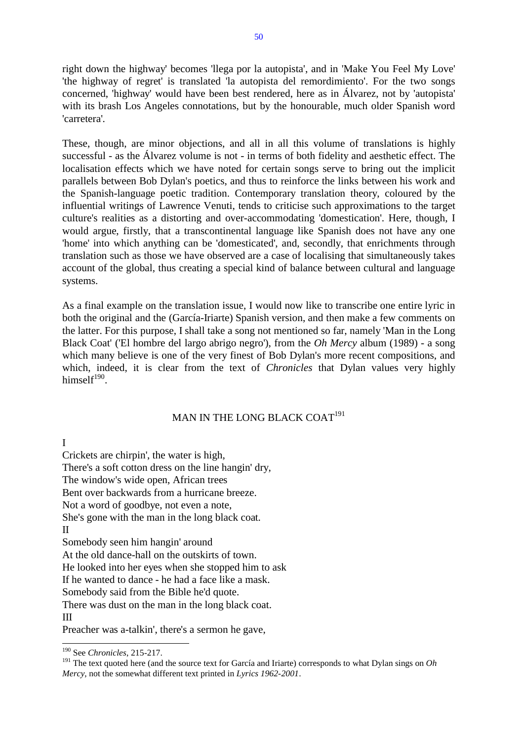right down the highway' becomes 'llega por la autopista', and in 'Make You Feel My Love' 'the highway of regret' is translated 'la autopista del remordimiento'. For the two songs concerned, 'highway' would have been best rendered, here as in Álvarez, not by 'autopista' with its brash Los Angeles connotations, but by the honourable, much older Spanish word 'carretera'.

These, though, are minor objections, and all in all this volume of translations is highly successful - as the Álvarez volume is not - in terms of both fidelity and aesthetic effect. The localisation effects which we have noted for certain songs serve to bring out the implicit parallels between Bob Dylan's poetics, and thus to reinforce the links between his work and the Spanish-language poetic tradition. Contemporary translation theory, coloured by the influential writings of Lawrence Venuti, tends to criticise such approximations to the target culture's realities as a distorting and over-accommodating 'domestication'. Here, though, I would argue, firstly, that a transcontinental language like Spanish does not have any one 'home' into which anything can be 'domesticated', and, secondly, that enrichments through translation such as those we have observed are a case of localising that simultaneously takes account of the global, thus creating a special kind of balance between cultural and language systems.

As a final example on the translation issue, I would now like to transcribe one entire lyric in both the original and the (García-Iriarte) Spanish version, and then make a few comments on the latter. For this purpose, I shall take a song not mentioned so far, namely 'Man in the Long Black Coat' ('El hombre del largo abrigo negro'), from the *Oh Mercy* album (1989) - a song which many believe is one of the very finest of Bob Dylan's more recent compositions, and which, indeed, it is clear from the text of *Chronicles* that Dylan values very highly himself[190].

MAN IN THE LONG BLACK COAT[191]

I
Crickets are chirpin', the water is high,
There's a soft cotton dress on the line hangin' dry,
The window's wide open, African trees
Bent over backwards from a hurricane breeze.
Not a word of goodbye, not even a note,
She's gone with the man in the long black coat.

II
Somebody seen him hangin' around
At the old dance-hall on the outskirts of town.
He looked into her eyes when she stopped him to ask
If he wanted to dance - he had a face like a mask.
Somebody said from the Bible he'd quote.
There was dust on the man in the long black coat.

III
Preacher was a-talkin', there's a sermon he gave,

---

[190] See *Chronicles*, 215-217.

[191] The text quoted here (and the source text for García and Iriarte) corresponds to what Dylan sings on *Oh Mercy*, not the somewhat different text printed in *Lyrics 1962-2001*.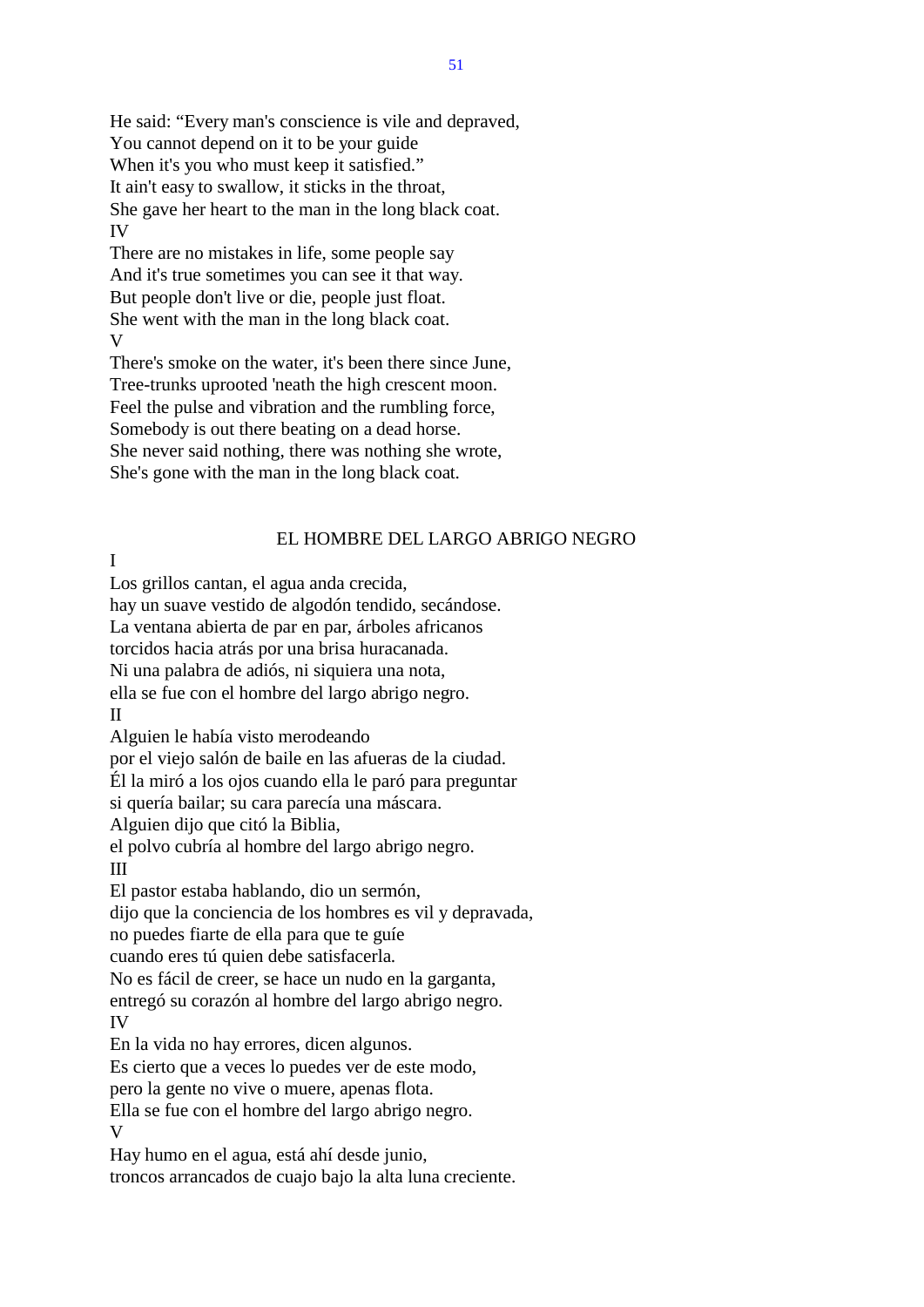He said: “Every man's conscience is vile and depraved,
You cannot depend on it to be your guide
When it's you who must keep it satisfied.”
It ain't easy to swallow, it sticks in the throat,
She gave her heart to the man in the long black coat.

IV

There are no mistakes in life, some people say
And it's true sometimes you can see it that way.
But people don't live or die, people just float.
She went with the man in the long black coat.

V

There's smoke on the water, it's been there since June,
Tree-trunks uprooted 'neath the high crescent moon.
Feel the pulse and vibration and the rumbling force,
Somebody is out there beating on a dead horse.
She never said nothing, there was nothing she wrote,
She's gone with the man in the long black coat.

## EL HOMBRE DEL LARGO ABRIGO NEGRO

I

Los grillos cantan, el agua anda crecida,
hay un suave vestido de algodón tendido, secándose.
La ventana abierta de par en par, árboles africanos
torcidos hacia atrás por una brisa huracanada.
Ni una palabra de adiós, ni siquiera una nota,
ella se fue con el hombre del largo abrigo negro.

II

Alguien le había visto merodeando
por el viejo salón de baile en las afueras de la ciudad.
Él la miró a los ojos cuando ella le paró para preguntar
si quería bailar; su cara parecía una máscara.
Alguien dijo que citó la Biblia,
el polvo cubría al hombre del largo abrigo negro.

III

El pastor estaba hablando, dio un sermón,
dijo que la conciencia de los hombres es vil y depravada,
no puedes fiarte de ella para que te guíe
cuando eres tú quien debe satisfacerla.
No es fácil de creer, se hace un nudo en la garganta,
entregó su corazón al hombre del largo abrigo negro.

IV

En la vida no hay errores, dicen algunos.
Es cierto que a veces lo puedes ver de este modo,
pero la gente no vive o muere, apenas flota.
Ella se fue con el hombre del largo abrigo negro.

V

Hay humo en el agua, está ahí desde junio,
troncos arrancados de cuajo bajo la alta luna creciente.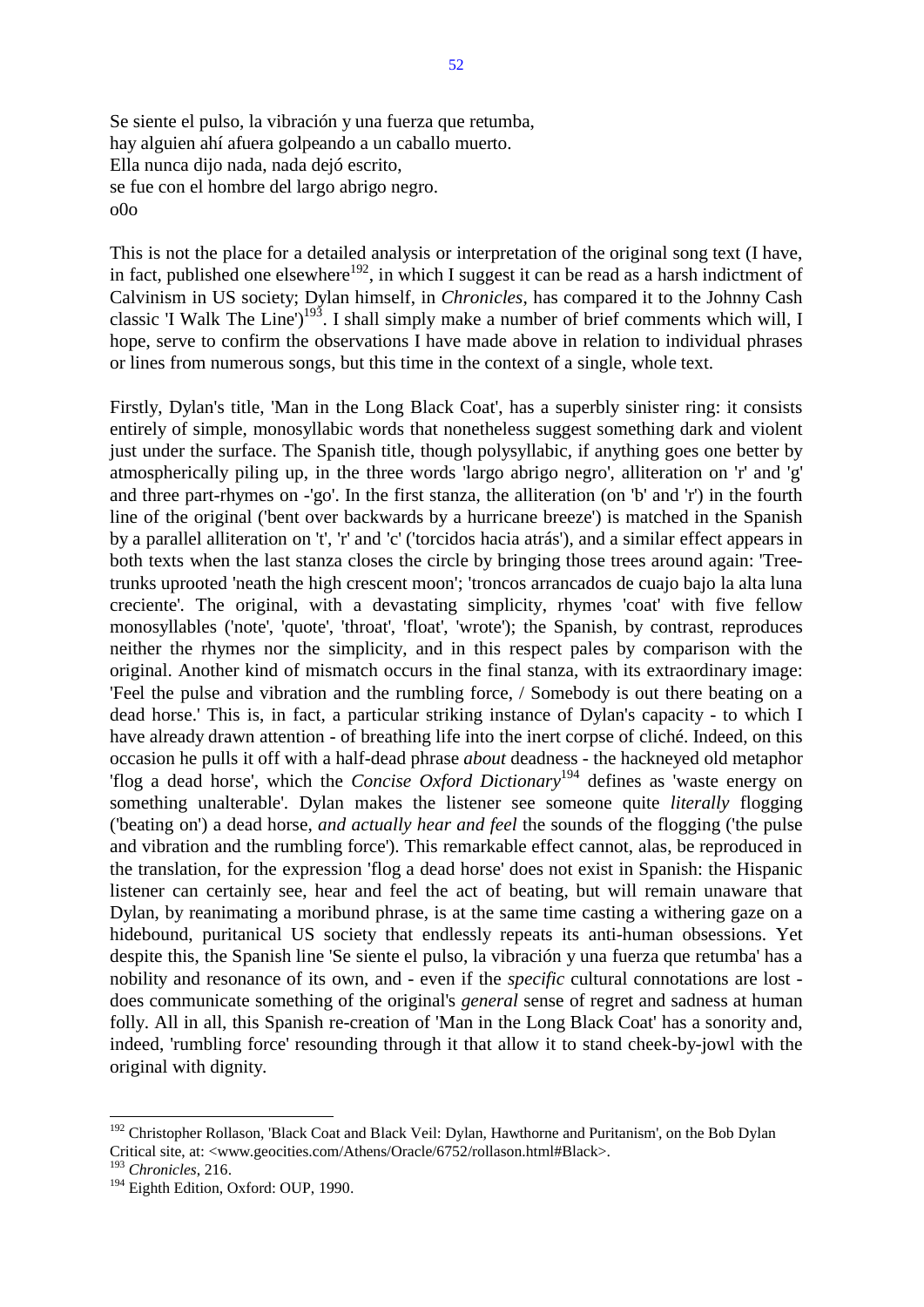Se siente el pulso, la vibración y una fuerza que retumba,
hay alguien ahí afuera golpeando a un caballo muerto.
Ella nunca dijo nada, nada dejó escrito,
se fue con el hombre del largo abrigo negro.
o0o

This is not the place for a detailed analysis or interpretation of the original song text (I have, in fact, published one elsewhere[192], in which I suggest it can be read as a harsh indictment of Calvinism in US society; Dylan himself, in *Chronicles*, has compared it to the Johnny Cash classic 'I Walk The Line')[193]. I shall simply make a number of brief comments which will, I hope, serve to confirm the observations I have made above in relation to individual phrases or lines from numerous songs, but this time in the context of a single, whole text.

Firstly, Dylan's title, 'Man in the Long Black Coat', has a superbly sinister ring: it consists entirely of simple, monosyllabic words that nonetheless suggest something dark and violent just under the surface. The Spanish title, though polysyllabic, if anything goes one better by atmospherically piling up, in the three words 'largo abrigo negro', alliteration on 'r' and 'g' and three part-rhymes on -'go'. In the first stanza, the alliteration (on 'b' and 'r') in the fourth line of the original ('bent over backwards by a hurricane breeze') is matched in the Spanish by a parallel alliteration on 't', 'r' and 'c' ('torcidos hacia atrás'), and a similar effect appears in both texts when the last stanza closes the circle by bringing those trees around again: 'Tree-trunks uprooted 'neath the high crescent moon'; 'troncos arrancados de cuajo bajo la alta luna creciente'. The original, with a devastating simplicity, rhymes 'coat' with five fellow monosyllables ('note', 'quote', 'throat', 'float', 'wrote'); the Spanish, by contrast, reproduces neither the rhymes nor the simplicity, and in this respect pales by comparison with the original. Another kind of mismatch occurs in the final stanza, with its extraordinary image: 'Feel the pulse and vibration and the rumbling force, / Somebody is out there beating on a dead horse.' This is, in fact, a particular striking instance of Dylan's capacity - to which I have already drawn attention - of breathing life into the inert corpse of cliché. Indeed, on this occasion he pulls it off with a half-dead phrase *about* deadness - the hackneyed old metaphor 'flog a dead horse', which the *Concise Oxford Dictionary*[194] defines as 'waste energy on something unalterable'. Dylan makes the listener see someone quite *literally* flogging ('beating on') a dead horse, *and actually hear and feel* the sounds of the flogging ('the pulse and vibration and the rumbling force'). This remarkable effect cannot, alas, be reproduced in the translation, for the expression 'flog a dead horse' does not exist in Spanish: the Hispanic listener can certainly see, hear and feel the act of beating, but will remain unaware that Dylan, by reanimating a moribund phrase, is at the same time casting a withering gaze on a hidebound, puritanical US society that endlessly repeats its anti-human obsessions. Yet despite this, the Spanish line 'Se siente el pulso, la vibración y una fuerza que retumba' has a nobility and resonance of its own, and - even if the *specific* cultural connotations are lost - does communicate something of the original's *general* sense of regret and sadness at human folly. All in all, this Spanish re-creation of 'Man in the Long Black Coat' has a sonority and, indeed, 'rumbling force' resounding through it that allow it to stand cheek-by-jowl with the original with dignity.

---

[192] Christopher Rollason, 'Black Coat and Black Veil: Dylan, Hawthorne and Puritanism', on the Bob Dylan Critical site, at: <www.geocities.com/Athens/Oracle/6752/rollason.html#Black>.

[193] *Chronicles*, 216.

[194] Eighth Edition, Oxford: OUP, 1990.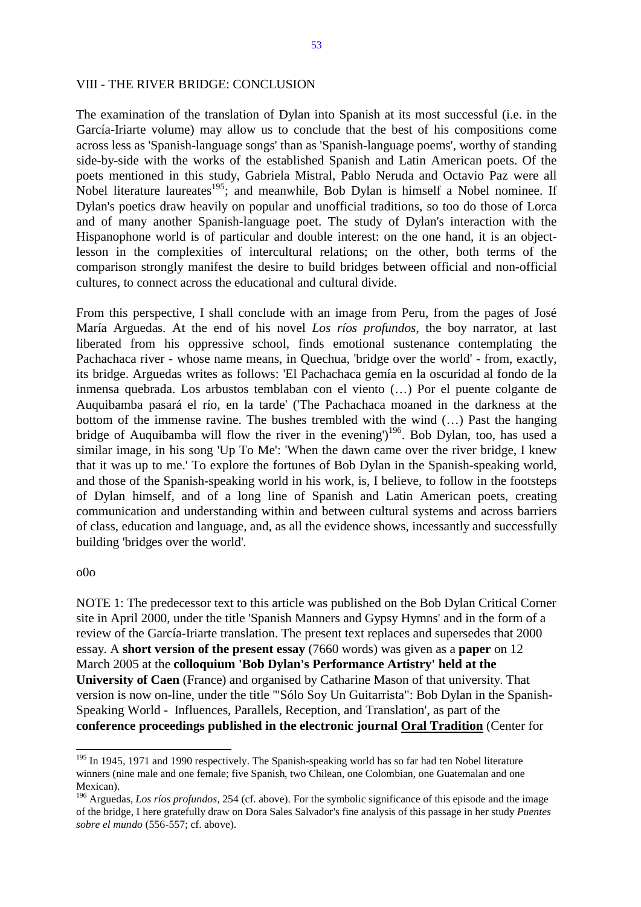## VIII - THE RIVER BRIDGE: CONCLUSION

The examination of the translation of Dylan into Spanish at its most successful (i.e. in the García-Iriarte volume) may allow us to conclude that the best of his compositions come across less as 'Spanish-language songs' than as 'Spanish-language poems', worthy of standing side-by-side with the works of the established Spanish and Latin American poets. Of the poets mentioned in this study, Gabriela Mistral, Pablo Neruda and Octavio Paz were all Nobel literature laureates[195]; and meanwhile, Bob Dylan is himself a Nobel nominee. If Dylan's poetics draw heavily on popular and unofficial traditions, so too do those of Lorca and of many another Spanish-language poet. The study of Dylan's interaction with the Hispanophone world is of particular and double interest: on the one hand, it is an object-lesson in the complexities of intercultural relations; on the other, both terms of the comparison strongly manifest the desire to build bridges between official and non-official cultures, to connect across the educational and cultural divide.

From this perspective, I shall conclude with an image from Peru, from the pages of José María Arguedas. At the end of his novel *Los ríos profundos*, the boy narrator, at last liberated from his oppressive school, finds emotional sustenance contemplating the Pachachaca river - whose name means, in Quechua, 'bridge over the world' - from, exactly, its bridge. Arguedas writes as follows: 'El Pachachaca gemía en la oscuridad al fondo de la inmensa quebrada. Los arbustos temblaban con el viento (…) Por el puente colgante de Auquibamba pasará el río, en la tarde' ('The Pachachaca moaned in the darkness at the bottom of the immense ravine. The bushes trembled with the wind (…) Past the hanging bridge of Auquibamba will flow the river in the evening')[196]. Bob Dylan, too, has used a similar image, in his song 'Up To Me': 'When the dawn came over the river bridge, I knew that it was up to me.' To explore the fortunes of Bob Dylan in the Spanish-speaking world, and those of the Spanish-speaking world in his work, is, I believe, to follow in the footsteps of Dylan himself, and of a long line of Spanish and Latin American poets, creating communication and understanding within and between cultural systems and across barriers of class, education and language, and, as all the evidence shows, incessantly and successfully building 'bridges over the world'.

o0o

NOTE 1: The predecessor text to this article was published on the Bob Dylan Critical Corner site in April 2000, under the title 'Spanish Manners and Gypsy Hymns' and in the form of a review of the García-Iriarte translation. The present text replaces and supersedes that 2000 essay. A **short version of the present essay** (7660 words) was given as a **paper** on 12 March 2005 at the **colloquium 'Bob Dylan's Performance Artistry' held at the University of Caen** (France) and organised by Catharine Mason of that university. That version is now on-line, under the title '"Sólo Soy Un Guitarrista": Bob Dylan in the Spanish-Speaking World - Influences, Parallels, Reception, and Translation', as part of the **conference proceedings published in the electronic journal Oral Tradition** (Center for

---

[195] In 1945, 1971 and 1990 respectively. The Spanish-speaking world has so far had ten Nobel literature winners (nine male and one female; five Spanish, two Chilean, one Colombian, one Guatemalan and one Mexican).

[196] Arguedas, *Los ríos profundos*, 254 (cf. above). For the symbolic significance of this episode and the image of the bridge, I here gratefully draw on Dora Sales Salvador's fine analysis of this passage in her study *Puentes sobre el mundo* (556-557; cf. above).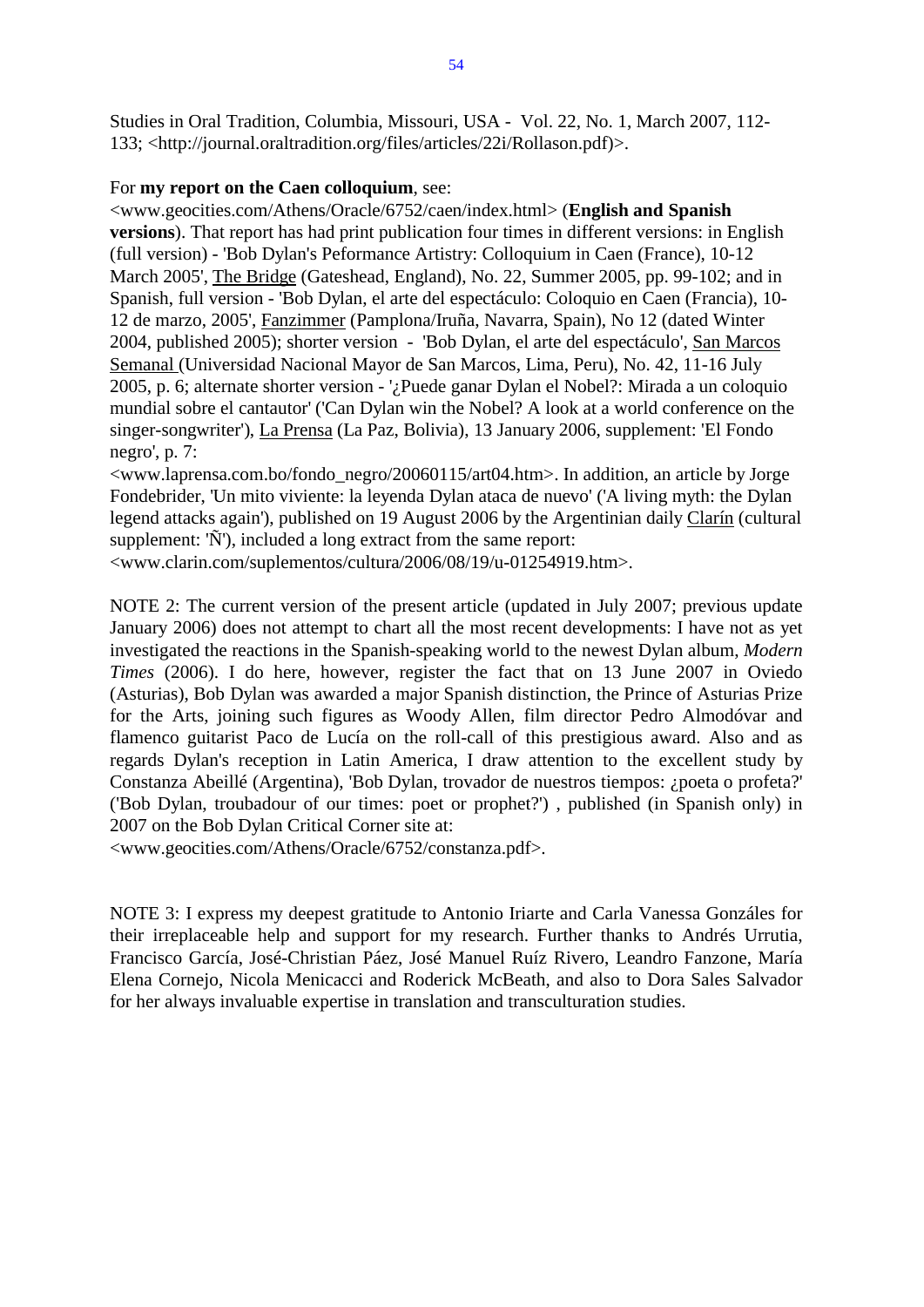Studies in Oral Tradition, Columbia, Missouri, USA - Vol. 22, No. 1, March 2007, 112-133; <http://journal.oraltradition.org/files/articles/22i/Rollason.pdf)>.

For **my report on the Caen colloquium**, see:
<www.geocities.com/Athens/Oracle/6752/caen/index.html> (**English and Spanish versions**). That report has had print publication four times in different versions: in English (full version) - 'Bob Dylan's Peformance Artistry: Colloquium in Caen (France), 10-12 March 2005', The Bridge (Gateshead, England), No. 22, Summer 2005, pp. 99-102; and in Spanish, full version - 'Bob Dylan, el arte del espectáculo: Coloquio en Caen (Francia), 10-12 de marzo, 2005', Fanzimmer (Pamplona/Iruña, Navarra, Spain), No 12 (dated Winter 2004, published 2005); shorter version - 'Bob Dylan, el arte del espectáculo', San Marcos Semanal (Universidad Nacional Mayor de San Marcos, Lima, Peru), No. 42, 11-16 July 2005, p. 6; alternate shorter version - '¿Puede ganar Dylan el Nobel?: Mirada a un coloquio mundial sobre el cantautor' ('Can Dylan win the Nobel? A look at a world conference on the singer-songwriter'), La Prensa (La Paz, Bolivia), 13 January 2006, supplement: 'El Fondo negro', p. 7:
<www.laprensa.com.bo/fondo_negro/20060115/art04.htm>. In addition, an article by Jorge Fondebrider, 'Un mito viviente: la leyenda Dylan ataca de nuevo' ('A living myth: the Dylan legend attacks again'), published on 19 August 2006 by the Argentinian daily Clarín (cultural supplement: 'Ñ'), included a long extract from the same report:
<www.clarin.com/suplementos/cultura/2006/08/19/u-01254919.htm>.

NOTE 2: The current version of the present article (updated in July 2007; previous update January 2006) does not attempt to chart all the most recent developments: I have not as yet investigated the reactions in the Spanish-speaking world to the newest Dylan album, *Modern Times* (2006). I do here, however, register the fact that on 13 June 2007 in Oviedo (Asturias), Bob Dylan was awarded a major Spanish distinction, the Prince of Asturias Prize for the Arts, joining such figures as Woody Allen, film director Pedro Almodóvar and flamenco guitarist Paco de Lucía on the roll-call of this prestigious award. Also and as regards Dylan's reception in Latin America, I draw attention to the excellent study by Constanza Abeillé (Argentina), 'Bob Dylan, trovador de nuestros tiempos: ¿poeta o profeta?' ('Bob Dylan, troubadour of our times: poet or prophet?') , published (in Spanish only) in 2007 on the Bob Dylan Critical Corner site at:
<www.geocities.com/Athens/Oracle/6752/constanza.pdf>.

NOTE 3: I express my deepest gratitude to Antonio Iriarte and Carla Vanessa Gonzáles for their irreplaceable help and support for my research. Further thanks to Andrés Urrutia, Francisco García, José-Christian Páez, José Manuel Ruíz Rivero, Leandro Fanzone, María Elena Cornejo, Nicola Menicacci and Roderick McBeath, and also to Dora Sales Salvador for her always invaluable expertise in translation and transculturation studies.